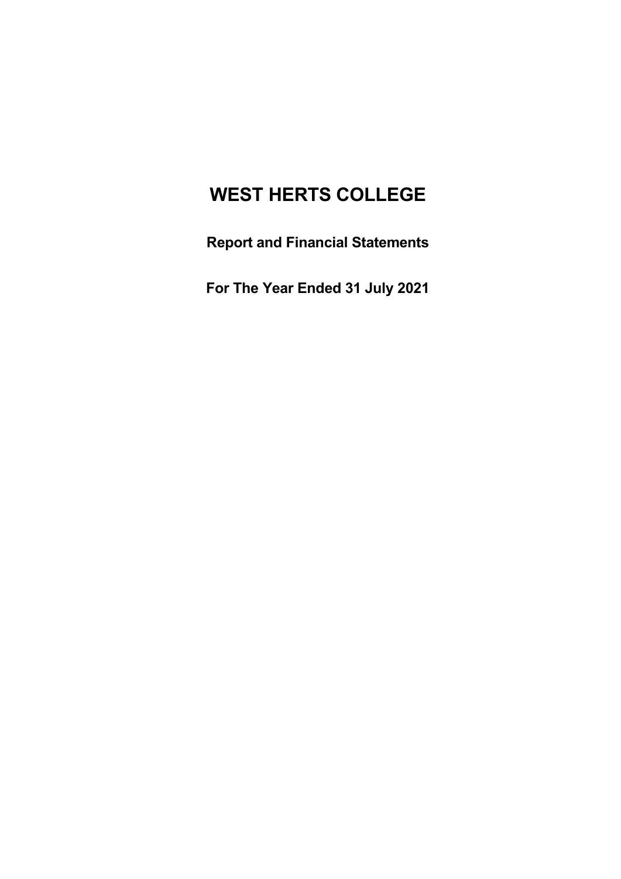# WEST HERTS COLLEGE

## Report and Financial Statements

## For The Year Ended 31 July 2021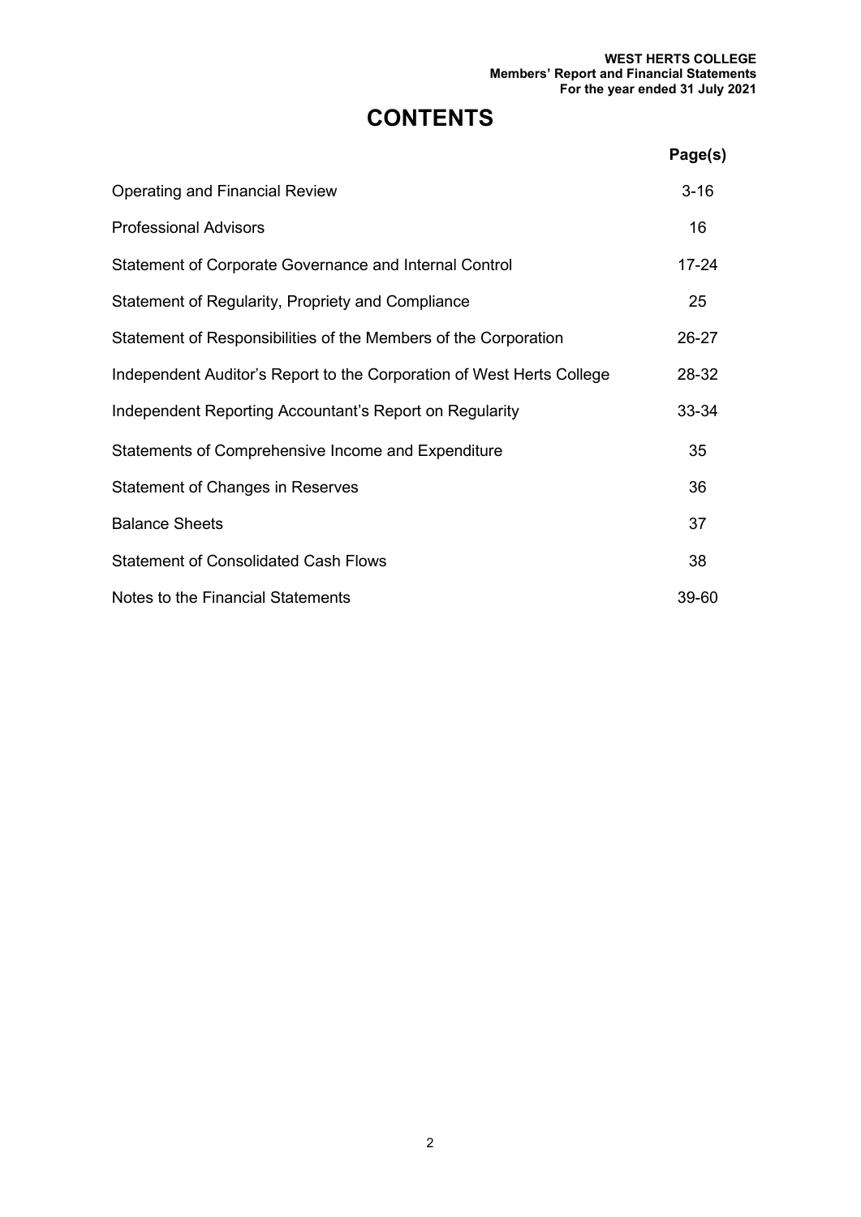# CONTENTS

| | Page(s) |
|---|---|
| Operating and Financial Review | 3-16 |
| Professional Advisors | 16 |
| Statement of Corporate Governance and Internal Control | 17-24 |
| Statement of Regularity, Propriety and Compliance | 25 |
| Statement of Responsibilities of the Members of the Corporation | 26-27 |
| Independent Auditor's Report to the Corporation of West Herts College | 28-32 |
| Independent Reporting Accountant's Report on Regularity | 33-34 |
| Statements of Comprehensive Income and Expenditure | 35 |
| Statement of Changes in Reserves | 36 |
| Balance Sheets | 37 |
| Statement of Consolidated Cash Flows | 38 |
| Notes to the Financial Statements | 39-60 |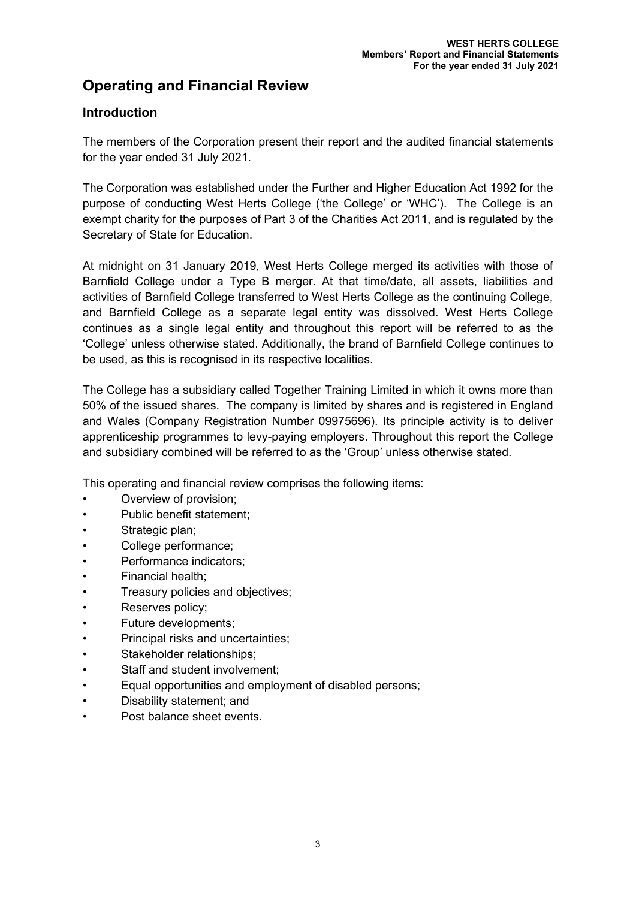# Operating and Financial Review

## Introduction

The members of the Corporation present their report and the audited financial statements for the year ended 31 July 2021.

The Corporation was established under the Further and Higher Education Act 1992 for the purpose of conducting West Herts College ('the College' or 'WHC'). The College is an exempt charity for the purposes of Part 3 of the Charities Act 2011, and is regulated by the Secretary of State for Education.

At midnight on 31 January 2019, West Herts College merged its activities with those of Barnfield College under a Type B merger. At that time/date, all assets, liabilities and activities of Barnfield College transferred to West Herts College as the continuing College, and Barnfield College as a separate legal entity was dissolved. West Herts College continues as a single legal entity and throughout this report will be referred to as the 'College' unless otherwise stated. Additionally, the brand of Barnfield College continues to be used, as this is recognised in its respective localities.

The College has a subsidiary called Together Training Limited in which it owns more than 50% of the issued shares. The company is limited by shares and is registered in England and Wales (Company Registration Number 09975696). Its principle activity is to deliver apprenticeship programmes to levy-paying employers. Throughout this report the College and subsidiary combined will be referred to as the 'Group' unless otherwise stated.

This operating and financial review comprises the following items:

- Overview of provision;
- Public benefit statement;
- Strategic plan;
- College performance;
- Performance indicators;
- Financial health;
- Treasury policies and objectives;
- Reserves policy;
- Future developments;
- Principal risks and uncertainties;
- Stakeholder relationships;
- Staff and student involvement;
- Equal opportunities and employment of disabled persons;
- Disability statement; and
- Post balance sheet events.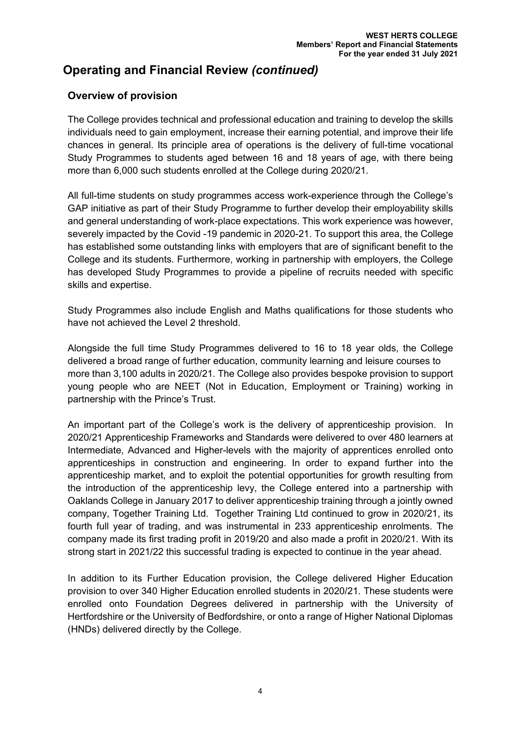# Operating and Financial Review *(continued)*

## Overview of provision

The College provides technical and professional education and training to develop the skills individuals need to gain employment, increase their earning potential, and improve their life chances in general. Its principle area of operations is the delivery of full-time vocational Study Programmes to students aged between 16 and 18 years of age, with there being more than 6,000 such students enrolled at the College during 2020/21.

All full-time students on study programmes access work-experience through the College's GAP initiative as part of their Study Programme to further develop their employability skills and general understanding of work-place expectations. This work experience was however, severely impacted by the Covid -19 pandemic in 2020-21. To support this area, the College has established some outstanding links with employers that are of significant benefit to the College and its students. Furthermore, working in partnership with employers, the College has developed Study Programmes to provide a pipeline of recruits needed with specific skills and expertise.

Study Programmes also include English and Maths qualifications for those students who have not achieved the Level 2 threshold.

Alongside the full time Study Programmes delivered to 16 to 18 year olds, the College delivered a broad range of further education, community learning and leisure courses to more than 3,100 adults in 2020/21. The College also provides bespoke provision to support young people who are NEET (Not in Education, Employment or Training) working in partnership with the Prince's Trust.

An important part of the College's work is the delivery of apprenticeship provision. In 2020/21 Apprenticeship Frameworks and Standards were delivered to over 480 learners at Intermediate, Advanced and Higher-levels with the majority of apprentices enrolled onto apprenticeships in construction and engineering. In order to expand further into the apprenticeship market, and to exploit the potential opportunities for growth resulting from the introduction of the apprenticeship levy, the College entered into a partnership with Oaklands College in January 2017 to deliver apprenticeship training through a jointly owned company, Together Training Ltd. Together Training Ltd continued to grow in 2020/21, its fourth full year of trading, and was instrumental in 233 apprenticeship enrolments. The company made its first trading profit in 2019/20 and also made a profit in 2020/21. With its strong start in 2021/22 this successful trading is expected to continue in the year ahead.

In addition to its Further Education provision, the College delivered Higher Education provision to over 340 Higher Education enrolled students in 2020/21. These students were enrolled onto Foundation Degrees delivered in partnership with the University of Hertfordshire or the University of Bedfordshire, or onto a range of Higher National Diplomas (HNDs) delivered directly by the College.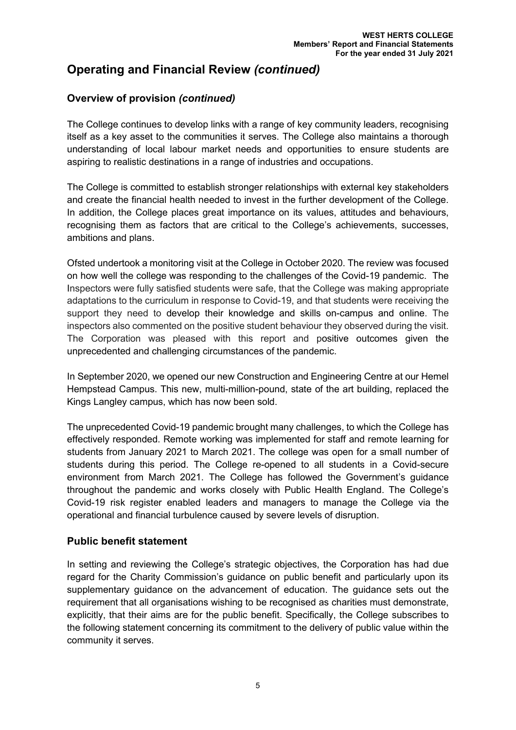## Operating and Financial Review *(continued)*

### Overview of provision *(continued)*

The College continues to develop links with a range of key community leaders, recognising itself as a key asset to the communities it serves. The College also maintains a thorough understanding of local labour market needs and opportunities to ensure students are aspiring to realistic destinations in a range of industries and occupations.

The College is committed to establish stronger relationships with external key stakeholders and create the financial health needed to invest in the further development of the College. In addition, the College places great importance on its values, attitudes and behaviours, recognising them as factors that are critical to the College's achievements, successes, ambitions and plans.

Ofsted undertook a monitoring visit at the College in October 2020. The review was focused on how well the college was responding to the challenges of the Covid-19 pandemic. The Inspectors were fully satisfied students were safe, that the College was making appropriate adaptations to the curriculum in response to Covid-19, and that students were receiving the support they need to develop their knowledge and skills on-campus and online. The inspectors also commented on the positive student behaviour they observed during the visit. The Corporation was pleased with this report and positive outcomes given the unprecedented and challenging circumstances of the pandemic.

In September 2020, we opened our new Construction and Engineering Centre at our Hemel Hempstead Campus. This new, multi-million-pound, state of the art building, replaced the Kings Langley campus, which has now been sold.

The unprecedented Covid-19 pandemic brought many challenges, to which the College has effectively responded. Remote working was implemented for staff and remote learning for students from January 2021 to March 2021. The college was open for a small number of students during this period. The College re-opened to all students in a Covid-secure environment from March 2021. The College has followed the Government's guidance throughout the pandemic and works closely with Public Health England. The College's Covid-19 risk register enabled leaders and managers to manage the College via the operational and financial turbulence caused by severe levels of disruption.

### Public benefit statement

In setting and reviewing the College's strategic objectives, the Corporation has had due regard for the Charity Commission's guidance on public benefit and particularly upon its supplementary guidance on the advancement of education. The guidance sets out the requirement that all organisations wishing to be recognised as charities must demonstrate, explicitly, that their aims are for the public benefit. Specifically, the College subscribes to the following statement concerning its commitment to the delivery of public value within the community it serves.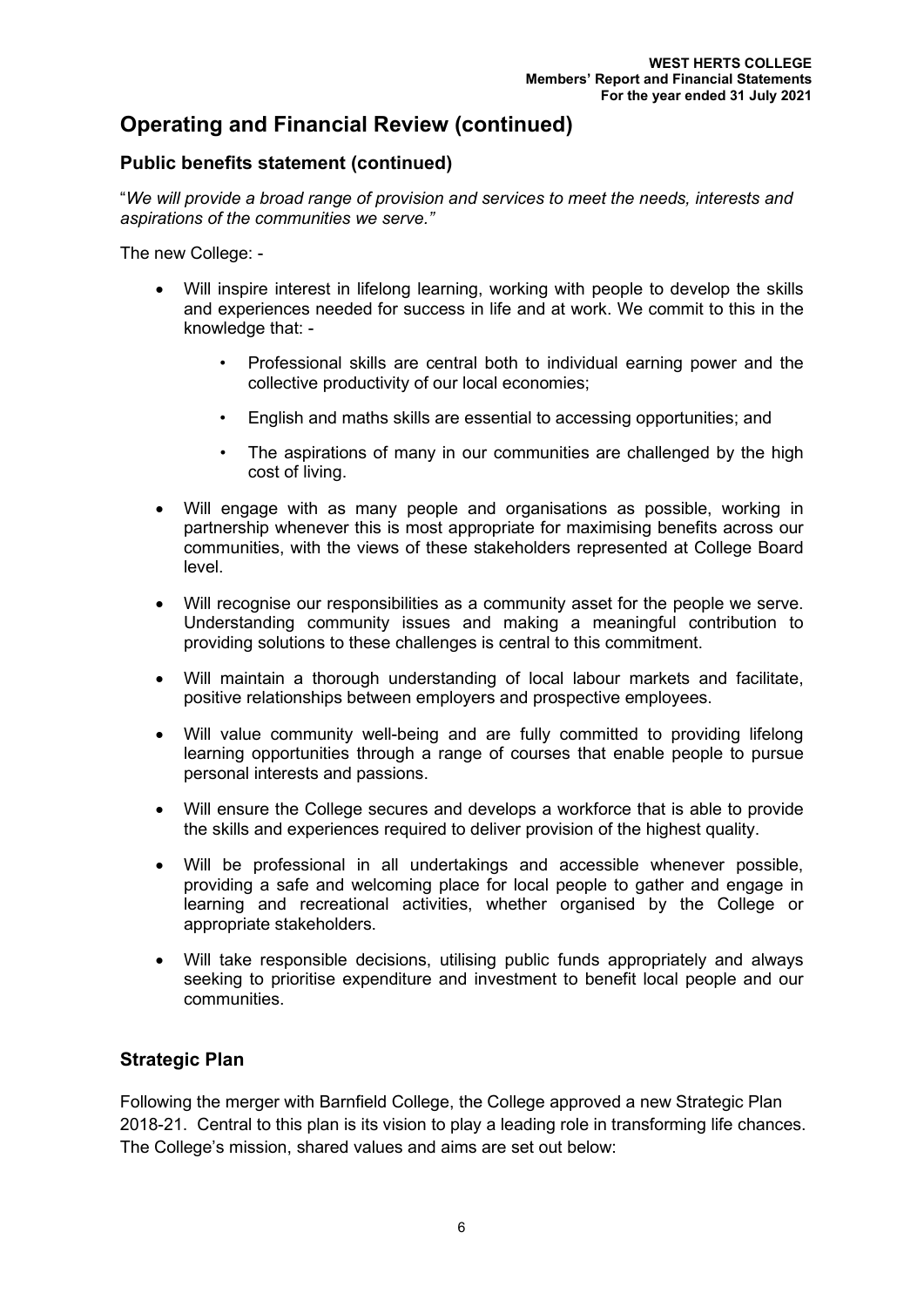## Operating and Financial Review (continued)

### Public benefits statement (continued)

"*We will provide a broad range of provision and services to meet the needs, interests and aspirations of the communities we serve."*

The new College: -

- Will inspire interest in lifelong learning, working with people to develop the skills and experiences needed for success in life and at work. We commit to this in the knowledge that: -
    - Professional skills are central both to individual earning power and the collective productivity of our local economies;
    - English and maths skills are essential to accessing opportunities; and
    - The aspirations of many in our communities are challenged by the high cost of living.
- Will engage with as many people and organisations as possible, working in partnership whenever this is most appropriate for maximising benefits across our communities, with the views of these stakeholders represented at College Board level.
- Will recognise our responsibilities as a community asset for the people we serve. Understanding community issues and making a meaningful contribution to providing solutions to these challenges is central to this commitment.
- Will maintain a thorough understanding of local labour markets and facilitate, positive relationships between employers and prospective employees.
- Will value community well-being and are fully committed to providing lifelong learning opportunities through a range of courses that enable people to pursue personal interests and passions.
- Will ensure the College secures and develops a workforce that is able to provide the skills and experiences required to deliver provision of the highest quality.
- Will be professional in all undertakings and accessible whenever possible, providing a safe and welcoming place for local people to gather and engage in learning and recreational activities, whether organised by the College or appropriate stakeholders.
- Will take responsible decisions, utilising public funds appropriately and always seeking to prioritise expenditure and investment to benefit local people and our communities.

### Strategic Plan

Following the merger with Barnfield College, the College approved a new Strategic Plan 2018-21. Central to this plan is its vision to play a leading role in transforming life chances. The College's mission, shared values and aims are set out below: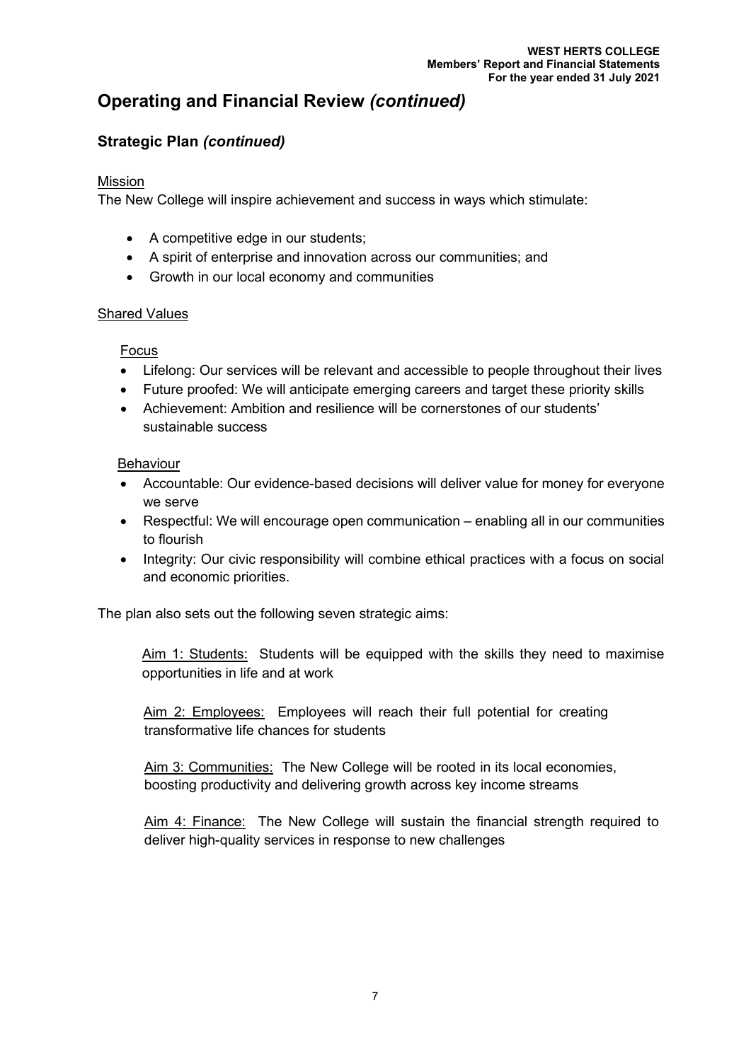# Operating and Financial Review *(continued)*

## Strategic Plan *(continued)*

Mission

The New College will inspire achievement and success in ways which stimulate:

- A competitive edge in our students;
- A spirit of enterprise and innovation across our communities; and
- Growth in our local economy and communities

Shared Values

Focus

- Lifelong: Our services will be relevant and accessible to people throughout their lives
- Future proofed: We will anticipate emerging careers and target these priority skills
- Achievement: Ambition and resilience will be cornerstones of our students' sustainable success

Behaviour

- Accountable: Our evidence-based decisions will deliver value for money for everyone we serve
- Respectful: We will encourage open communication – enabling all in our communities to flourish
- Integrity: Our civic responsibility will combine ethical practices with a focus on social and economic priorities.

The plan also sets out the following seven strategic aims:

Aim 1: Students: Students will be equipped with the skills they need to maximise opportunities in life and at work

Aim 2: Employees: Employees will reach their full potential for creating transformative life chances for students

Aim 3: Communities: The New College will be rooted in its local economies, boosting productivity and delivering growth across key income streams

Aim 4: Finance: The New College will sustain the financial strength required to deliver high-quality services in response to new challenges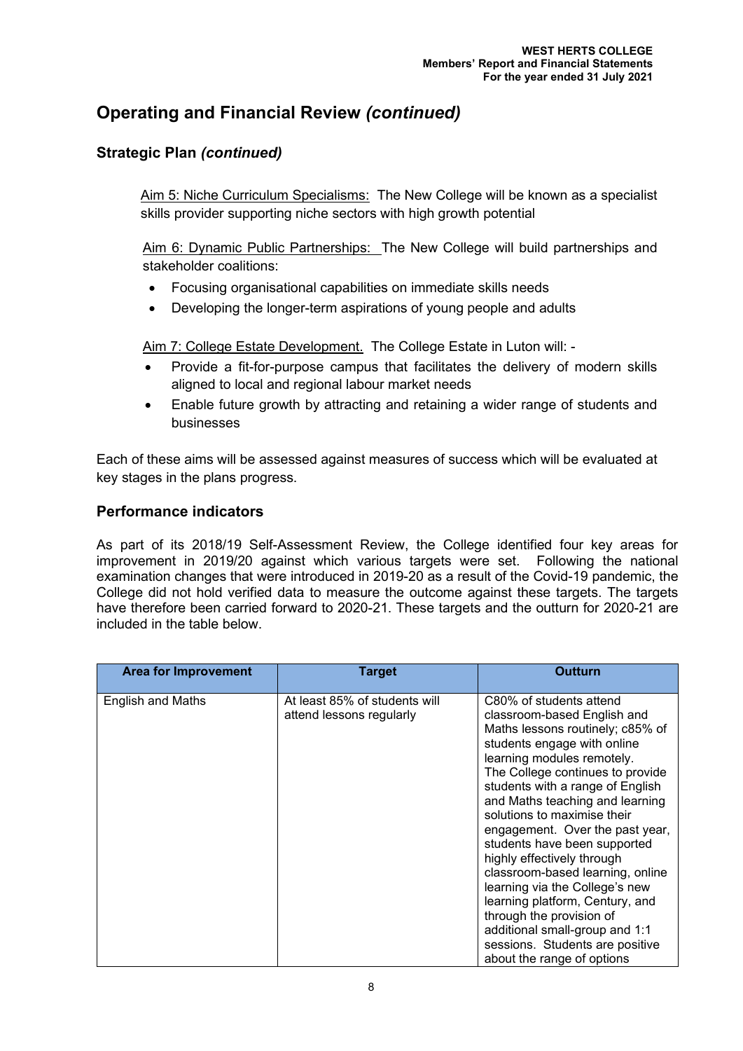## Operating and Financial Review *(continued)*

### Strategic Plan *(continued)*

Aim 5: Niche Curriculum Specialisms: The New College will be known as a specialist skills provider supporting niche sectors with high growth potential

Aim 6: Dynamic Public Partnerships: The New College will build partnerships and stakeholder coalitions:

- Focusing organisational capabilities on immediate skills needs
- Developing the longer-term aspirations of young people and adults

Aim 7: College Estate Development. The College Estate in Luton will: -

- Provide a fit-for-purpose campus that facilitates the delivery of modern skills aligned to local and regional labour market needs
- Enable future growth by attracting and retaining a wider range of students and businesses

Each of these aims will be assessed against measures of success which will be evaluated at key stages in the plans progress.

### Performance indicators

As part of its 2018/19 Self-Assessment Review, the College identified four key areas for improvement in 2019/20 against which various targets were set. Following the national examination changes that were introduced in 2019-20 as a result of the Covid-19 pandemic, the College did not hold verified data to measure the outcome against these targets. The targets have therefore been carried forward to 2020-21. These targets and the outturn for 2020-21 are included in the table below.

| Area for Improvement | Target | Outturn |
| --- | --- | --- |
| English and Maths | At least 85% of students will attend lessons regularly | C80% of students attend classroom-based English and Maths lessons routinely; c85% of students engage with online learning modules remotely. The College continues to provide students with a range of English and Maths teaching and learning solutions to maximise their engagement. Over the past year, students have been supported highly effectively through classroom-based learning, online learning via the College's new learning platform, Century, and through the provision of additional small-group and 1:1 sessions. Students are positive about the range of options |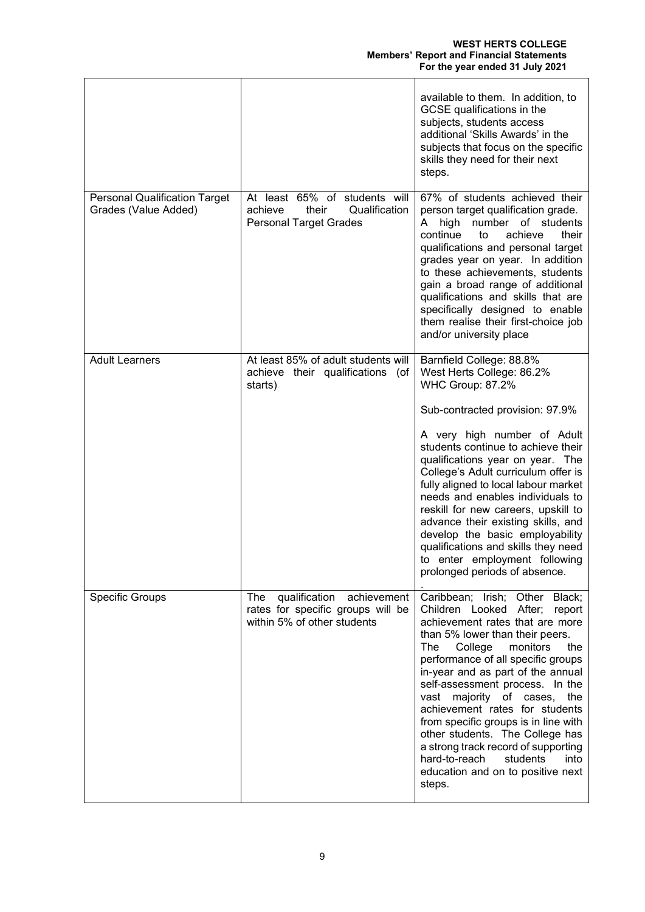| | | |
|---|---|---|
| | | available to them. In addition, to GCSE qualifications in the subjects, students access additional 'Skills Awards' in the subjects that focus on the specific skills they need for their next steps. |
| Personal Qualification Target Grades (Value Added) | At least 65% of students will achieve their Qualification Personal Target Grades | 67% of students achieved their person target qualification grade. A high number of students continue to achieve their qualifications and personal target grades year on year. In addition to these achievements, students gain a broad range of additional qualifications and skills that are specifically designed to enable them realise their first-choice job and/or university place |
| Adult Learners | At least 85% of adult students will achieve their qualifications (of starts) | Barnfield College: 88.8%<br>West Herts College: 86.2%<br>WHC Group: 87.2%<br><br>Sub-contracted provision: 97.9%<br><br>A very high number of Adult students continue to achieve their qualifications year on year. The College's Adult curriculum offer is fully aligned to local labour market needs and enables individuals to reskill for new careers, upskill to advance their existing skills, and develop the basic employability qualifications and skills they need to enter employment following prolonged periods of absence.<br>. |
| Specific Groups | The qualification achievement rates for specific groups will be within 5% of other students | Caribbean; Irish; Other Black; Children Looked After; report achievement rates that are more than 5% lower than their peers. The College monitors the performance of all specific groups in-year and as part of the annual self-assessment process. In the vast majority of cases, the achievement rates for students from specific groups is in line with other students. The College has a strong track record of supporting hard-to-reach students into education and on to positive next steps. |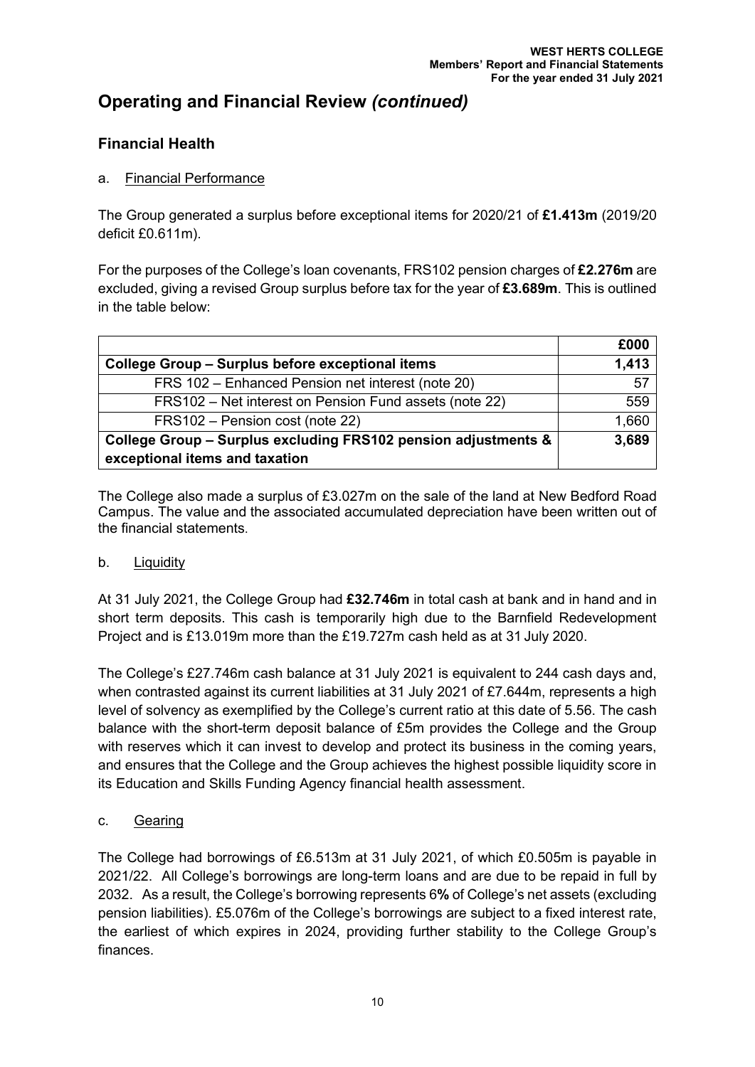# Operating and Financial Review *(continued)*

## Financial Health

### a. Financial Performance

The Group generated a surplus before exceptional items for 2020/21 of **£1.413m** (2019/20 deficit £0.611m).

For the purposes of the College's loan covenants, FRS102 pension charges of **£2.276m** are excluded, giving a revised Group surplus before tax for the year of **£3.689m**. This is outlined in the table below:

| | **£000** |
|---|---|
| **College Group – Surplus before exceptional items** | **1,413** |
| FRS 102 – Enhanced Pension net interest (note 20) | 57 |
| FRS102 – Net interest on Pension Fund assets (note 22) | 559 |
| FRS102 – Pension cost (note 22) | 1,660 |
| **College Group – Surplus excluding FRS102 pension adjustments & exceptional items and taxation** | **3,689** |

The College also made a surplus of £3.027m on the sale of the land at New Bedford Road Campus. The value and the associated accumulated depreciation have been written out of the financial statements.

### b. Liquidity

At 31 July 2021, the College Group had **£32.746m** in total cash at bank and in hand and in short term deposits. This cash is temporarily high due to the Barnfield Redevelopment Project and is £13.019m more than the £19.727m cash held as at 31 July 2020.

The College's £27.746m cash balance at 31 July 2021 is equivalent to 244 cash days and, when contrasted against its current liabilities at 31 July 2021 of £7.644m, represents a high level of solvency as exemplified by the College's current ratio at this date of 5.56. The cash balance with the short-term deposit balance of £5m provides the College and the Group with reserves which it can invest to develop and protect its business in the coming years, and ensures that the College and the Group achieves the highest possible liquidity score in its Education and Skills Funding Agency financial health assessment.

### c. Gearing

The College had borrowings of £6.513m at 31 July 2021, of which £0.505m is payable in 2021/22. All College's borrowings are long-term loans and are due to be repaid in full by 2032. As a result, the College's borrowing represents 6**%** of College's net assets (excluding pension liabilities). £5.076m of the College's borrowings are subject to a fixed interest rate, the earliest of which expires in 2024, providing further stability to the College Group's finances.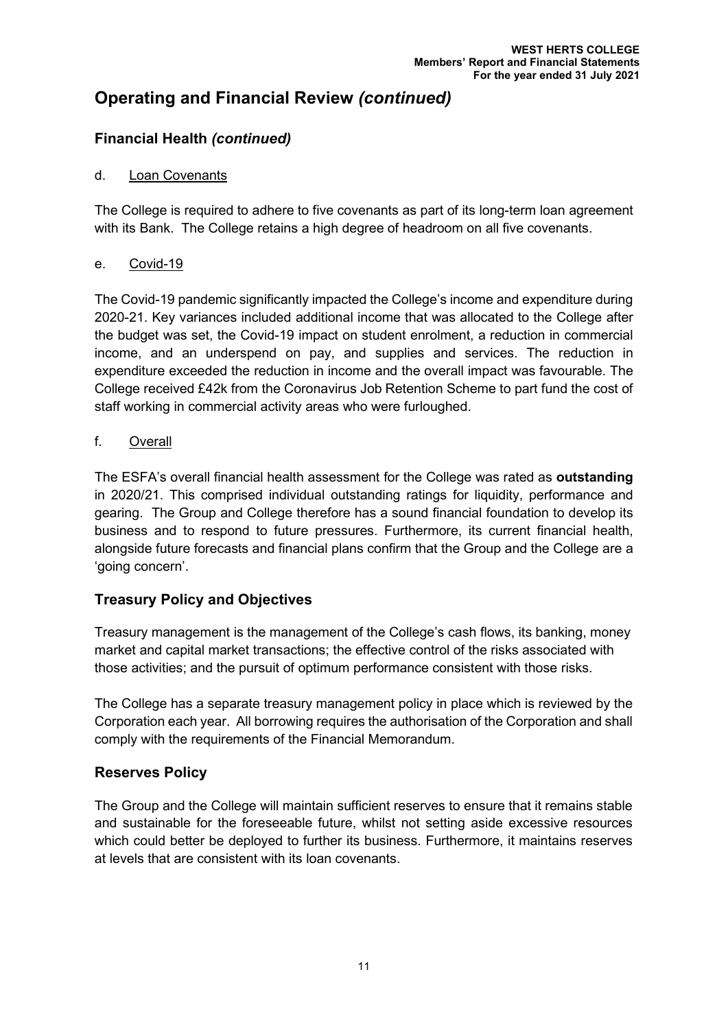# Operating and Financial Review *(continued)*

## Financial Health *(continued)*

d. Loan Covenants

The College is required to adhere to five covenants as part of its long-term loan agreement with its Bank. The College retains a high degree of headroom on all five covenants.

e. Covid-19

The Covid-19 pandemic significantly impacted the College's income and expenditure during 2020-21. Key variances included additional income that was allocated to the College after the budget was set, the Covid-19 impact on student enrolment, a reduction in commercial income, and an underspend on pay, and supplies and services. The reduction in expenditure exceeded the reduction in income and the overall impact was favourable. The College received £42k from the Coronavirus Job Retention Scheme to part fund the cost of staff working in commercial activity areas who were furloughed.

f. Overall

The ESFA's overall financial health assessment for the College was rated as **outstanding** in 2020/21. This comprised individual outstanding ratings for liquidity, performance and gearing. The Group and College therefore has a sound financial foundation to develop its business and to respond to future pressures. Furthermore, its current financial health, alongside future forecasts and financial plans confirm that the Group and the College are a 'going concern'.

## Treasury Policy and Objectives

Treasury management is the management of the College's cash flows, its banking, money market and capital market transactions; the effective control of the risks associated with those activities; and the pursuit of optimum performance consistent with those risks.

The College has a separate treasury management policy in place which is reviewed by the Corporation each year. All borrowing requires the authorisation of the Corporation and shall comply with the requirements of the Financial Memorandum.

## Reserves Policy

The Group and the College will maintain sufficient reserves to ensure that it remains stable and sustainable for the foreseeable future, whilst not setting aside excessive resources which could better be deployed to further its business. Furthermore, it maintains reserves at levels that are consistent with its loan covenants.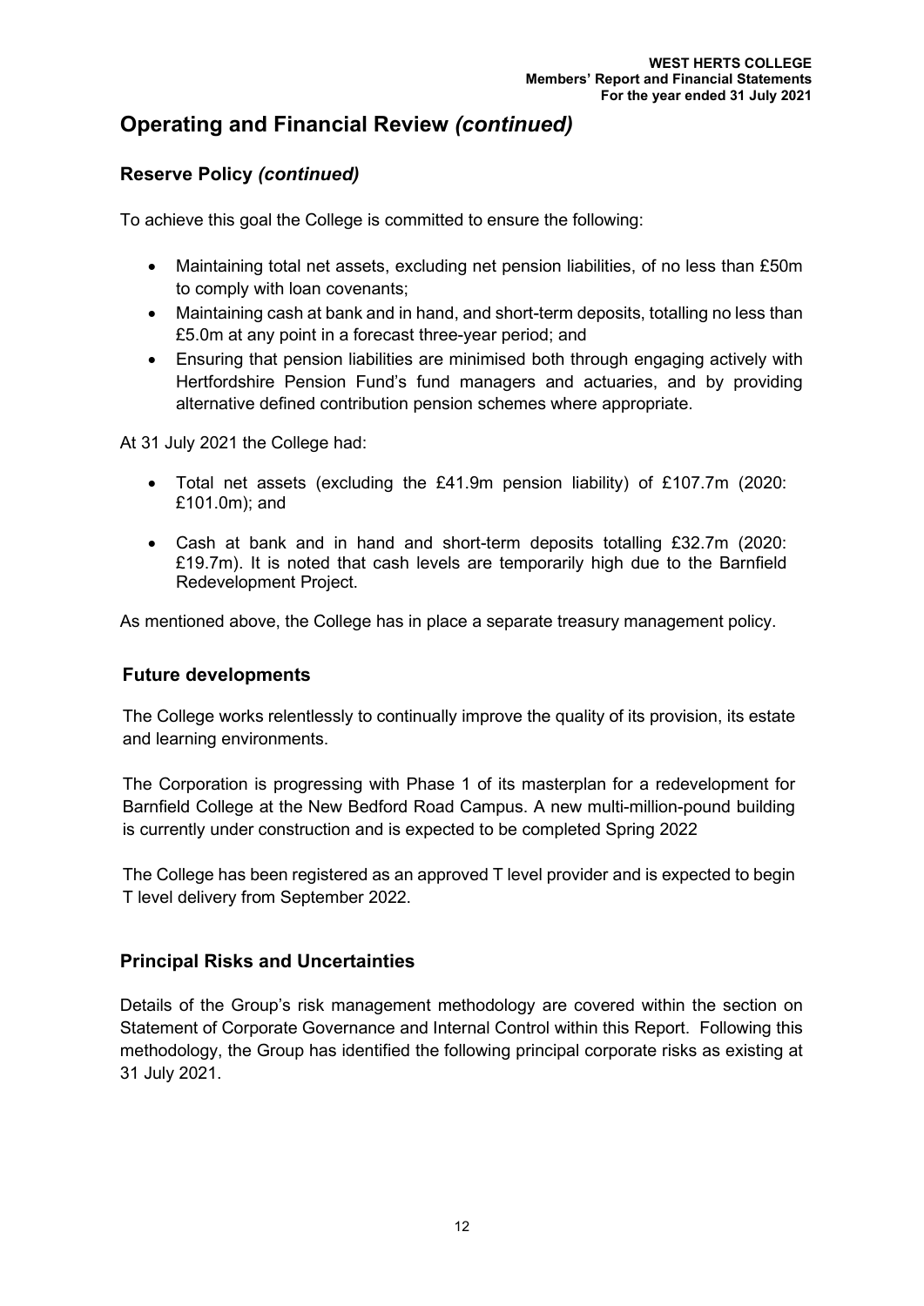# Operating and Financial Review *(continued)*

## Reserve Policy *(continued)*

To achieve this goal the College is committed to ensure the following:

- Maintaining total net assets, excluding net pension liabilities, of no less than £50m to comply with loan covenants;
- Maintaining cash at bank and in hand, and short-term deposits, totalling no less than £5.0m at any point in a forecast three-year period; and
- Ensuring that pension liabilities are minimised both through engaging actively with Hertfordshire Pension Fund's fund managers and actuaries, and by providing alternative defined contribution pension schemes where appropriate.

At 31 July 2021 the College had:

- Total net assets (excluding the £41.9m pension liability) of £107.7m (2020: £101.0m); and
- Cash at bank and in hand and short-term deposits totalling £32.7m (2020: £19.7m). It is noted that cash levels are temporarily high due to the Barnfield Redevelopment Project.

As mentioned above, the College has in place a separate treasury management policy.

## Future developments

The College works relentlessly to continually improve the quality of its provision, its estate and learning environments.

The Corporation is progressing with Phase 1 of its masterplan for a redevelopment for Barnfield College at the New Bedford Road Campus. A new multi-million-pound building is currently under construction and is expected to be completed Spring 2022

The College has been registered as an approved T level provider and is expected to begin T level delivery from September 2022.

## Principal Risks and Uncertainties

Details of the Group's risk management methodology are covered within the section on Statement of Corporate Governance and Internal Control within this Report. Following this methodology, the Group has identified the following principal corporate risks as existing at 31 July 2021.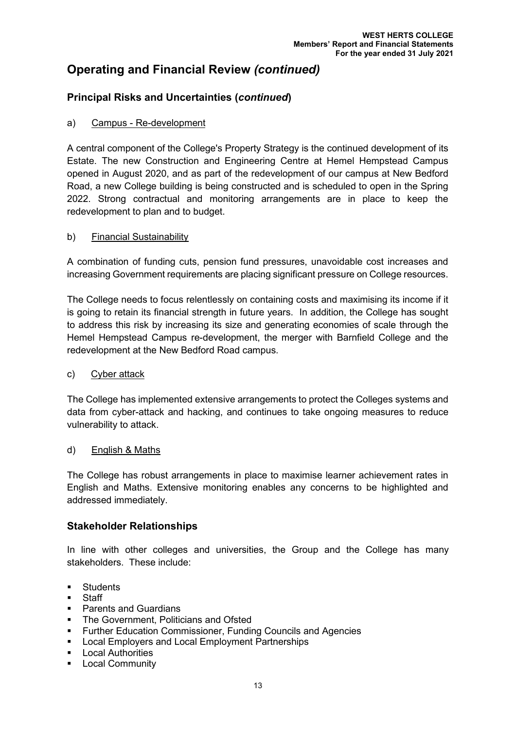## Operating and Financial Review *(continued)*

### Principal Risks and Uncertainties (*continued*)

a) Campus - Re-development

A central component of the College's Property Strategy is the continued development of its Estate. The new Construction and Engineering Centre at Hemel Hempstead Campus opened in August 2020, and as part of the redevelopment of our campus at New Bedford Road, a new College building is being constructed and is scheduled to open in the Spring 2022. Strong contractual and monitoring arrangements are in place to keep the redevelopment to plan and to budget.

b) Financial Sustainability

A combination of funding cuts, pension fund pressures, unavoidable cost increases and increasing Government requirements are placing significant pressure on College resources.

The College needs to focus relentlessly on containing costs and maximising its income if it is going to retain its financial strength in future years. In addition, the College has sought to address this risk by increasing its size and generating economies of scale through the Hemel Hempstead Campus re-development, the merger with Barnfield College and the redevelopment at the New Bedford Road campus.

c) Cyber attack

The College has implemented extensive arrangements to protect the Colleges systems and data from cyber-attack and hacking, and continues to take ongoing measures to reduce vulnerability to attack.

d) English & Maths

The College has robust arrangements in place to maximise learner achievement rates in English and Maths. Extensive monitoring enables any concerns to be highlighted and addressed immediately.

### Stakeholder Relationships

In line with other colleges and universities, the Group and the College has many stakeholders. These include:

- Students
- Staff
- Parents and Guardians
- The Government, Politicians and Ofsted
- Further Education Commissioner, Funding Councils and Agencies
- Local Employers and Local Employment Partnerships
- Local Authorities
- Local Community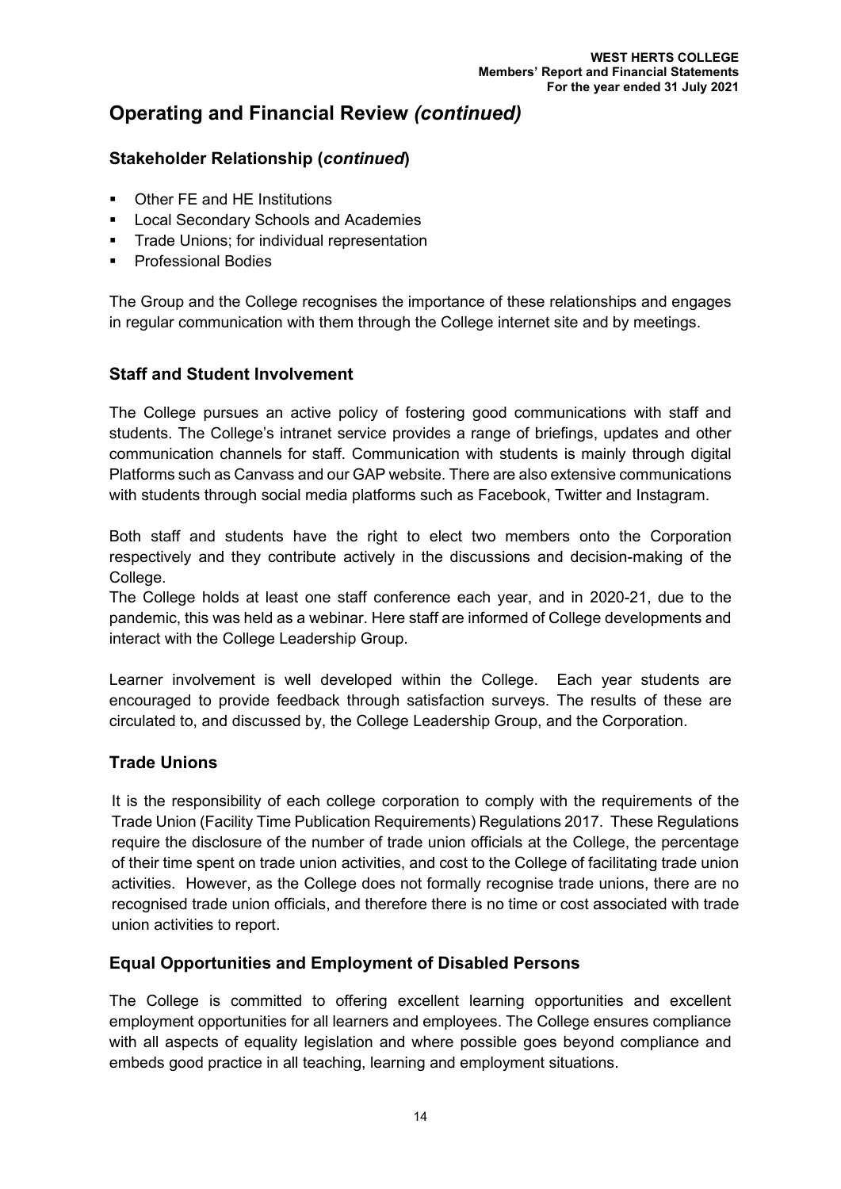## Operating and Financial Review *(continued)*

### Stakeholder Relationship (*continued*)

- Other FE and HE Institutions
- Local Secondary Schools and Academies
- Trade Unions; for individual representation
- Professional Bodies

The Group and the College recognises the importance of these relationships and engages in regular communication with them through the College internet site and by meetings.

### Staff and Student Involvement

The College pursues an active policy of fostering good communications with staff and students. The College's intranet service provides a range of briefings, updates and other communication channels for staff. Communication with students is mainly through digital Platforms such as Canvass and our GAP website. There are also extensive communications with students through social media platforms such as Facebook, Twitter and Instagram.

Both staff and students have the right to elect two members onto the Corporation respectively and they contribute actively in the discussions and decision-making of the College.

The College holds at least one staff conference each year, and in 2020-21, due to the pandemic, this was held as a webinar. Here staff are informed of College developments and interact with the College Leadership Group.

Learner involvement is well developed within the College. Each year students are encouraged to provide feedback through satisfaction surveys. The results of these are circulated to, and discussed by, the College Leadership Group, and the Corporation.

### Trade Unions

It is the responsibility of each college corporation to comply with the requirements of the Trade Union (Facility Time Publication Requirements) Regulations 2017. These Regulations require the disclosure of the number of trade union officials at the College, the percentage of their time spent on trade union activities, and cost to the College of facilitating trade union activities. However, as the College does not formally recognise trade unions, there are no recognised trade union officials, and therefore there is no time or cost associated with trade union activities to report.

### Equal Opportunities and Employment of Disabled Persons

The College is committed to offering excellent learning opportunities and excellent employment opportunities for all learners and employees. The College ensures compliance with all aspects of equality legislation and where possible goes beyond compliance and embeds good practice in all teaching, learning and employment situations.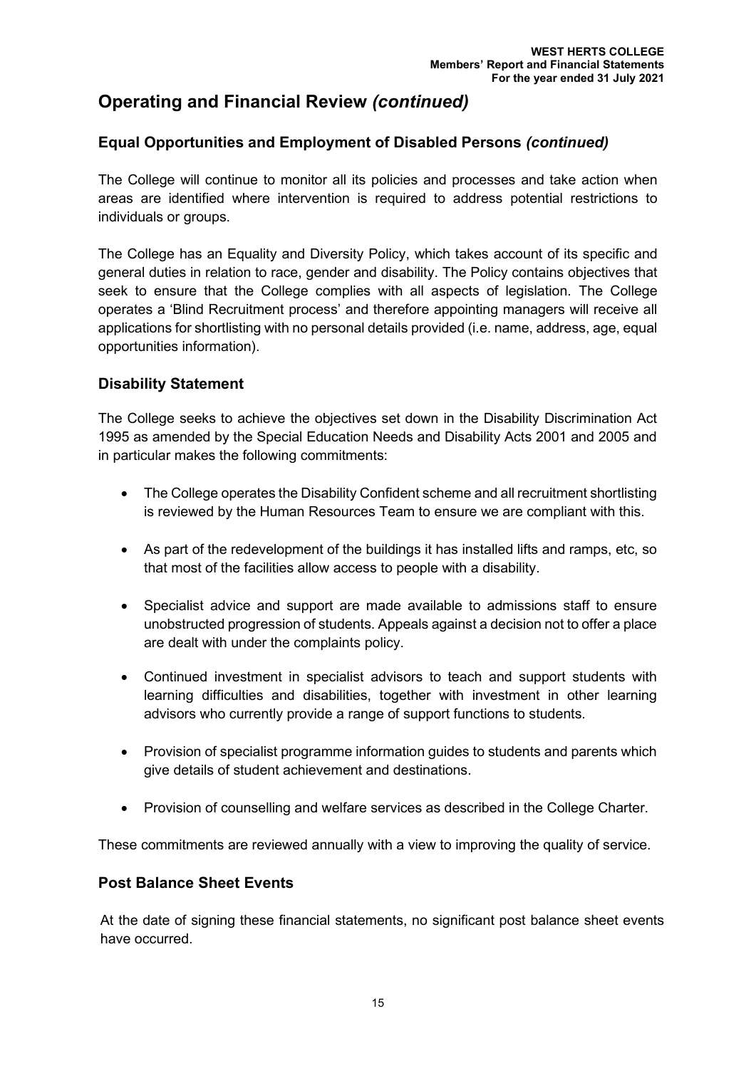# Operating and Financial Review *(continued)*

## Equal Opportunities and Employment of Disabled Persons *(continued)*

The College will continue to monitor all its policies and processes and take action when areas are identified where intervention is required to address potential restrictions to individuals or groups.

The College has an Equality and Diversity Policy, which takes account of its specific and general duties in relation to race, gender and disability. The Policy contains objectives that seek to ensure that the College complies with all aspects of legislation. The College operates a 'Blind Recruitment process' and therefore appointing managers will receive all applications for shortlisting with no personal details provided (i.e. name, address, age, equal opportunities information).

## Disability Statement

The College seeks to achieve the objectives set down in the Disability Discrimination Act 1995 as amended by the Special Education Needs and Disability Acts 2001 and 2005 and in particular makes the following commitments:

- The College operates the Disability Confident scheme and all recruitment shortlisting is reviewed by the Human Resources Team to ensure we are compliant with this.
- As part of the redevelopment of the buildings it has installed lifts and ramps, etc, so that most of the facilities allow access to people with a disability.
- Specialist advice and support are made available to admissions staff to ensure unobstructed progression of students. Appeals against a decision not to offer a place are dealt with under the complaints policy.
- Continued investment in specialist advisors to teach and support students with learning difficulties and disabilities, together with investment in other learning advisors who currently provide a range of support functions to students.
- Provision of specialist programme information guides to students and parents which give details of student achievement and destinations.
- Provision of counselling and welfare services as described in the College Charter.

These commitments are reviewed annually with a view to improving the quality of service.

## Post Balance Sheet Events

At the date of signing these financial statements, no significant post balance sheet events have occurred.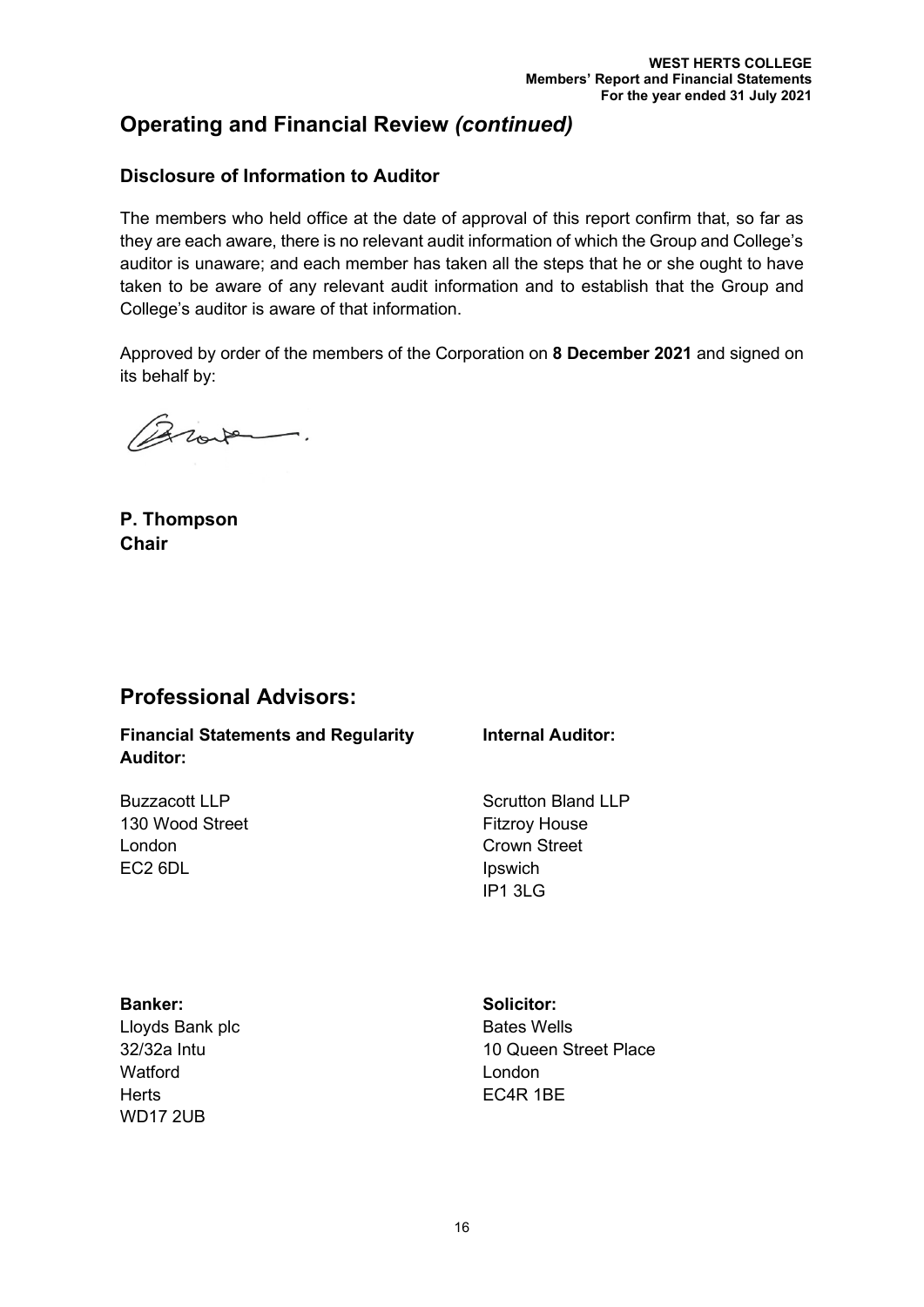## Operating and Financial Review *(continued)*

### Disclosure of Information to Auditor

The members who held office at the date of approval of this report confirm that, so far as they are each aware, there is no relevant audit information of which the Group and College's auditor is unaware; and each member has taken all the steps that he or she ought to have taken to be aware of any relevant audit information and to establish that the Group and College's auditor is aware of that information.

Approved by order of the members of the Corporation on **8 December 2021** and signed on its behalf by:

**P. Thompson**
**Chair**

## Professional Advisors:

**Financial Statements and Regularity Auditor:**

Buzzacott LLP
130 Wood Street
London
EC2 6DL

**Internal Auditor:**

Scrutton Bland LLP
Fitzroy House
Crown Street
Ipswich
IP1 3LG

**Banker:**
Lloyds Bank plc
32/32a Intu
Watford
Herts
WD17 2UB

**Solicitor:**
Bates Wells
10 Queen Street Place
London
EC4R 1BE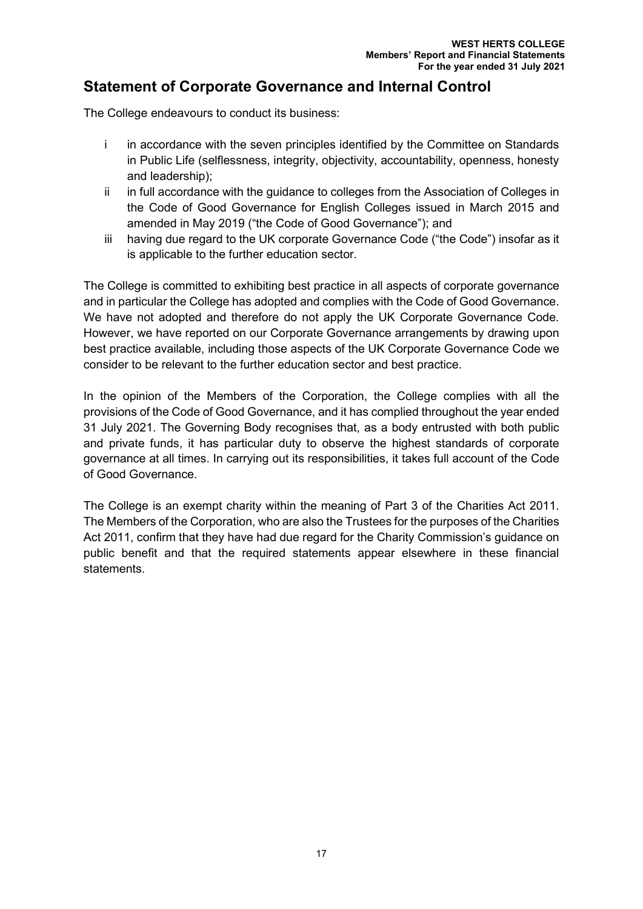## Statement of Corporate Governance and Internal Control

The College endeavours to conduct its business:

i. in accordance with the seven principles identified by the Committee on Standards in Public Life (selflessness, integrity, objectivity, accountability, openness, honesty and leadership);
ii. in full accordance with the guidance to colleges from the Association of Colleges in the Code of Good Governance for English Colleges issued in March 2015 and amended in May 2019 ("the Code of Good Governance"); and
iii. having due regard to the UK corporate Governance Code ("the Code") insofar as it is applicable to the further education sector.

The College is committed to exhibiting best practice in all aspects of corporate governance and in particular the College has adopted and complies with the Code of Good Governance. We have not adopted and therefore do not apply the UK Corporate Governance Code. However, we have reported on our Corporate Governance arrangements by drawing upon best practice available, including those aspects of the UK Corporate Governance Code we consider to be relevant to the further education sector and best practice.

In the opinion of the Members of the Corporation, the College complies with all the provisions of the Code of Good Governance, and it has complied throughout the year ended 31 July 2021. The Governing Body recognises that, as a body entrusted with both public and private funds, it has particular duty to observe the highest standards of corporate governance at all times. In carrying out its responsibilities, it takes full account of the Code of Good Governance.

The College is an exempt charity within the meaning of Part 3 of the Charities Act 2011. The Members of the Corporation, who are also the Trustees for the purposes of the Charities Act 2011, confirm that they have had due regard for the Charity Commission's guidance on public benefit and that the required statements appear elsewhere in these financial statements.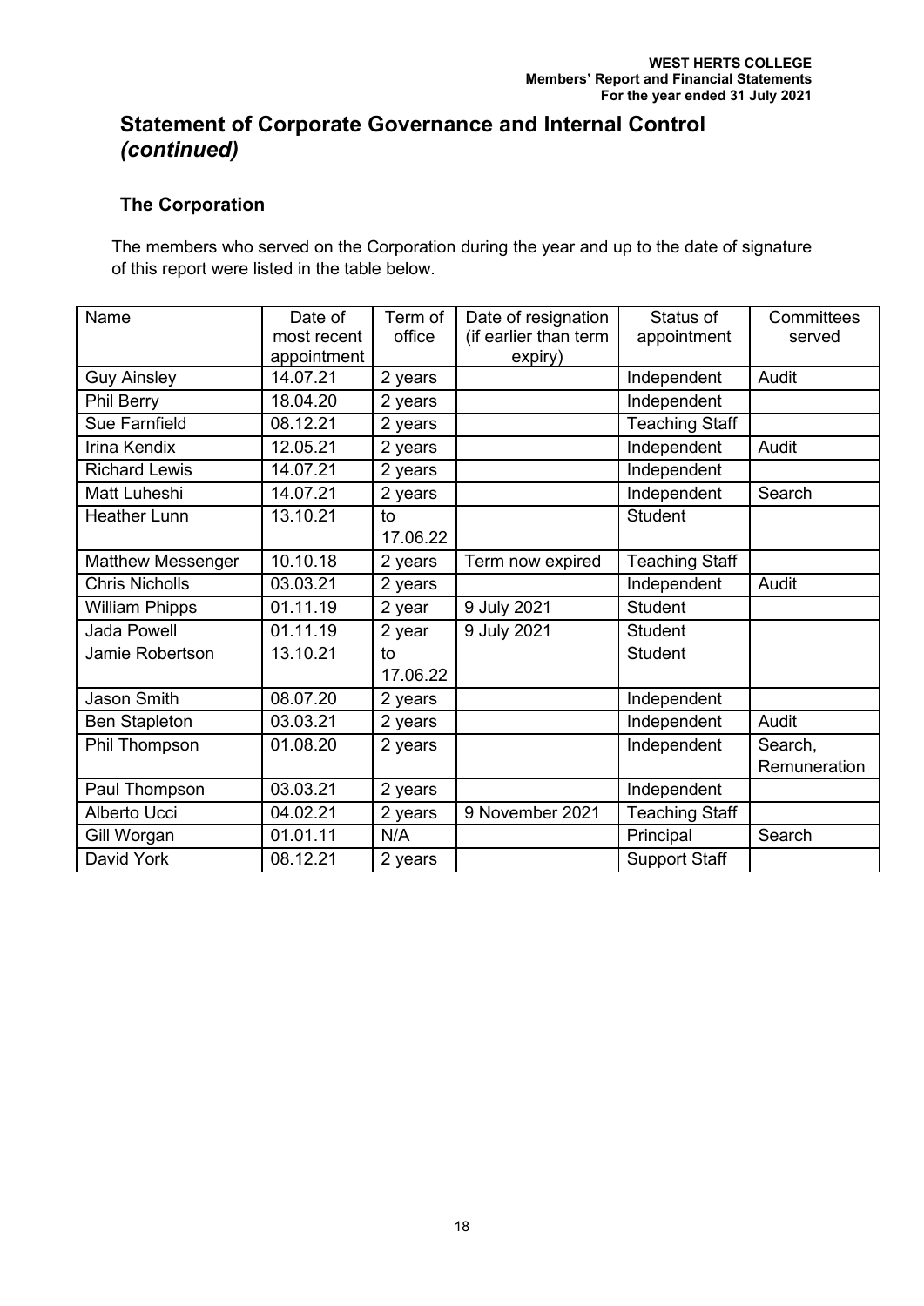## Statement of Corporate Governance and Internal Control *(continued)*

### The Corporation

The members who served on the Corporation during the year and up to the date of signature of this report were listed in the table below.

| Name | Date of most recent appointment | Term of office | Date of resignation (if earlier than term expiry) | Status of appointment | Committees served |
|---|---|---|---|---|---|
| Guy Ainsley | 14.07.21 | 2 years | | Independent | Audit |
| Phil Berry | 18.04.20 | 2 years | | Independent | |
| Sue Farnfield | 08.12.21 | 2 years | | Teaching Staff | |
| Irina Kendix | 12.05.21 | 2 years | | Independent | Audit |
| Richard Lewis | 14.07.21 | 2 years | | Independent | |
| Matt Luheshi | 14.07.21 | 2 years | | Independent | Search |
| Heather Lunn | 13.10.21 | to 17.06.22 | | Student | |
| Matthew Messenger | 10.10.18 | 2 years | Term now expired | Teaching Staff | |
| Chris Nicholls | 03.03.21 | 2 years | | Independent | Audit |
| William Phipps | 01.11.19 | 2 year | 9 July 2021 | Student | |
| Jada Powell | 01.11.19 | 2 year | 9 July 2021 | Student | |
| Jamie Robertson | 13.10.21 | to 17.06.22 | | Student | |
| Jason Smith | 08.07.20 | 2 years | | Independent | |
| Ben Stapleton | 03.03.21 | 2 years | | Independent | Audit |
| Phil Thompson | 01.08.20 | 2 years | | Independent | Search, Remuneration |
| Paul Thompson | 03.03.21 | 2 years | | Independent | |
| Alberto Ucci | 04.02.21 | 2 years | 9 November 2021 | Teaching Staff | |
| Gill Worgan | 01.01.11 | N/A | | Principal | Search |
| David York | 08.12.21 | 2 years | | Support Staff | |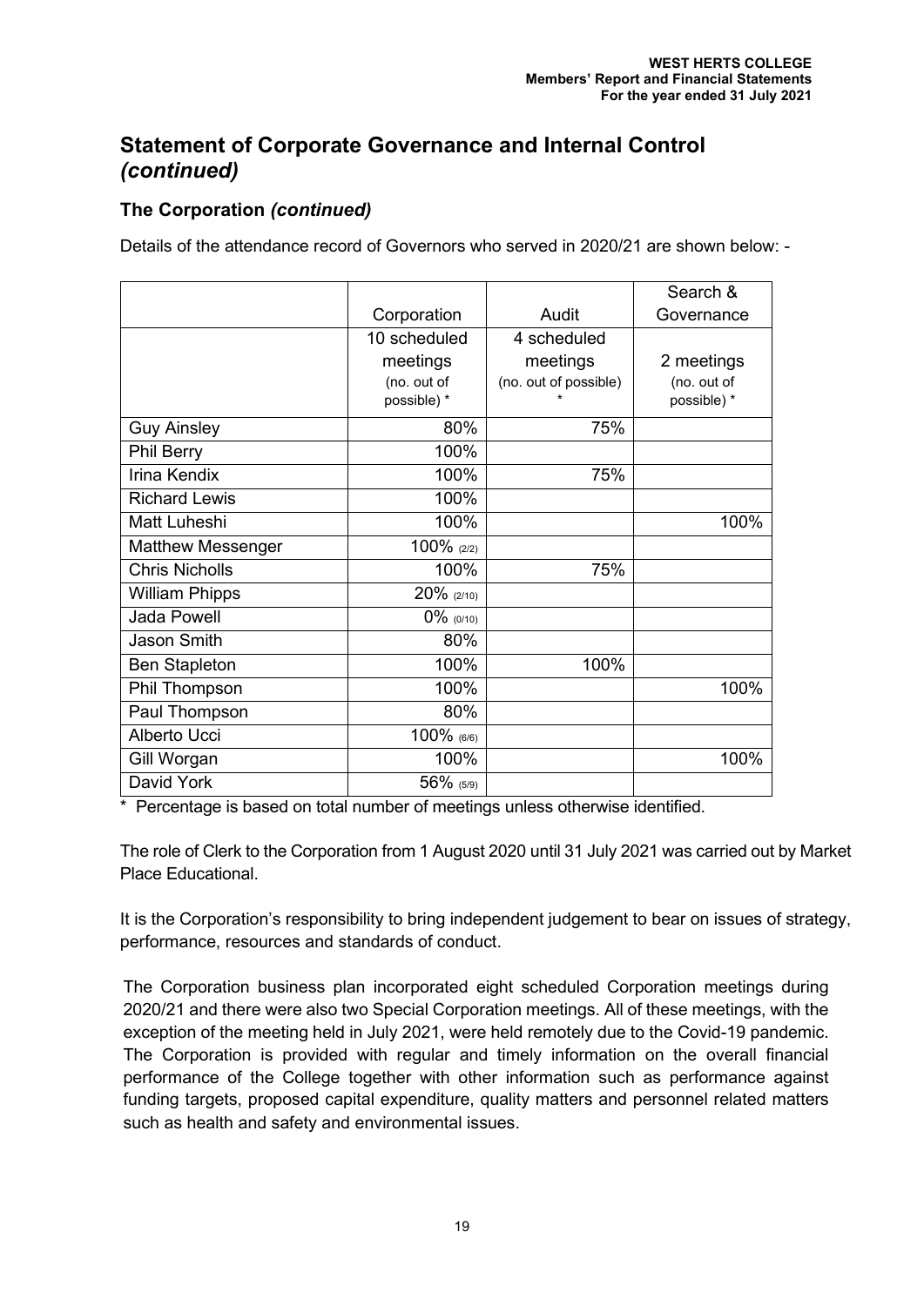# Statement of Corporate Governance and Internal Control *(continued)*

## The Corporation *(continued)*

Details of the attendance record of Governors who served in 2020/21 are shown below: -

| | Corporation | Audit | Search & Governance |
|---|---|---|---|
| | 10 scheduled meetings (no. out of possible) * | 4 scheduled meetings (no. out of possible) * | 2 meetings (no. out of possible) * |
| Guy Ainsley | 80% | 75% | |
| Phil Berry | 100% | | |
| Irina Kendix | 100% | 75% | |
| Richard Lewis | 100% | | |
| Matt Luheshi | 100% | | 100% |
| Matthew Messenger | 100% (2/2) | | |
| Chris Nicholls | 100% | 75% | |
| William Phipps | 20% (2/10) | | |
| Jada Powell | 0% (0/10) | | |
| Jason Smith | 80% | | |
| Ben Stapleton | 100% | 100% | |
| Phil Thompson | 100% | | 100% |
| Paul Thompson | 80% | | |
| Alberto Ucci | 100% (6/6) | | |
| Gill Worgan | 100% | | 100% |
| David York | 56% (5/9) | | |

\* Percentage is based on total number of meetings unless otherwise identified.

The role of Clerk to the Corporation from 1 August 2020 until 31 July 2021 was carried out by Market Place Educational.

It is the Corporation's responsibility to bring independent judgement to bear on issues of strategy, performance, resources and standards of conduct.

The Corporation business plan incorporated eight scheduled Corporation meetings during 2020/21 and there were also two Special Corporation meetings. All of these meetings, with the exception of the meeting held in July 2021, were held remotely due to the Covid-19 pandemic. The Corporation is provided with regular and timely information on the overall financial performance of the College together with other information such as performance against funding targets, proposed capital expenditure, quality matters and personnel related matters such as health and safety and environmental issues.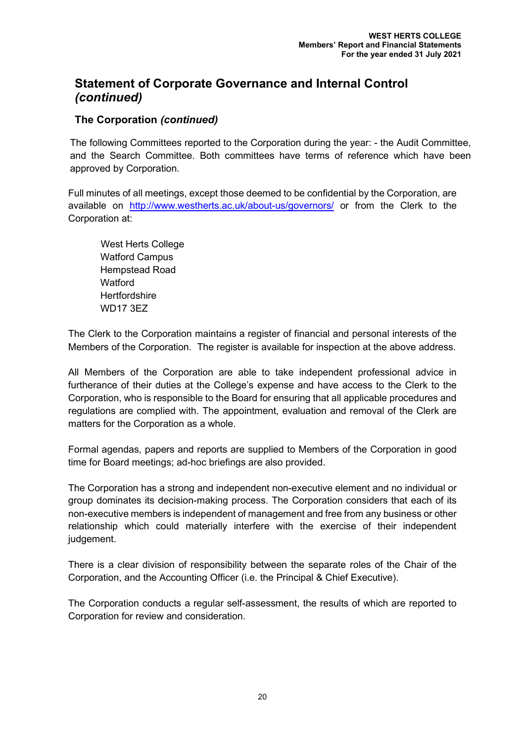## Statement of Corporate Governance and Internal Control *(continued)*

### The Corporation *(continued)*

The following Committees reported to the Corporation during the year: - the Audit Committee, and the Search Committee. Both committees have terms of reference which have been approved by Corporation.

Full minutes of all meetings, except those deemed to be confidential by the Corporation, are available on http://www.westherts.ac.uk/about-us/governors/ or from the Clerk to the Corporation at:

West Herts College
Watford Campus
Hempstead Road
Watford
Hertfordshire
WD17 3EZ

The Clerk to the Corporation maintains a register of financial and personal interests of the Members of the Corporation. The register is available for inspection at the above address.

All Members of the Corporation are able to take independent professional advice in furtherance of their duties at the College's expense and have access to the Clerk to the Corporation, who is responsible to the Board for ensuring that all applicable procedures and regulations are complied with. The appointment, evaluation and removal of the Clerk are matters for the Corporation as a whole.

Formal agendas, papers and reports are supplied to Members of the Corporation in good time for Board meetings; ad-hoc briefings are also provided.

The Corporation has a strong and independent non-executive element and no individual or group dominates its decision-making process. The Corporation considers that each of its non-executive members is independent of management and free from any business or other relationship which could materially interfere with the exercise of their independent judgement.

There is a clear division of responsibility between the separate roles of the Chair of the Corporation, and the Accounting Officer (i.e. the Principal & Chief Executive).

The Corporation conducts a regular self-assessment, the results of which are reported to Corporation for review and consideration.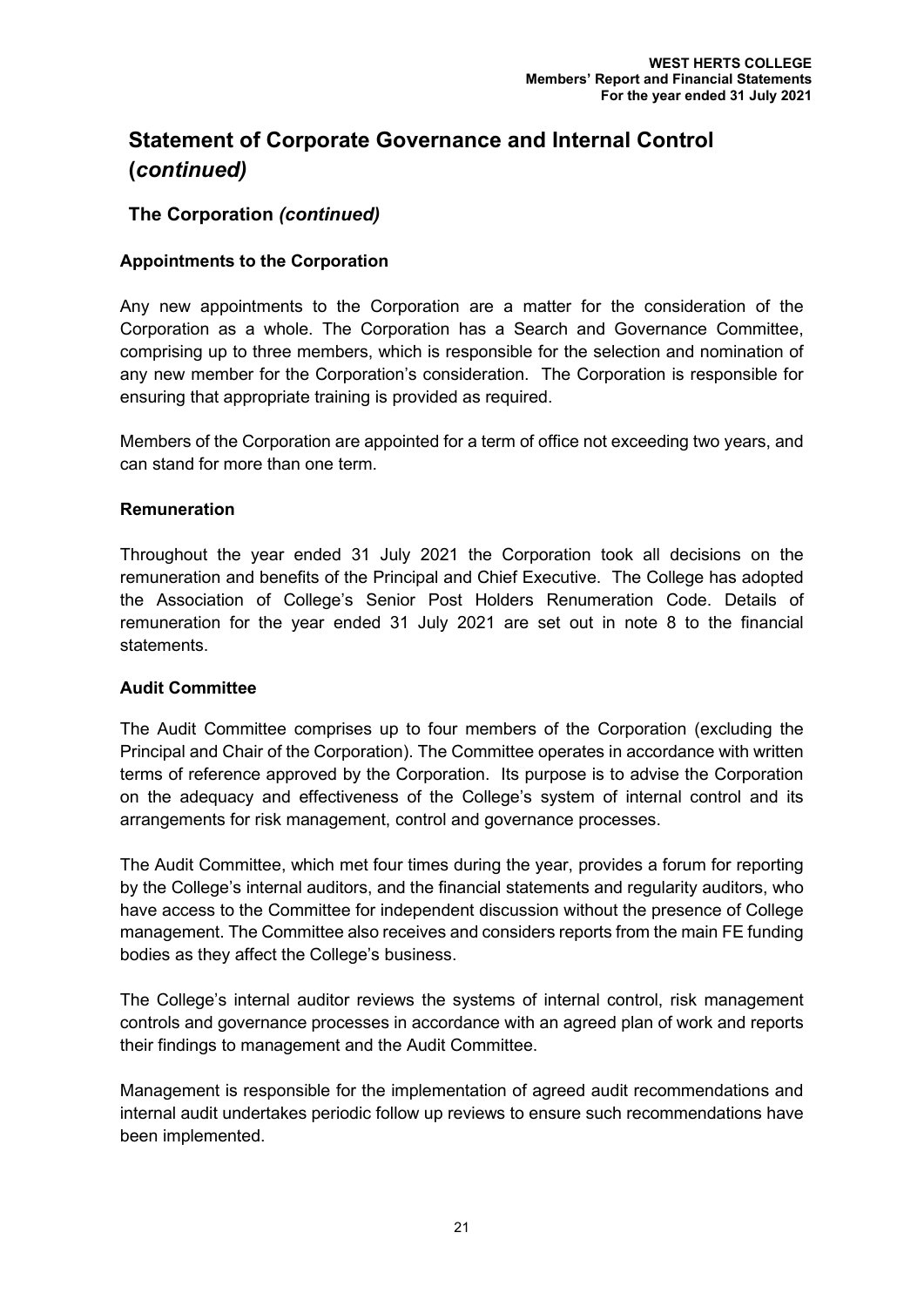# Statement of Corporate Governance and Internal Control (*continued)*

## The Corporation *(continued)*

### Appointments to the Corporation

Any new appointments to the Corporation are a matter for the consideration of the Corporation as a whole. The Corporation has a Search and Governance Committee, comprising up to three members, which is responsible for the selection and nomination of any new member for the Corporation's consideration. The Corporation is responsible for ensuring that appropriate training is provided as required.

Members of the Corporation are appointed for a term of office not exceeding two years, and can stand for more than one term.

### Remuneration

Throughout the year ended 31 July 2021 the Corporation took all decisions on the remuneration and benefits of the Principal and Chief Executive. The College has adopted the Association of College's Senior Post Holders Renumeration Code. Details of remuneration for the year ended 31 July 2021 are set out in note 8 to the financial statements.

### Audit Committee

The Audit Committee comprises up to four members of the Corporation (excluding the Principal and Chair of the Corporation). The Committee operates in accordance with written terms of reference approved by the Corporation. Its purpose is to advise the Corporation on the adequacy and effectiveness of the College's system of internal control and its arrangements for risk management, control and governance processes.

The Audit Committee, which met four times during the year, provides a forum for reporting by the College's internal auditors, and the financial statements and regularity auditors, who have access to the Committee for independent discussion without the presence of College management. The Committee also receives and considers reports from the main FE funding bodies as they affect the College's business.

The College's internal auditor reviews the systems of internal control, risk management controls and governance processes in accordance with an agreed plan of work and reports their findings to management and the Audit Committee.

Management is responsible for the implementation of agreed audit recommendations and internal audit undertakes periodic follow up reviews to ensure such recommendations have been implemented.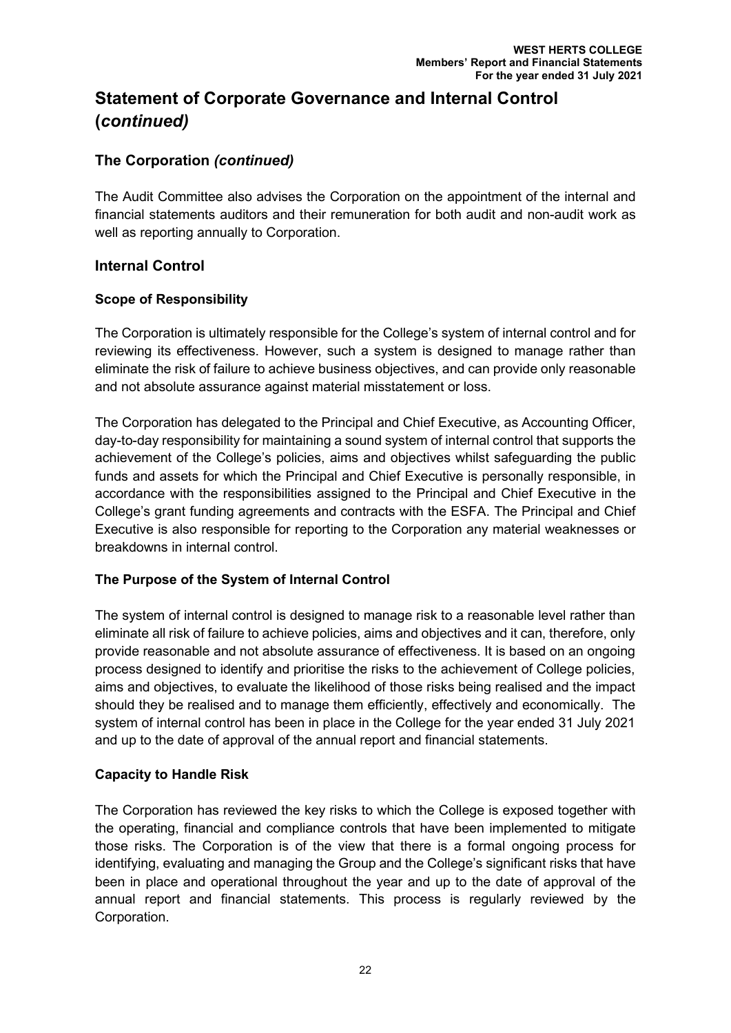# Statement of Corporate Governance and Internal Control (*continued)*

## The Corporation *(continued)*

The Audit Committee also advises the Corporation on the appointment of the internal and financial statements auditors and their remuneration for both audit and non-audit work as well as reporting annually to Corporation.

## Internal Control

### Scope of Responsibility

The Corporation is ultimately responsible for the College's system of internal control and for reviewing its effectiveness. However, such a system is designed to manage rather than eliminate the risk of failure to achieve business objectives, and can provide only reasonable and not absolute assurance against material misstatement or loss.

The Corporation has delegated to the Principal and Chief Executive, as Accounting Officer, day-to-day responsibility for maintaining a sound system of internal control that supports the achievement of the College's policies, aims and objectives whilst safeguarding the public funds and assets for which the Principal and Chief Executive is personally responsible, in accordance with the responsibilities assigned to the Principal and Chief Executive in the College's grant funding agreements and contracts with the ESFA. The Principal and Chief Executive is also responsible for reporting to the Corporation any material weaknesses or breakdowns in internal control.

### The Purpose of the System of Internal Control

The system of internal control is designed to manage risk to a reasonable level rather than eliminate all risk of failure to achieve policies, aims and objectives and it can, therefore, only provide reasonable and not absolute assurance of effectiveness. It is based on an ongoing process designed to identify and prioritise the risks to the achievement of College policies, aims and objectives, to evaluate the likelihood of those risks being realised and the impact should they be realised and to manage them efficiently, effectively and economically. The system of internal control has been in place in the College for the year ended 31 July 2021 and up to the date of approval of the annual report and financial statements.

### Capacity to Handle Risk

The Corporation has reviewed the key risks to which the College is exposed together with the operating, financial and compliance controls that have been implemented to mitigate those risks. The Corporation is of the view that there is a formal ongoing process for identifying, evaluating and managing the Group and the College's significant risks that have been in place and operational throughout the year and up to the date of approval of the annual report and financial statements. This process is regularly reviewed by the Corporation.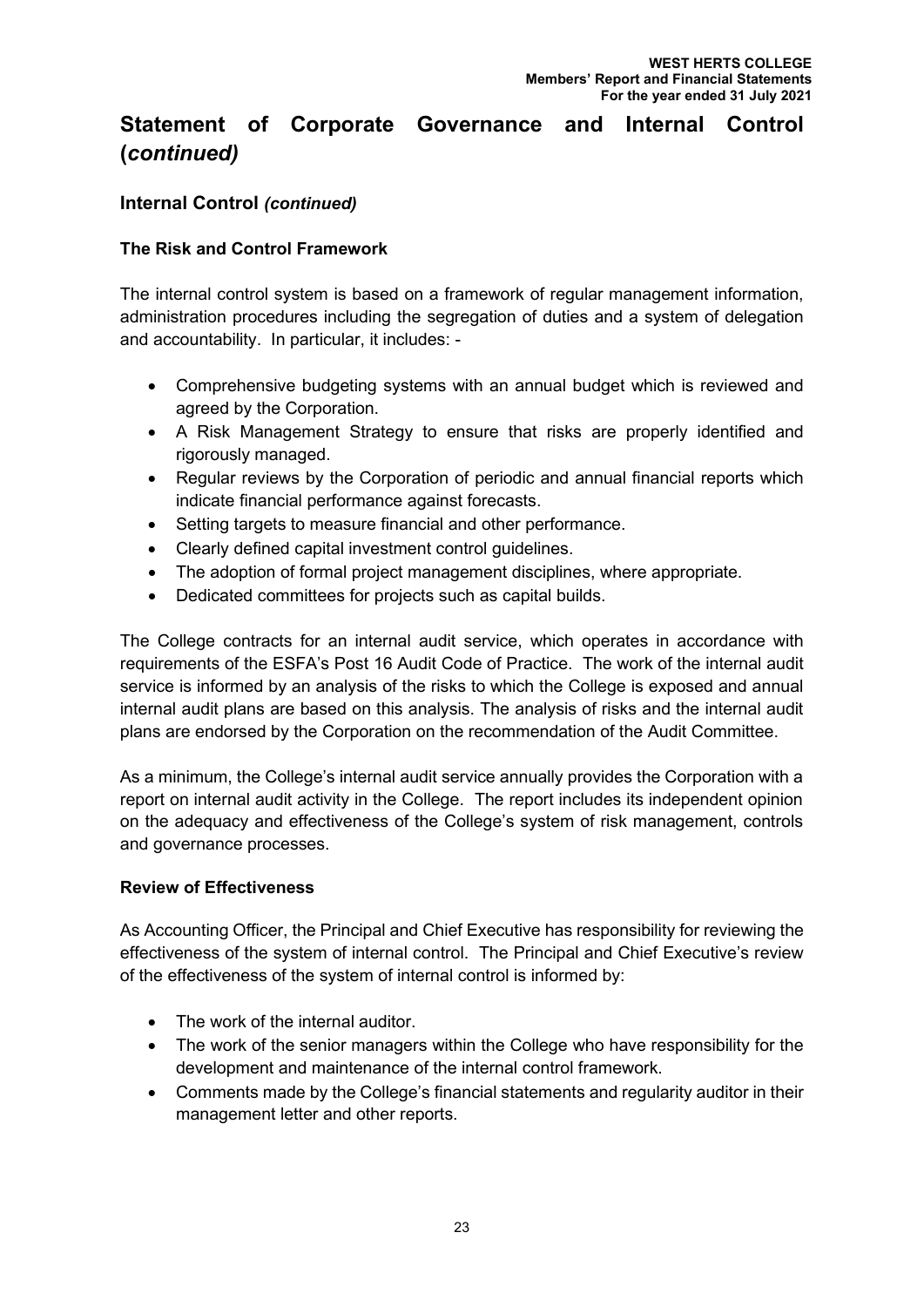# Statement of Corporate Governance and Internal Control (*continued)*

## Internal Control *(continued)*

### The Risk and Control Framework

The internal control system is based on a framework of regular management information, administration procedures including the segregation of duties and a system of delegation and accountability. In particular, it includes: -

- Comprehensive budgeting systems with an annual budget which is reviewed and agreed by the Corporation.
- A Risk Management Strategy to ensure that risks are properly identified and rigorously managed.
- Regular reviews by the Corporation of periodic and annual financial reports which indicate financial performance against forecasts.
- Setting targets to measure financial and other performance.
- Clearly defined capital investment control guidelines.
- The adoption of formal project management disciplines, where appropriate.
- Dedicated committees for projects such as capital builds.

The College contracts for an internal audit service, which operates in accordance with requirements of the ESFA's Post 16 Audit Code of Practice. The work of the internal audit service is informed by an analysis of the risks to which the College is exposed and annual internal audit plans are based on this analysis. The analysis of risks and the internal audit plans are endorsed by the Corporation on the recommendation of the Audit Committee.

As a minimum, the College's internal audit service annually provides the Corporation with a report on internal audit activity in the College. The report includes its independent opinion on the adequacy and effectiveness of the College's system of risk management, controls and governance processes.

### Review of Effectiveness

As Accounting Officer, the Principal and Chief Executive has responsibility for reviewing the effectiveness of the system of internal control. The Principal and Chief Executive's review of the effectiveness of the system of internal control is informed by:

- The work of the internal auditor.
- The work of the senior managers within the College who have responsibility for the development and maintenance of the internal control framework.
- Comments made by the College's financial statements and regularity auditor in their management letter and other reports.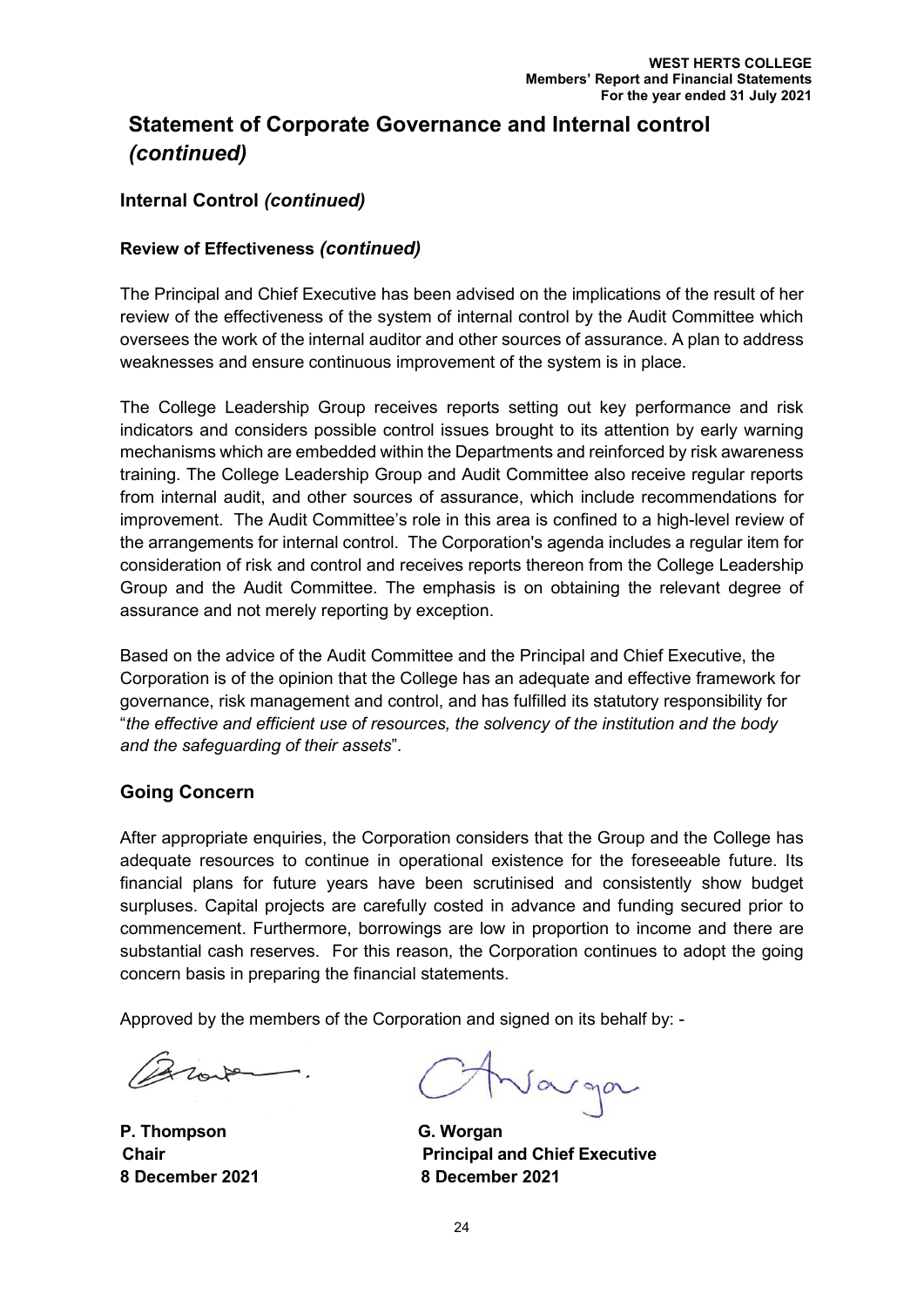# Statement of Corporate Governance and Internal control *(continued)*

## Internal Control *(continued)*

### Review of Effectiveness *(continued)*

The Principal and Chief Executive has been advised on the implications of the result of her review of the effectiveness of the system of internal control by the Audit Committee which oversees the work of the internal auditor and other sources of assurance. A plan to address weaknesses and ensure continuous improvement of the system is in place.

The College Leadership Group receives reports setting out key performance and risk indicators and considers possible control issues brought to its attention by early warning mechanisms which are embedded within the Departments and reinforced by risk awareness training. The College Leadership Group and Audit Committee also receive regular reports from internal audit, and other sources of assurance, which include recommendations for improvement. The Audit Committee's role in this area is confined to a high-level review of the arrangements for internal control. The Corporation's agenda includes a regular item for consideration of risk and control and receives reports thereon from the College Leadership Group and the Audit Committee. The emphasis is on obtaining the relevant degree of assurance and not merely reporting by exception.

Based on the advice of the Audit Committee and the Principal and Chief Executive, the Corporation is of the opinion that the College has an adequate and effective framework for governance, risk management and control, and has fulfilled its statutory responsibility for "*the effective and efficient use of resources, the solvency of the institution and the body and the safeguarding of their assets*".

## Going Concern

After appropriate enquiries, the Corporation considers that the Group and the College has adequate resources to continue in operational existence for the foreseeable future. Its financial plans for future years have been scrutinised and consistently show budget surpluses. Capital projects are carefully costed in advance and funding secured prior to commencement. Furthermore, borrowings are low in proportion to income and there are substantial cash reserves. For this reason, the Corporation continues to adopt the going concern basis in preparing the financial statements.

Approved by the members of the Corporation and signed on its behalf by: -

| | |
|---|---|
| **P. Thompson** | **G. Worgan** |
| **Chair** | **Principal and Chief Executive** |
| **8 December 2021** | **8 December 2021** |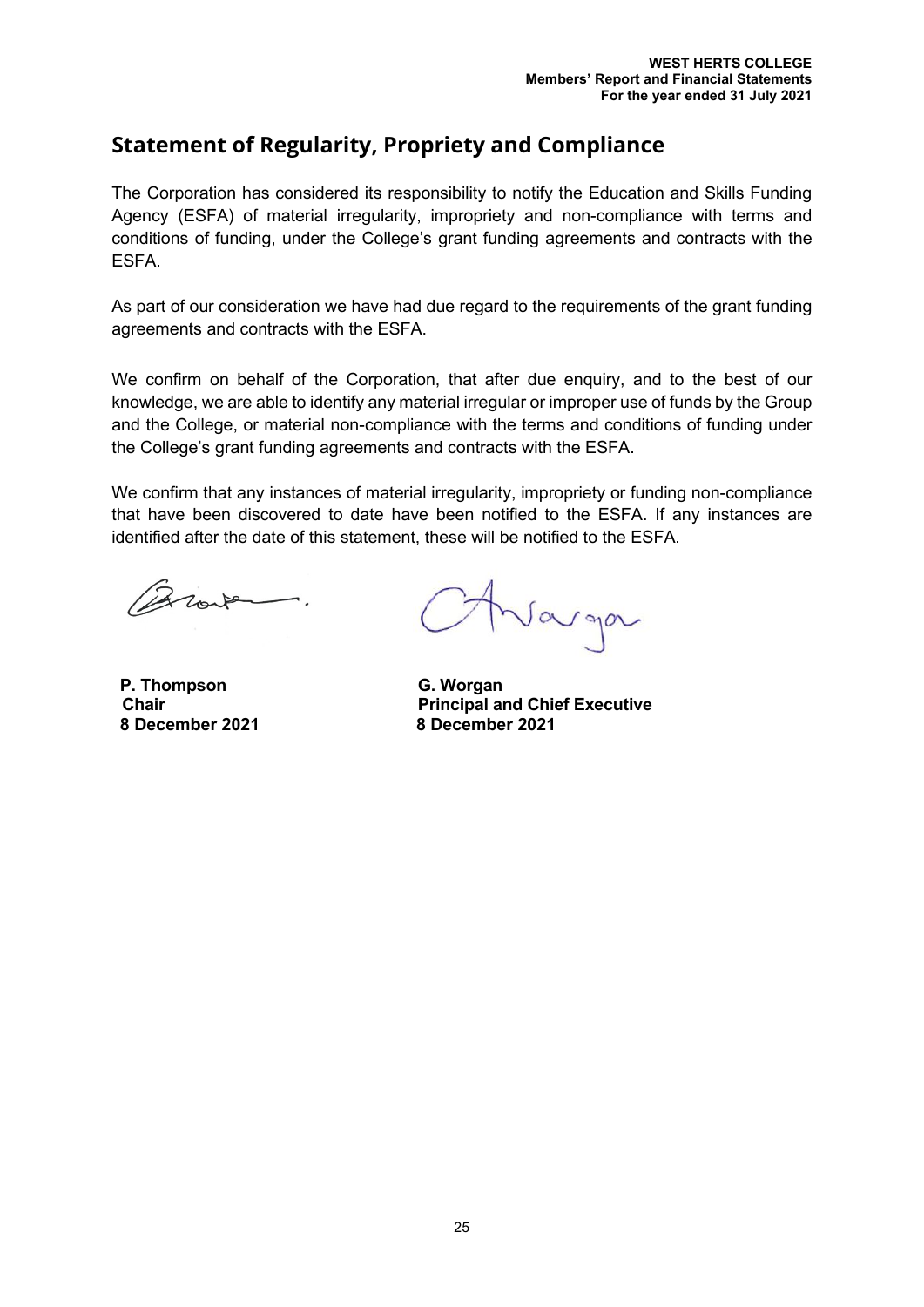## Statement of Regularity, Propriety and Compliance

The Corporation has considered its responsibility to notify the Education and Skills Funding Agency (ESFA) of material irregularity, impropriety and non-compliance with terms and conditions of funding, under the College's grant funding agreements and contracts with the ESFA.

As part of our consideration we have had due regard to the requirements of the grant funding agreements and contracts with the ESFA.

We confirm on behalf of the Corporation, that after due enquiry, and to the best of our knowledge, we are able to identify any material irregular or improper use of funds by the Group and the College, or material non-compliance with the terms and conditions of funding under the College's grant funding agreements and contracts with the ESFA.

We confirm that any instances of material irregularity, impropriety or funding non-compliance that have been discovered to date have been notified to the ESFA. If any instances are identified after the date of this statement, these will be notified to the ESFA.

| | |
|---|---|
| **P. Thompson** | **G. Worgan** |
| **Chair** | **Principal and Chief Executive** |
| **8 December 2021** | **8 December 2021** |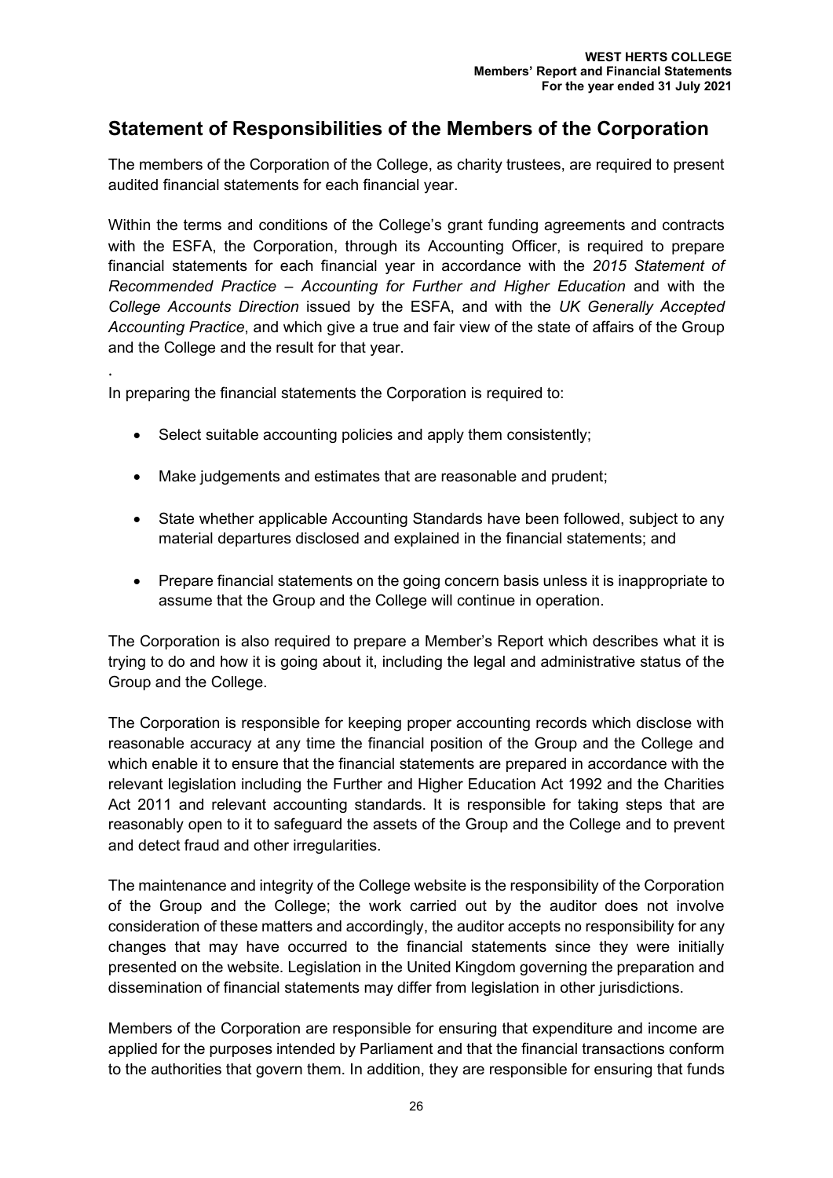## Statement of Responsibilities of the Members of the Corporation

The members of the Corporation of the College, as charity trustees, are required to present audited financial statements for each financial year.

Within the terms and conditions of the College's grant funding agreements and contracts with the ESFA, the Corporation, through its Accounting Officer, is required to prepare financial statements for each financial year in accordance with the *2015 Statement of Recommended Practice – Accounting for Further and Higher Education* and with the *College Accounts Direction* issued by the ESFA, and with the *UK Generally Accepted Accounting Practice*, and which give a true and fair view of the state of affairs of the Group and the College and the result for that year.

.

In preparing the financial statements the Corporation is required to:

- Select suitable accounting policies and apply them consistently;
- Make judgements and estimates that are reasonable and prudent;
- State whether applicable Accounting Standards have been followed, subject to any material departures disclosed and explained in the financial statements; and
- Prepare financial statements on the going concern basis unless it is inappropriate to assume that the Group and the College will continue in operation.

The Corporation is also required to prepare a Member's Report which describes what it is trying to do and how it is going about it, including the legal and administrative status of the Group and the College.

The Corporation is responsible for keeping proper accounting records which disclose with reasonable accuracy at any time the financial position of the Group and the College and which enable it to ensure that the financial statements are prepared in accordance with the relevant legislation including the Further and Higher Education Act 1992 and the Charities Act 2011 and relevant accounting standards. It is responsible for taking steps that are reasonably open to it to safeguard the assets of the Group and the College and to prevent and detect fraud and other irregularities.

The maintenance and integrity of the College website is the responsibility of the Corporation of the Group and the College; the work carried out by the auditor does not involve consideration of these matters and accordingly, the auditor accepts no responsibility for any changes that may have occurred to the financial statements since they were initially presented on the website. Legislation in the United Kingdom governing the preparation and dissemination of financial statements may differ from legislation in other jurisdictions.

Members of the Corporation are responsible for ensuring that expenditure and income are applied for the purposes intended by Parliament and that the financial transactions conform to the authorities that govern them. In addition, they are responsible for ensuring that funds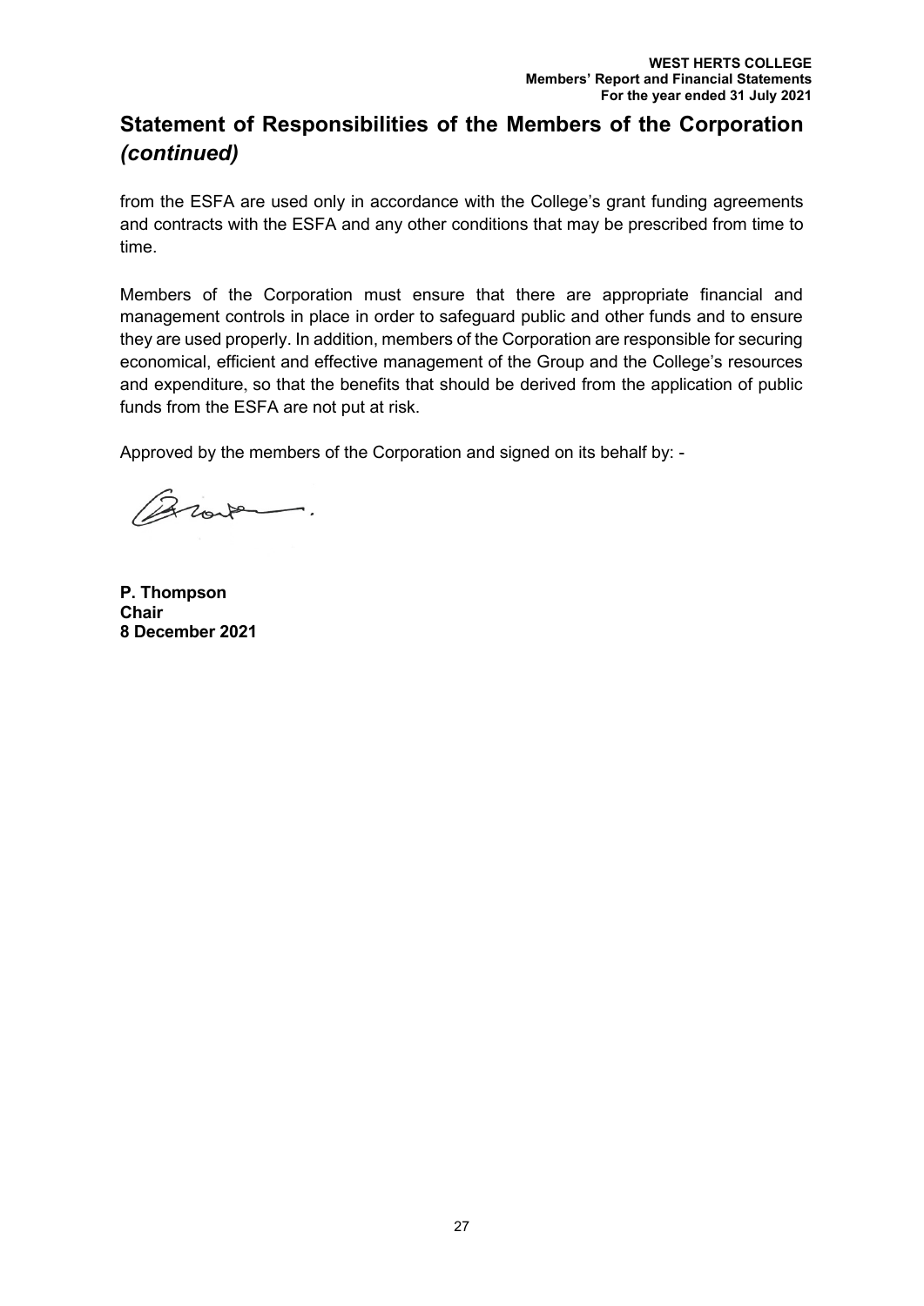# Statement of Responsibilities of the Members of the Corporation *(continued)*

from the ESFA are used only in accordance with the College's grant funding agreements and contracts with the ESFA and any other conditions that may be prescribed from time to time.

Members of the Corporation must ensure that there are appropriate financial and management controls in place in order to safeguard public and other funds and to ensure they are used properly. In addition, members of the Corporation are responsible for securing economical, efficient and effective management of the Group and the College's resources and expenditure, so that the benefits that should be derived from the application of public funds from the ESFA are not put at risk.

Approved by the members of the Corporation and signed on its behalf by: -

**P. Thompson**
**Chair**
**8 December 2021**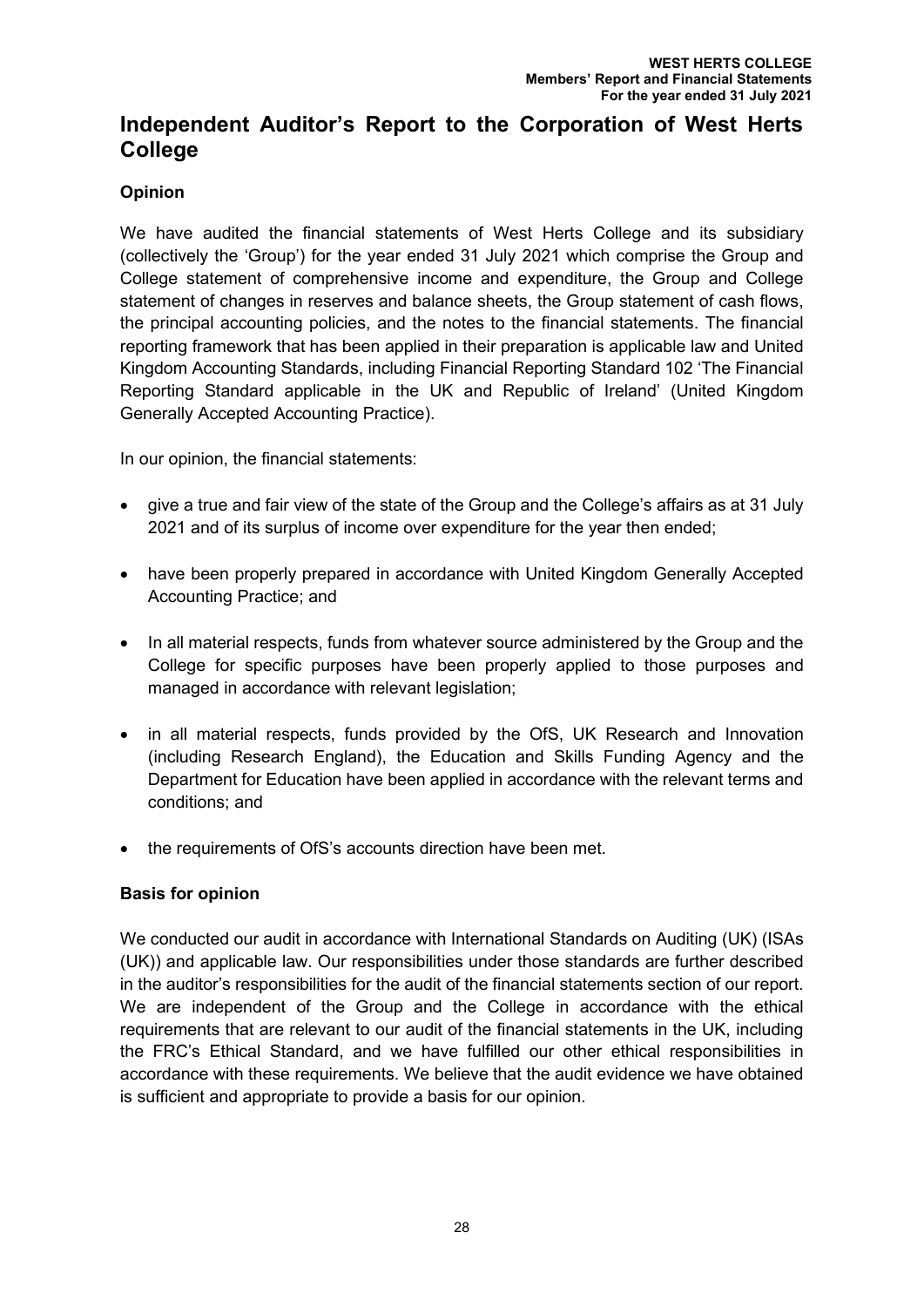# Independent Auditor's Report to the Corporation of West Herts College

## Opinion

We have audited the financial statements of West Herts College and its subsidiary (collectively the 'Group') for the year ended 31 July 2021 which comprise the Group and College statement of comprehensive income and expenditure, the Group and College statement of changes in reserves and balance sheets, the Group statement of cash flows, the principal accounting policies, and the notes to the financial statements. The financial reporting framework that has been applied in their preparation is applicable law and United Kingdom Accounting Standards, including Financial Reporting Standard 102 'The Financial Reporting Standard applicable in the UK and Republic of Ireland' (United Kingdom Generally Accepted Accounting Practice).

In our opinion, the financial statements:

- give a true and fair view of the state of the Group and the College's affairs as at 31 July 2021 and of its surplus of income over expenditure for the year then ended;
- have been properly prepared in accordance with United Kingdom Generally Accepted Accounting Practice; and
- In all material respects, funds from whatever source administered by the Group and the College for specific purposes have been properly applied to those purposes and managed in accordance with relevant legislation;
- in all material respects, funds provided by the OfS, UK Research and Innovation (including Research England), the Education and Skills Funding Agency and the Department for Education have been applied in accordance with the relevant terms and conditions; and
- the requirements of OfS's accounts direction have been met.

## Basis for opinion

We conducted our audit in accordance with International Standards on Auditing (UK) (ISAs (UK)) and applicable law. Our responsibilities under those standards are further described in the auditor's responsibilities for the audit of the financial statements section of our report. We are independent of the Group and the College in accordance with the ethical requirements that are relevant to our audit of the financial statements in the UK, including the FRC's Ethical Standard, and we have fulfilled our other ethical responsibilities in accordance with these requirements. We believe that the audit evidence we have obtained is sufficient and appropriate to provide a basis for our opinion.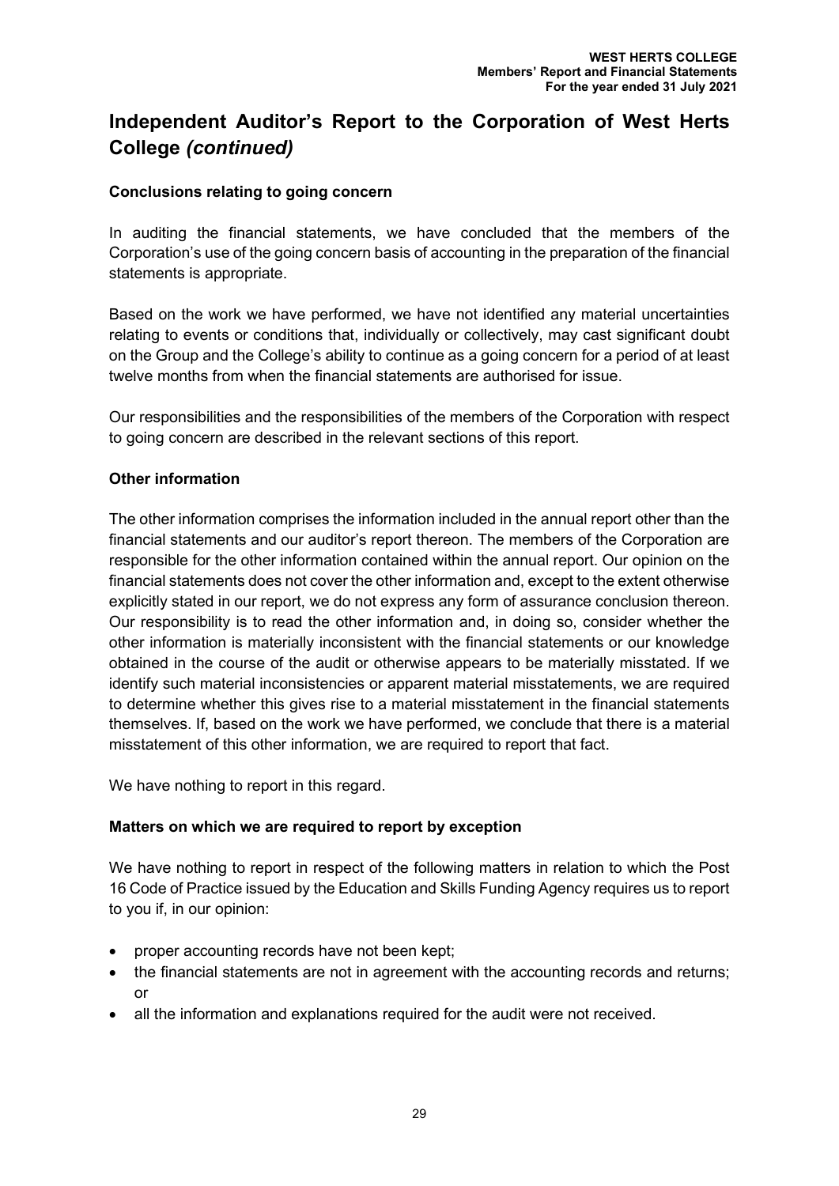# Independent Auditor's Report to the Corporation of West Herts College *(continued)*

### Conclusions relating to going concern

In auditing the financial statements, we have concluded that the members of the Corporation's use of the going concern basis of accounting in the preparation of the financial statements is appropriate.

Based on the work we have performed, we have not identified any material uncertainties relating to events or conditions that, individually or collectively, may cast significant doubt on the Group and the College's ability to continue as a going concern for a period of at least twelve months from when the financial statements are authorised for issue.

Our responsibilities and the responsibilities of the members of the Corporation with respect to going concern are described in the relevant sections of this report.

### Other information

The other information comprises the information included in the annual report other than the financial statements and our auditor's report thereon. The members of the Corporation are responsible for the other information contained within the annual report. Our opinion on the financial statements does not cover the other information and, except to the extent otherwise explicitly stated in our report, we do not express any form of assurance conclusion thereon. Our responsibility is to read the other information and, in doing so, consider whether the other information is materially inconsistent with the financial statements or our knowledge obtained in the course of the audit or otherwise appears to be materially misstated. If we identify such material inconsistencies or apparent material misstatements, we are required to determine whether this gives rise to a material misstatement in the financial statements themselves. If, based on the work we have performed, we conclude that there is a material misstatement of this other information, we are required to report that fact.

We have nothing to report in this regard.

### Matters on which we are required to report by exception

We have nothing to report in respect of the following matters in relation to which the Post 16 Code of Practice issued by the Education and Skills Funding Agency requires us to report to you if, in our opinion:

- proper accounting records have not been kept;
- the financial statements are not in agreement with the accounting records and returns; or
- all the information and explanations required for the audit were not received.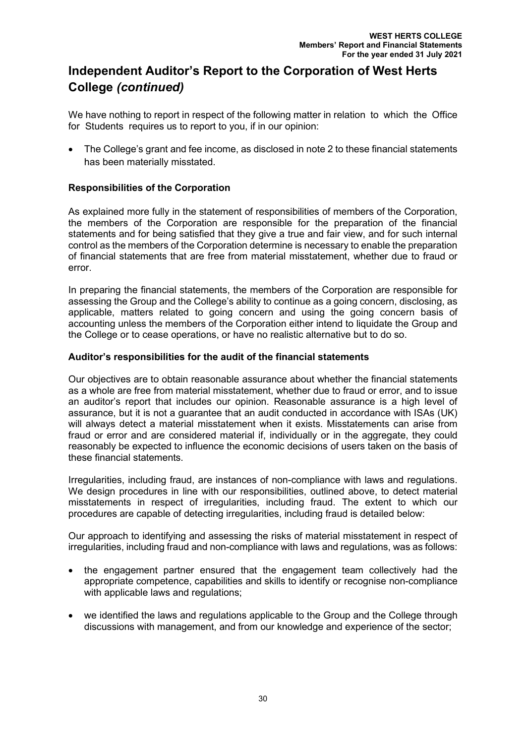# Independent Auditor's Report to the Corporation of West Herts College *(continued)*

We have nothing to report in respect of the following matter in relation to which the Office for Students requires us to report to you, if in our opinion:

- The College's grant and fee income, as disclosed in note 2 to these financial statements has been materially misstated.

### Responsibilities of the Corporation

As explained more fully in the statement of responsibilities of members of the Corporation, the members of the Corporation are responsible for the preparation of the financial statements and for being satisfied that they give a true and fair view, and for such internal control as the members of the Corporation determine is necessary to enable the preparation of financial statements that are free from material misstatement, whether due to fraud or error.

In preparing the financial statements, the members of the Corporation are responsible for assessing the Group and the College's ability to continue as a going concern, disclosing, as applicable, matters related to going concern and using the going concern basis of accounting unless the members of the Corporation either intend to liquidate the Group and the College or to cease operations, or have no realistic alternative but to do so.

### Auditor's responsibilities for the audit of the financial statements

Our objectives are to obtain reasonable assurance about whether the financial statements as a whole are free from material misstatement, whether due to fraud or error, and to issue an auditor's report that includes our opinion. Reasonable assurance is a high level of assurance, but it is not a guarantee that an audit conducted in accordance with ISAs (UK) will always detect a material misstatement when it exists. Misstatements can arise from fraud or error and are considered material if, individually or in the aggregate, they could reasonably be expected to influence the economic decisions of users taken on the basis of these financial statements.

Irregularities, including fraud, are instances of non-compliance with laws and regulations. We design procedures in line with our responsibilities, outlined above, to detect material misstatements in respect of irregularities, including fraud. The extent to which our procedures are capable of detecting irregularities, including fraud is detailed below:

Our approach to identifying and assessing the risks of material misstatement in respect of irregularities, including fraud and non-compliance with laws and regulations, was as follows:

- the engagement partner ensured that the engagement team collectively had the appropriate competence, capabilities and skills to identify or recognise non-compliance with applicable laws and regulations;
- we identified the laws and regulations applicable to the Group and the College through discussions with management, and from our knowledge and experience of the sector;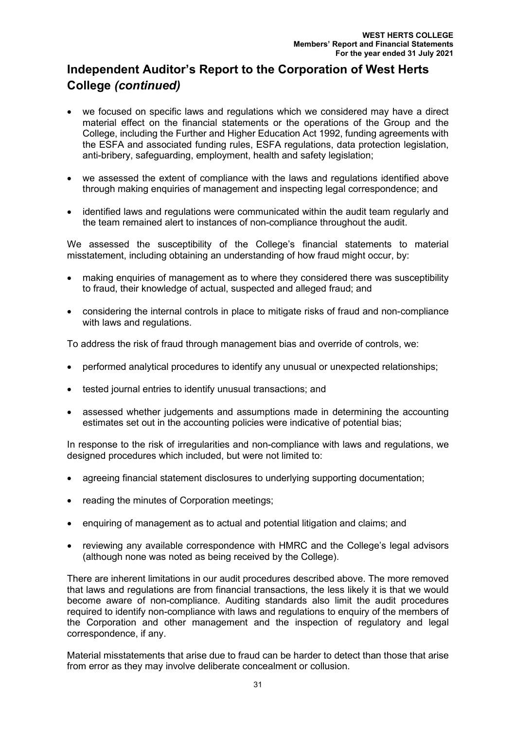# Independent Auditor's Report to the Corporation of West Herts College *(continued)*

- we focused on specific laws and regulations which we considered may have a direct material effect on the financial statements or the operations of the Group and the College, including the Further and Higher Education Act 1992, funding agreements with the ESFA and associated funding rules, ESFA regulations, data protection legislation, anti-bribery, safeguarding, employment, health and safety legislation;
- we assessed the extent of compliance with the laws and regulations identified above through making enquiries of management and inspecting legal correspondence; and
- identified laws and regulations were communicated within the audit team regularly and the team remained alert to instances of non-compliance throughout the audit.

We assessed the susceptibility of the College's financial statements to material misstatement, including obtaining an understanding of how fraud might occur, by:

- making enquiries of management as to where they considered there was susceptibility to fraud, their knowledge of actual, suspected and alleged fraud; and
- considering the internal controls in place to mitigate risks of fraud and non-compliance with laws and regulations.

To address the risk of fraud through management bias and override of controls, we:

- performed analytical procedures to identify any unusual or unexpected relationships;
- tested journal entries to identify unusual transactions; and
- assessed whether judgements and assumptions made in determining the accounting estimates set out in the accounting policies were indicative of potential bias;

In response to the risk of irregularities and non-compliance with laws and regulations, we designed procedures which included, but were not limited to:

- agreeing financial statement disclosures to underlying supporting documentation;
- reading the minutes of Corporation meetings;
- enquiring of management as to actual and potential litigation and claims; and
- reviewing any available correspondence with HMRC and the College's legal advisors (although none was noted as being received by the College).

There are inherent limitations in our audit procedures described above. The more removed that laws and regulations are from financial transactions, the less likely it is that we would become aware of non-compliance. Auditing standards also limit the audit procedures required to identify non-compliance with laws and regulations to enquiry of the members of the Corporation and other management and the inspection of regulatory and legal correspondence, if any.

Material misstatements that arise due to fraud can be harder to detect than those that arise from error as they may involve deliberate concealment or collusion.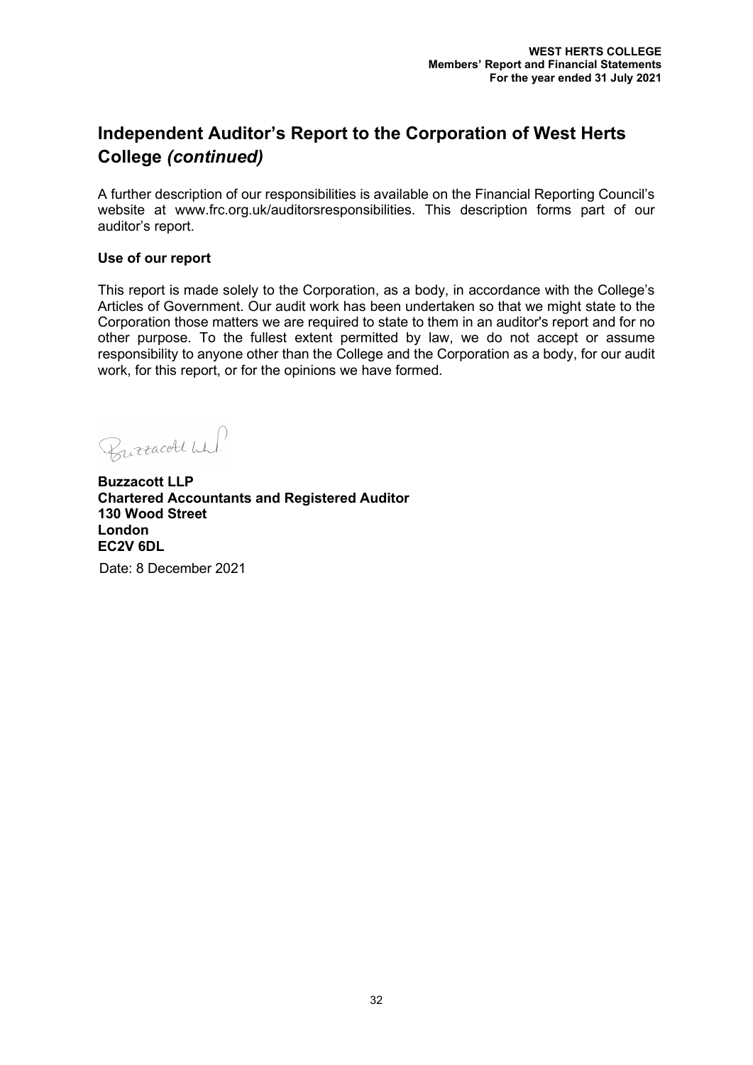# Independent Auditor's Report to the Corporation of West Herts College *(continued)*

A further description of our responsibilities is available on the Financial Reporting Council's website at www.frc.org.uk/auditorsresponsibilities. This description forms part of our auditor's report.

**Use of our report**

This report is made solely to the Corporation, as a body, in accordance with the College's Articles of Government. Our audit work has been undertaken so that we might state to the Corporation those matters we are required to state to them in an auditor's report and for no other purpose. To the fullest extent permitted by law, we do not accept or assume responsibility to anyone other than the College and the Corporation as a body, for our audit work, for this report, or for the opinions we have formed.

Buzzacott LLP

**Buzzacott LLP**
**Chartered Accountants and Registered Auditor**
**130 Wood Street**
**London**
**EC2V 6DL**

Date: 8 December 2021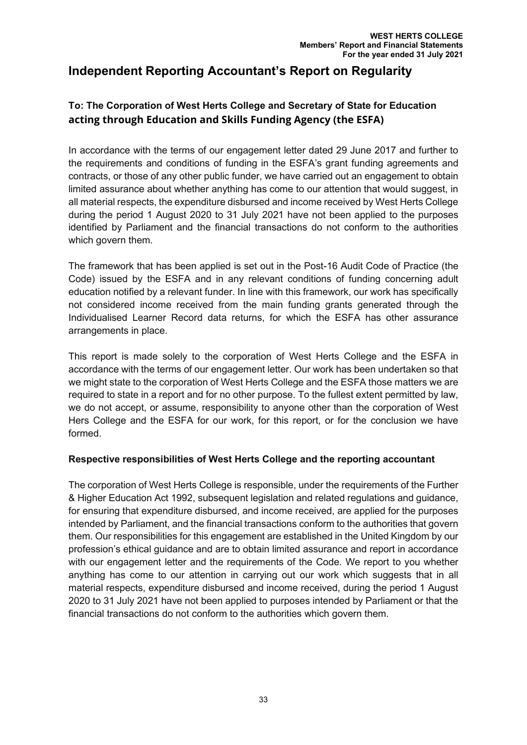# Independent Reporting Accountant's Report on Regularity

### To: The Corporation of West Herts College and Secretary of State for Education acting through Education and Skills Funding Agency (the ESFA)

In accordance with the terms of our engagement letter dated 29 June 2017 and further to the requirements and conditions of funding in the ESFA's grant funding agreements and contracts, or those of any other public funder, we have carried out an engagement to obtain limited assurance about whether anything has come to our attention that would suggest, in all material respects, the expenditure disbursed and income received by West Herts College during the period 1 August 2020 to 31 July 2021 have not been applied to the purposes identified by Parliament and the financial transactions do not conform to the authorities which govern them.

The framework that has been applied is set out in the Post-16 Audit Code of Practice (the Code) issued by the ESFA and in any relevant conditions of funding concerning adult education notified by a relevant funder. In line with this framework, our work has specifically not considered income received from the main funding grants generated through the Individualised Learner Record data returns, for which the ESFA has other assurance arrangements in place.

This report is made solely to the corporation of West Herts College and the ESFA in accordance with the terms of our engagement letter. Our work has been undertaken so that we might state to the corporation of West Herts College and the ESFA those matters we are required to state in a report and for no other purpose. To the fullest extent permitted by law, we do not accept, or assume, responsibility to anyone other than the corporation of West Hers College and the ESFA for our work, for this report, or for the conclusion we have formed.

**Respective responsibilities of West Herts College and the reporting accountant**

The corporation of West Herts College is responsible, under the requirements of the Further & Higher Education Act 1992, subsequent legislation and related regulations and guidance, for ensuring that expenditure disbursed, and income received, are applied for the purposes intended by Parliament, and the financial transactions conform to the authorities that govern them. Our responsibilities for this engagement are established in the United Kingdom by our profession's ethical guidance and are to obtain limited assurance and report in accordance with our engagement letter and the requirements of the Code. We report to you whether anything has come to our attention in carrying out our work which suggests that in all material respects, expenditure disbursed and income received, during the period 1 August 2020 to 31 July 2021 have not been applied to purposes intended by Parliament or that the financial transactions do not conform to the authorities which govern them.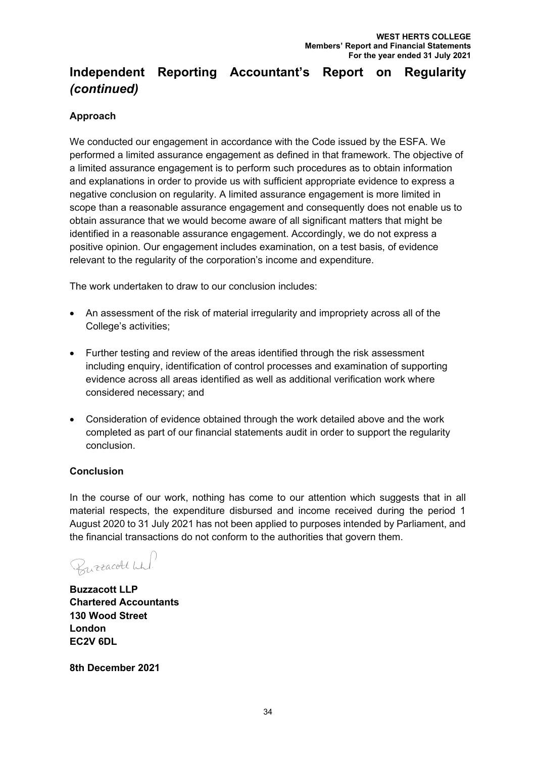# Independent Reporting Accountant's Report on Regularity *(continued)*

**Approach**

We conducted our engagement in accordance with the Code issued by the ESFA. We performed a limited assurance engagement as defined in that framework. The objective of a limited assurance engagement is to perform such procedures as to obtain information and explanations in order to provide us with sufficient appropriate evidence to express a negative conclusion on regularity. A limited assurance engagement is more limited in scope than a reasonable assurance engagement and consequently does not enable us to obtain assurance that we would become aware of all significant matters that might be identified in a reasonable assurance engagement. Accordingly, we do not express a positive opinion. Our engagement includes examination, on a test basis, of evidence relevant to the regularity of the corporation's income and expenditure.

The work undertaken to draw to our conclusion includes:

- An assessment of the risk of material irregularity and impropriety across all of the College's activities;
- Further testing and review of the areas identified through the risk assessment including enquiry, identification of control processes and examination of supporting evidence across all areas identified as well as additional verification work where considered necessary; and
- Consideration of evidence obtained through the work detailed above and the work completed as part of our financial statements audit in order to support the regularity conclusion.

**Conclusion**

In the course of our work, nothing has come to our attention which suggests that in all material respects, the expenditure disbursed and income received during the period 1 August 2020 to 31 July 2021 has not been applied to purposes intended by Parliament, and the financial transactions do not conform to the authorities that govern them.

Buzzacott LLP

**Buzzacott LLP**
**Chartered Accountants**
**130 Wood Street**
**London**
**EC2V 6DL**

**8th December 2021**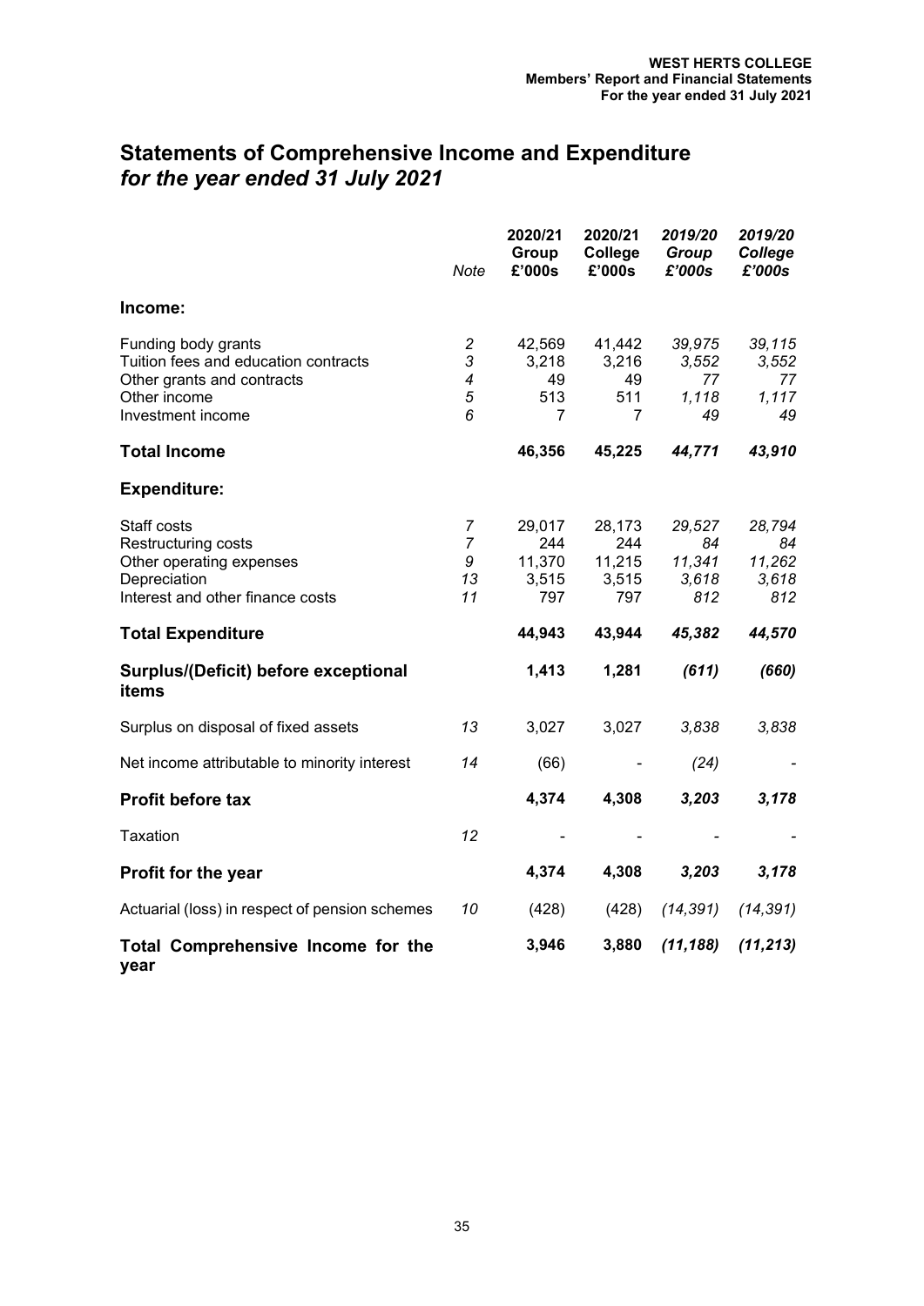# Statements of Comprehensive Income and Expenditure
## *for the year ended 31 July 2021*

| | *Note* | **2020/21 Group £'000s** | **2020/21 College £'000s** | ***2019/20 Group £'000s*** | ***2019/20 College £'000s*** |
|---|---|---|---|---|---|
| **Income:** | | | | | |
| Funding body grants | *2* | 42,569 | 41,442 | *39,975* | *39,115* |
| Tuition fees and education contracts | *3* | 3,218 | 3,216 | *3,552* | *3,552* |
| Other grants and contracts | *4* | 49 | 49 | *77* | *77* |
| Other income | *5* | 513 | 511 | *1,118* | *1,117* |
| Investment income | *6* | 7 | 7 | *49* | *49* |
| **Total Income** | | **46,356** | **45,225** | ***44,771*** | ***43,910*** |
| **Expenditure:** | | | | | |
| Staff costs | *7* | 29,017 | 28,173 | *29,527* | *28,794* |
| Restructuring costs | *7* | 244 | 244 | *84* | *84* |
| Other operating expenses | *9* | 11,370 | 11,215 | *11,341* | *11,262* |
| Depreciation | *13* | 3,515 | 3,515 | *3,618* | *3,618* |
| Interest and other finance costs | *11* | 797 | 797 | *812* | *812* |
| **Total Expenditure** | | **44,943** | **43,944** | ***45,382*** | ***44,570*** |
| **Surplus/(Deficit) before exceptional items** | | **1,413** | **1,281** | ***(611)*** | ***(660)*** |
| Surplus on disposal of fixed assets | *13* | 3,027 | 3,027 | *3,838* | *3,838* |
| Net income attributable to minority interest | *14* | (66) | - | *(24)* | - |
| **Profit before tax** | | **4,374** | **4,308** | ***3,203*** | ***3,178*** |
| Taxation | *12* | - | - | - | - |
| **Profit for the year** | | **4,374** | **4,308** | ***3,203*** | ***3,178*** |
| Actuarial (loss) in respect of pension schemes | *10* | (428) | (428) | *(14,391)* | *(14,391)* |
| **Total Comprehensive Income for the year** | | **3,946** | **3,880** | ***(11,188)*** | ***(11,213)*** |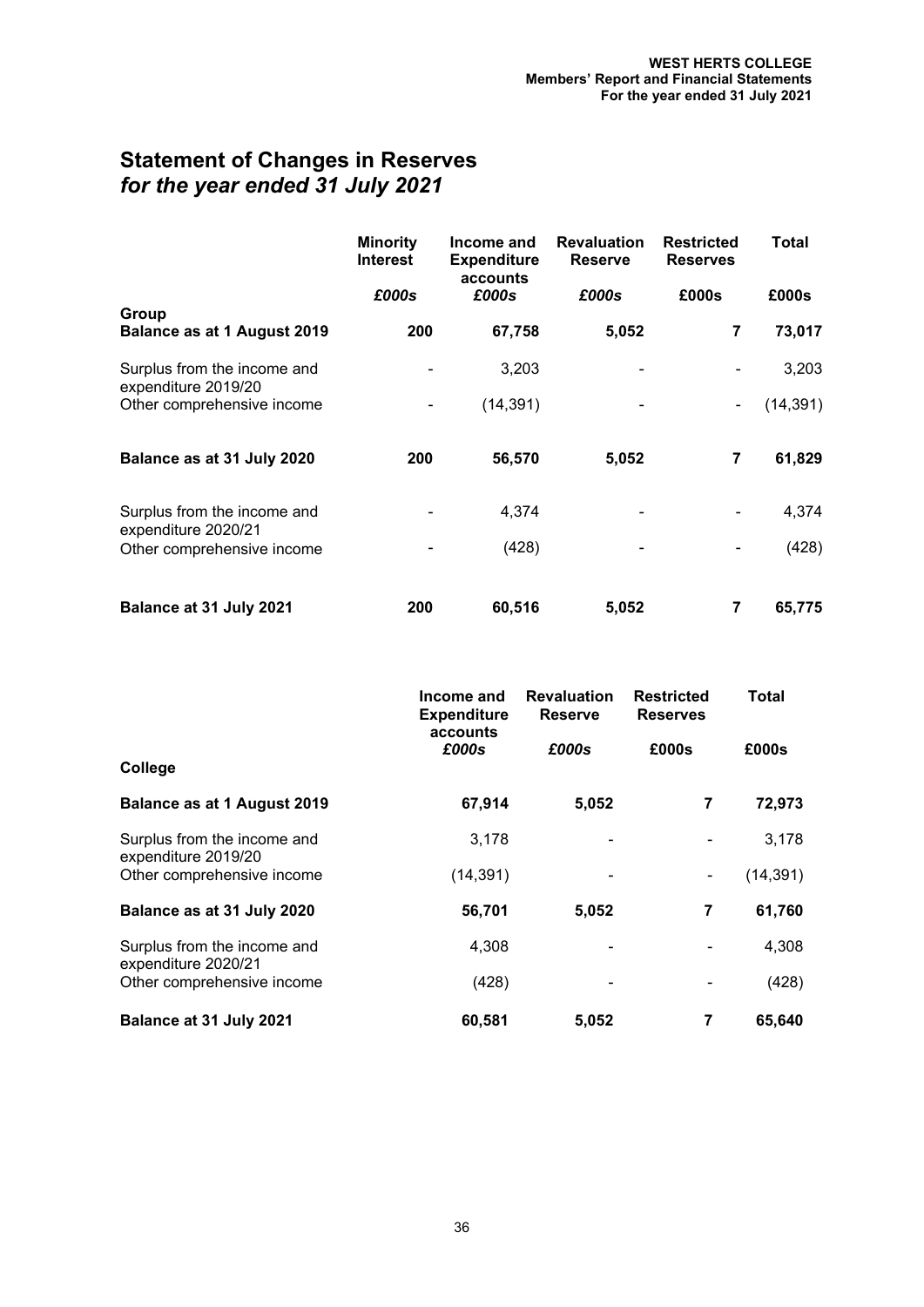# Statement of Changes in Reserves
## *for the year ended 31 July 2021*

| | Minority Interest | Income and Expenditure accounts | Revaluation Reserve | Restricted Reserves | Total |
|---|---|---|---|---|---|
| | *£000s* | *£000s* | *£000s* | £000s | £000s |
| **Group** | | | | | |
| **Balance as at 1 August 2019** | **200** | **67,758** | **5,052** | **7** | **73,017** |
| Surplus from the income and expenditure 2019/20 | - | 3,203 | - | - | 3,203 |
| Other comprehensive income | - | (14,391) | - | - | (14,391) |
| **Balance as at 31 July 2020** | **200** | **56,570** | **5,052** | **7** | **61,829** |
| Surplus from the income and expenditure 2020/21 | - | 4,374 | - | - | 4,374 |
| Other comprehensive income | - | (428) | - | - | (428) |
| **Balance at 31 July 2021** | **200** | **60,516** | **5,052** | **7** | **65,775** |

| | Income and Expenditure accounts | Revaluation Reserve | Restricted Reserves | Total |
|---|---|---|---|---|
| | *£000s* | *£000s* | £000s | £000s |
| **College** | | | | |
| **Balance as at 1 August 2019** | **67,914** | **5,052** | **7** | **72,973** |
| Surplus from the income and expenditure 2019/20 | 3,178 | - | - | 3,178 |
| Other comprehensive income | (14,391) | - | - | (14,391) |
| **Balance as at 31 July 2020** | **56,701** | **5,052** | **7** | **61,760** |
| Surplus from the income and expenditure 2020/21 | 4,308 | - | - | 4,308 |
| Other comprehensive income | (428) | - | - | (428) |
| **Balance at 31 July 2021** | **60,581** | **5,052** | **7** | **65,640** |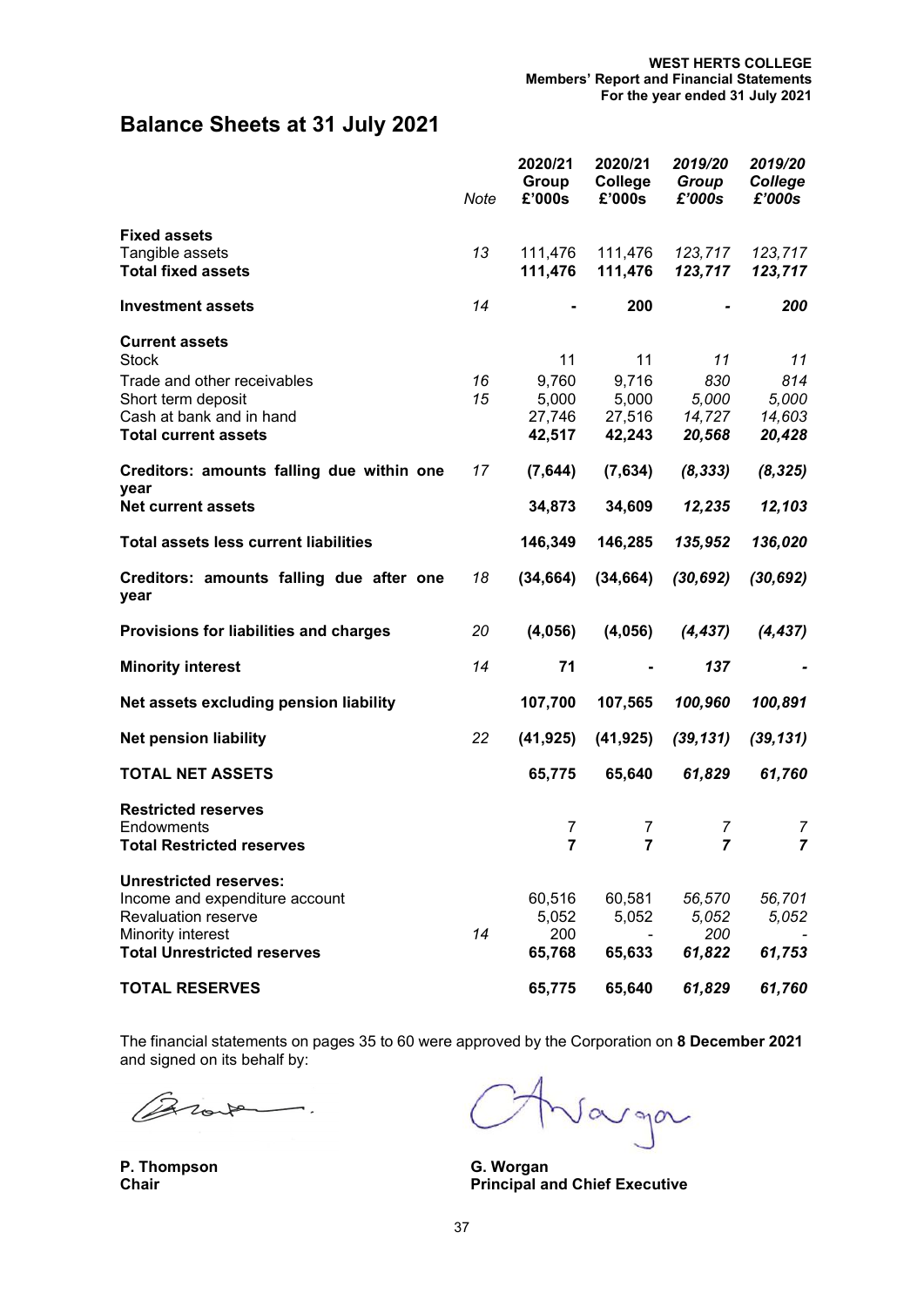# Balance Sheets at 31 July 2021

| | Note | 2020/21 Group £'000s | 2020/21 College £'000s | *2019/20 Group £'000s* | *2019/20 College £'000s* |
|---|---|---|---|---|---|
| **Fixed assets** | | | | | |
| Tangible assets | *13* | 111,476 | 111,476 | *123,717* | *123,717* |
| **Total fixed assets** | | **111,476** | **111,476** | ***123,717*** | ***123,717*** |
| | | | | | |
| **Investment assets** | *14* | **-** | **200** | ***-*** | ***200*** |
| | | | | | |
| **Current assets** | | | | | |
| Stock | | 11 | 11 | *11* | *11* |
| Trade and other receivables | *16* | 9,760 | 9,716 | *830* | *814* |
| Short term deposit | *15* | 5,000 | 5,000 | *5,000* | *5,000* |
| Cash at bank and in hand | | 27,746 | 27,516 | *14,727* | *14,603* |
| **Total current assets** | | **42,517** | **42,243** | ***20,568*** | ***20,428*** |
| | | | | | |
| **Creditors: amounts falling due within one year** | *17* | **(7,644)** | **(7,634)** | ***(8,333)*** | ***(8,325)*** |
| **Net current assets** | | **34,873** | **34,609** | ***12,235*** | ***12,103*** |
| | | | | | |
| **Total assets less current liabilities** | | **146,349** | **146,285** | ***135,952*** | ***136,020*** |
| | | | | | |
| **Creditors: amounts falling due after one year** | *18* | **(34,664)** | **(34,664)** | ***(30,692)*** | ***(30,692)*** |
| | | | | | |
| **Provisions for liabilities and charges** | *20* | **(4,056)** | **(4,056)** | ***(4,437)*** | ***(4,437)*** |
| | | | | | |
| **Minority interest** | *14* | **71** | **-** | ***137*** | ***-*** |
| | | | | | |
| **Net assets excluding pension liability** | | **107,700** | **107,565** | ***100,960*** | ***100,891*** |
| | | | | | |
| **Net pension liability** | *22* | **(41,925)** | **(41,925)** | ***(39,131)*** | ***(39,131)*** |
| | | | | | |
| **TOTAL NET ASSETS** | | **65,775** | **65,640** | ***61,829*** | ***61,760*** |
| | | | | | |
| **Restricted reserves** | | | | | |
| Endowments | | 7 | 7 | *7* | *7* |
| **Total Restricted reserves** | | **7** | **7** | ***7*** | ***7*** |
| | | | | | |
| **Unrestricted reserves:** | | | | | |
| Income and expenditure account | | 60,516 | 60,581 | *56,570* | *56,701* |
| Revaluation reserve | | 5,052 | 5,052 | *5,052* | *5,052* |
| Minority interest | *14* | 200 | - | *200* | *-* |
| **Total Unrestricted reserves** | | **65,768** | **65,633** | ***61,822*** | ***61,753*** |
| | | | | | |
| **TOTAL RESERVES** | | **65,775** | **65,640** | ***61,829*** | ***61,760*** |

The financial statements on pages 35 to 60 were approved by the Corporation on **8 December 2021** and signed on its behalf by:

**P. Thompson**
**Chair**

**G. Worgan**
**Principal and Chief Executive**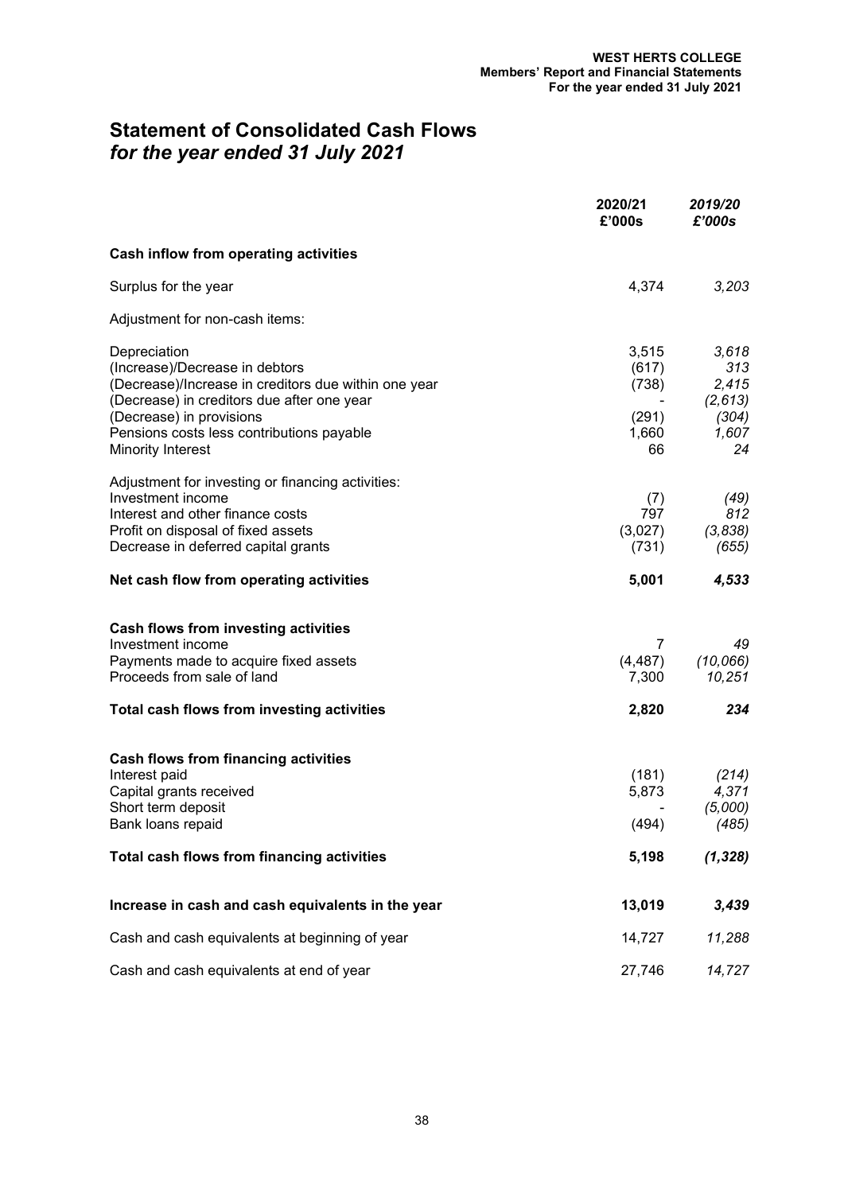# Statement of Consolidated Cash Flows
## *for the year ended 31 July 2021*

| | 2020/21 £'000s | *2019/20 £'000s* |
|---|---|---|
| **Cash inflow from operating activities** | | |
| Surplus for the year | 4,374 | *3,203* |
| Adjustment for non-cash items: | | |
| Depreciation | 3,515 | *3,618* |
| (Increase)/Decrease in debtors | (617) | *313* |
| (Decrease)/Increase in creditors due within one year | (738) | *2,415* |
| (Decrease) in creditors due after one year | - | *(2,613)* |
| (Decrease) in provisions | (291) | *(304)* |
| Pensions costs less contributions payable | 1,660 | *1,607* |
| Minority Interest | 66 | *24* |
| Adjustment for investing or financing activities: | | |
| Investment income | (7) | *(49)* |
| Interest and other finance costs | 797 | *812* |
| Profit on disposal of fixed assets | (3,027) | *(3,838)* |
| Decrease in deferred capital grants | (731) | *(655)* |
| **Net cash flow from operating activities** | **5,001** | ***4,533*** |
| **Cash flows from investing activities** | | |
| Investment income | 7 | *49* |
| Payments made to acquire fixed assets | (4,487) | *(10,066)* |
| Proceeds from sale of land | 7,300 | *10,251* |
| **Total cash flows from investing activities** | **2,820** | ***234*** |
| **Cash flows from financing activities** | | |
| Interest paid | (181) | *(214)* |
| Capital grants received | 5,873 | *4,371* |
| Short term deposit | - | *(5,000)* |
| Bank loans repaid | (494) | *(485)* |
| **Total cash flows from financing activities** | **5,198** | ***(1,328)*** |
| **Increase in cash and cash equivalents in the year** | **13,019** | ***3,439*** |
| Cash and cash equivalents at beginning of year | 14,727 | *11,288* |
| Cash and cash equivalents at end of year | 27,746 | *14,727* |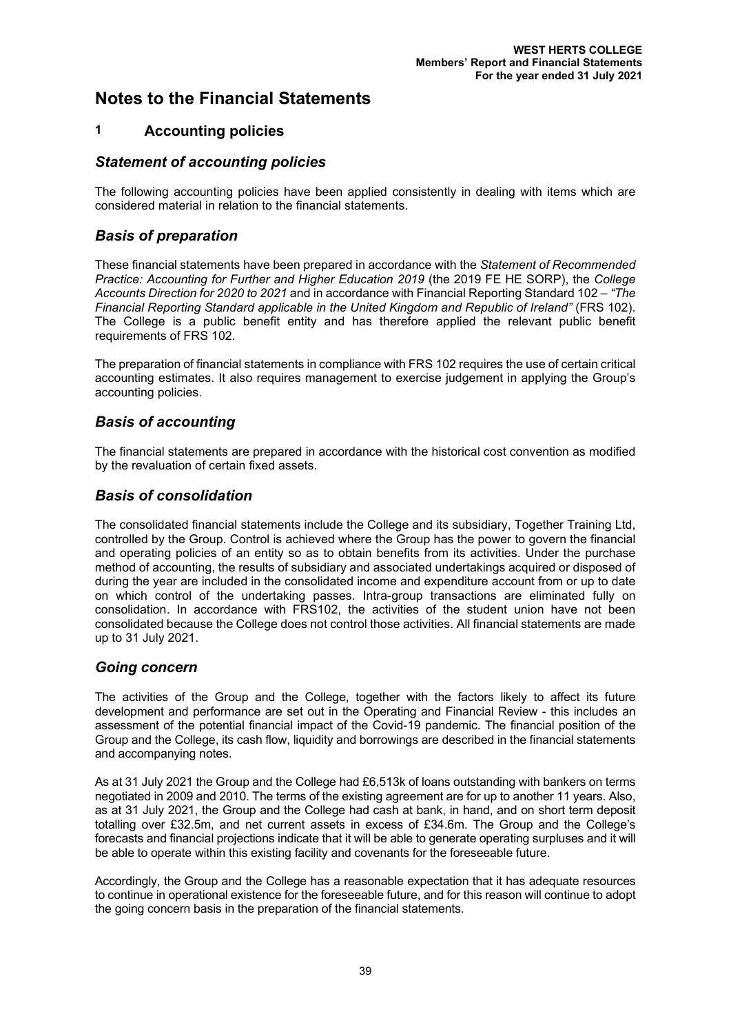# Notes to the Financial Statements

## 1 Accounting policies

### *Statement of accounting policies*

The following accounting policies have been applied consistently in dealing with items which are considered material in relation to the financial statements.

### *Basis of preparation*

These financial statements have been prepared in accordance with the *Statement of Recommended Practice: Accounting for Further and Higher Education 2019* (the 2019 FE HE SORP), the *College Accounts Direction for 2020 to 2021* and in accordance with Financial Reporting Standard 102 – *"The Financial Reporting Standard applicable in the United Kingdom and Republic of Ireland"* (FRS 102). The College is a public benefit entity and has therefore applied the relevant public benefit requirements of FRS 102.

The preparation of financial statements in compliance with FRS 102 requires the use of certain critical accounting estimates. It also requires management to exercise judgement in applying the Group's accounting policies.

### *Basis of accounting*

The financial statements are prepared in accordance with the historical cost convention as modified by the revaluation of certain fixed assets.

### *Basis of consolidation*

The consolidated financial statements include the College and its subsidiary, Together Training Ltd, controlled by the Group. Control is achieved where the Group has the power to govern the financial and operating policies of an entity so as to obtain benefits from its activities. Under the purchase method of accounting, the results of subsidiary and associated undertakings acquired or disposed of during the year are included in the consolidated income and expenditure account from or up to date on which control of the undertaking passes. Intra-group transactions are eliminated fully on consolidation. In accordance with FRS102, the activities of the student union have not been consolidated because the College does not control those activities. All financial statements are made up to 31 July 2021.

### *Going concern*

The activities of the Group and the College, together with the factors likely to affect its future development and performance are set out in the Operating and Financial Review - this includes an assessment of the potential financial impact of the Covid-19 pandemic. The financial position of the Group and the College, its cash flow, liquidity and borrowings are described in the financial statements and accompanying notes.

As at 31 July 2021 the Group and the College had £6,513k of loans outstanding with bankers on terms negotiated in 2009 and 2010. The terms of the existing agreement are for up to another 11 years. Also, as at 31 July 2021, the Group and the College had cash at bank, in hand, and on short term deposit totalling over £32.5m, and net current assets in excess of £34.6m. The Group and the College's forecasts and financial projections indicate that it will be able to generate operating surpluses and it will be able to operate within this existing facility and covenants for the foreseeable future.

Accordingly, the Group and the College has a reasonable expectation that it has adequate resources to continue in operational existence for the foreseeable future, and for this reason will continue to adopt the going concern basis in the preparation of the financial statements.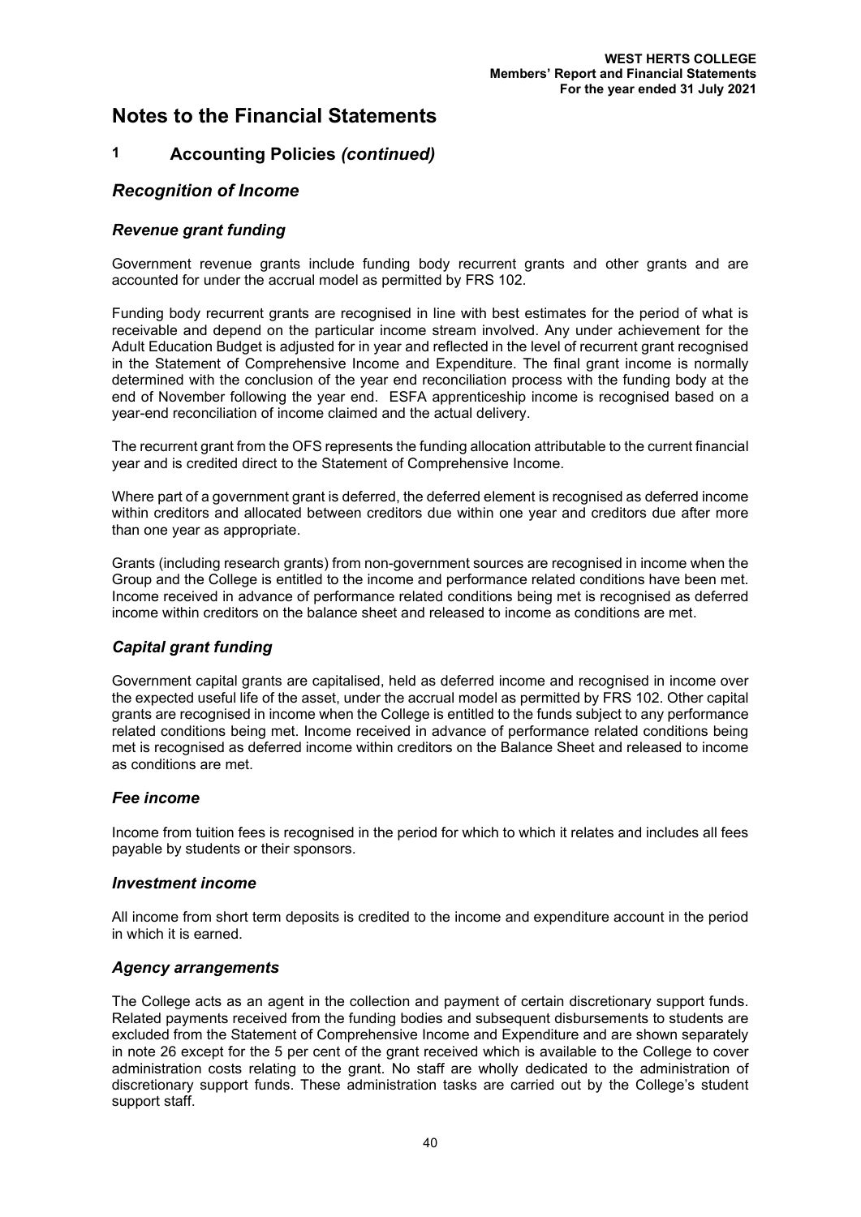# Notes to the Financial Statements

## 1 Accounting Policies *(continued)*

### *Recognition of Income*

#### *Revenue grant funding*

Government revenue grants include funding body recurrent grants and other grants and are accounted for under the accrual model as permitted by FRS 102.

Funding body recurrent grants are recognised in line with best estimates for the period of what is receivable and depend on the particular income stream involved. Any under achievement for the Adult Education Budget is adjusted for in year and reflected in the level of recurrent grant recognised in the Statement of Comprehensive Income and Expenditure. The final grant income is normally determined with the conclusion of the year end reconciliation process with the funding body at the end of November following the year end. ESFA apprenticeship income is recognised based on a year-end reconciliation of income claimed and the actual delivery.

The recurrent grant from the OFS represents the funding allocation attributable to the current financial year and is credited direct to the Statement of Comprehensive Income.

Where part of a government grant is deferred, the deferred element is recognised as deferred income within creditors and allocated between creditors due within one year and creditors due after more than one year as appropriate.

Grants (including research grants) from non-government sources are recognised in income when the Group and the College is entitled to the income and performance related conditions have been met. Income received in advance of performance related conditions being met is recognised as deferred income within creditors on the balance sheet and released to income as conditions are met.

#### *Capital grant funding*

Government capital grants are capitalised, held as deferred income and recognised in income over the expected useful life of the asset, under the accrual model as permitted by FRS 102. Other capital grants are recognised in income when the College is entitled to the funds subject to any performance related conditions being met. Income received in advance of performance related conditions being met is recognised as deferred income within creditors on the Balance Sheet and released to income as conditions are met.

#### *Fee income*

Income from tuition fees is recognised in the period for which to which it relates and includes all fees payable by students or their sponsors.

#### *Investment income*

All income from short term deposits is credited to the income and expenditure account in the period in which it is earned.

#### *Agency arrangements*

The College acts as an agent in the collection and payment of certain discretionary support funds. Related payments received from the funding bodies and subsequent disbursements to students are excluded from the Statement of Comprehensive Income and Expenditure and are shown separately in note 26 except for the 5 per cent of the grant received which is available to the College to cover administration costs relating to the grant. No staff are wholly dedicated to the administration of discretionary support funds. These administration tasks are carried out by the College's student support staff.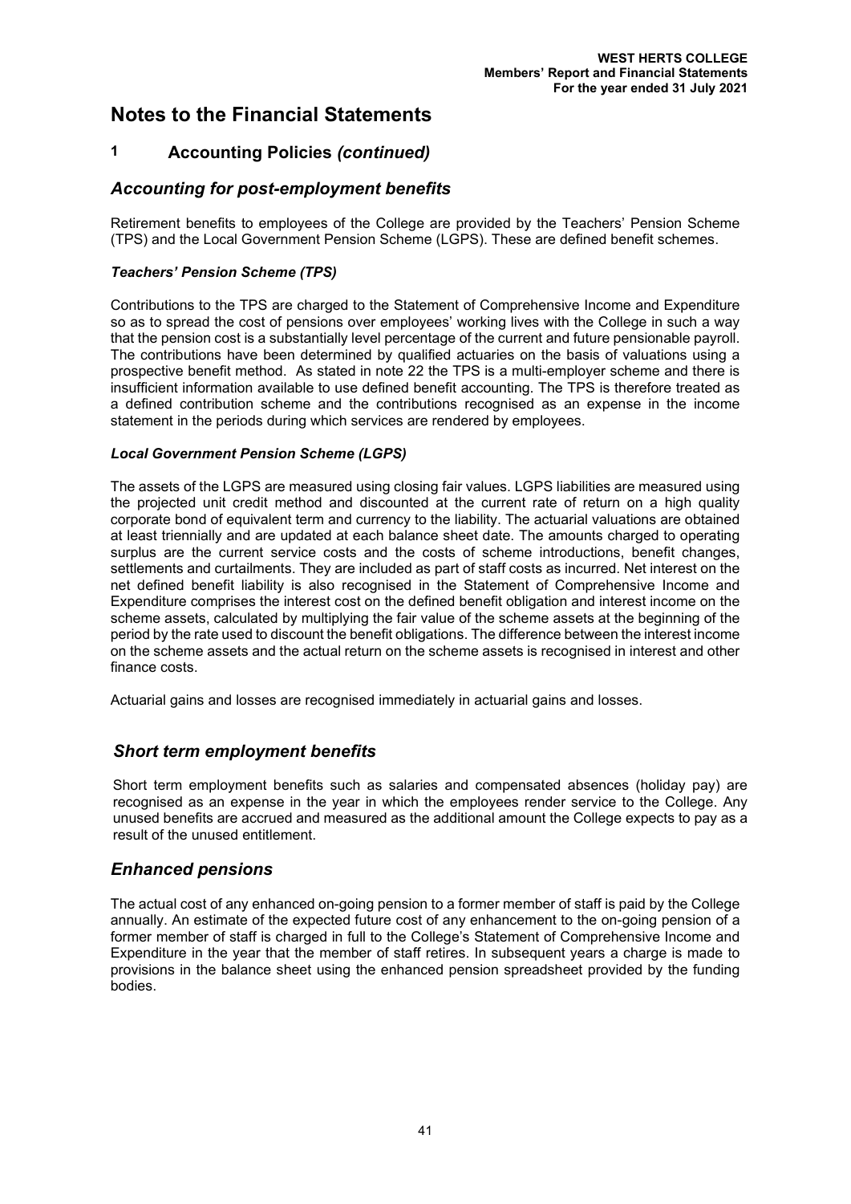# Notes to the Financial Statements

## 1 Accounting Policies *(continued)*

### *Accounting for post-employment benefits*

Retirement benefits to employees of the College are provided by the Teachers' Pension Scheme (TPS) and the Local Government Pension Scheme (LGPS). These are defined benefit schemes.

#### *Teachers' Pension Scheme (TPS)*

Contributions to the TPS are charged to the Statement of Comprehensive Income and Expenditure so as to spread the cost of pensions over employees' working lives with the College in such a way that the pension cost is a substantially level percentage of the current and future pensionable payroll. The contributions have been determined by qualified actuaries on the basis of valuations using a prospective benefit method. As stated in note 22 the TPS is a multi-employer scheme and there is insufficient information available to use defined benefit accounting. The TPS is therefore treated as a defined contribution scheme and the contributions recognised as an expense in the income statement in the periods during which services are rendered by employees.

#### *Local Government Pension Scheme (LGPS)*

The assets of the LGPS are measured using closing fair values. LGPS liabilities are measured using the projected unit credit method and discounted at the current rate of return on a high quality corporate bond of equivalent term and currency to the liability. The actuarial valuations are obtained at least triennially and are updated at each balance sheet date. The amounts charged to operating surplus are the current service costs and the costs of scheme introductions, benefit changes, settlements and curtailments. They are included as part of staff costs as incurred. Net interest on the net defined benefit liability is also recognised in the Statement of Comprehensive Income and Expenditure comprises the interest cost on the defined benefit obligation and interest income on the scheme assets, calculated by multiplying the fair value of the scheme assets at the beginning of the period by the rate used to discount the benefit obligations. The difference between the interest income on the scheme assets and the actual return on the scheme assets is recognised in interest and other finance costs.

Actuarial gains and losses are recognised immediately in actuarial gains and losses.

### *Short term employment benefits*

Short term employment benefits such as salaries and compensated absences (holiday pay) are recognised as an expense in the year in which the employees render service to the College. Any unused benefits are accrued and measured as the additional amount the College expects to pay as a result of the unused entitlement.

### *Enhanced pensions*

The actual cost of any enhanced on-going pension to a former member of staff is paid by the College annually. An estimate of the expected future cost of any enhancement to the on-going pension of a former member of staff is charged in full to the College's Statement of Comprehensive Income and Expenditure in the year that the member of staff retires. In subsequent years a charge is made to provisions in the balance sheet using the enhanced pension spreadsheet provided by the funding bodies.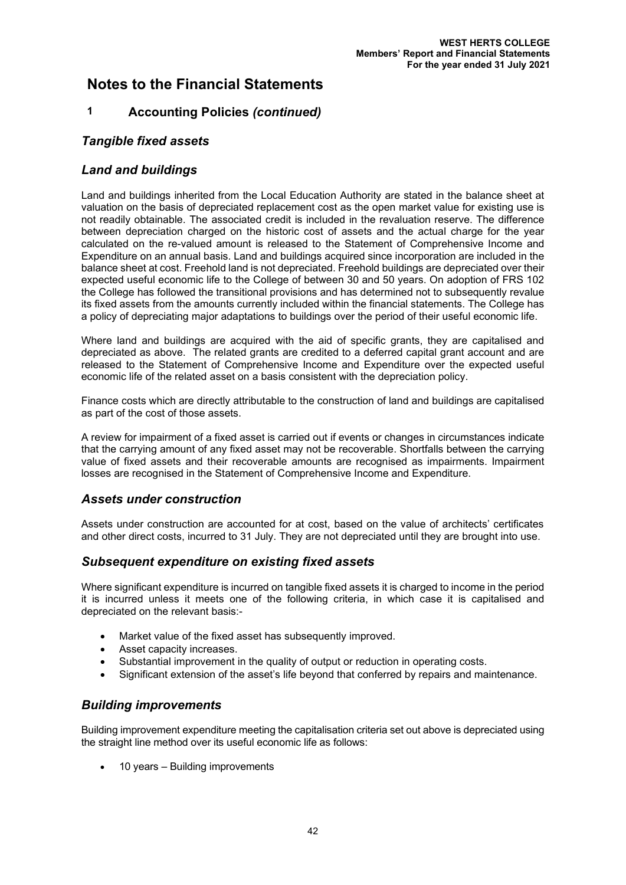# Notes to the Financial Statements

## 1 Accounting Policies *(continued)*

### *Tangible fixed assets*

### *Land and buildings*

Land and buildings inherited from the Local Education Authority are stated in the balance sheet at valuation on the basis of depreciated replacement cost as the open market value for existing use is not readily obtainable. The associated credit is included in the revaluation reserve. The difference between depreciation charged on the historic cost of assets and the actual charge for the year calculated on the re-valued amount is released to the Statement of Comprehensive Income and Expenditure on an annual basis. Land and buildings acquired since incorporation are included in the balance sheet at cost. Freehold land is not depreciated. Freehold buildings are depreciated over their expected useful economic life to the College of between 30 and 50 years. On adoption of FRS 102 the College has followed the transitional provisions and has determined not to subsequently revalue its fixed assets from the amounts currently included within the financial statements. The College has a policy of depreciating major adaptations to buildings over the period of their useful economic life.

Where land and buildings are acquired with the aid of specific grants, they are capitalised and depreciated as above. The related grants are credited to a deferred capital grant account and are released to the Statement of Comprehensive Income and Expenditure over the expected useful economic life of the related asset on a basis consistent with the depreciation policy.

Finance costs which are directly attributable to the construction of land and buildings are capitalised as part of the cost of those assets.

A review for impairment of a fixed asset is carried out if events or changes in circumstances indicate that the carrying amount of any fixed asset may not be recoverable. Shortfalls between the carrying value of fixed assets and their recoverable amounts are recognised as impairments. Impairment losses are recognised in the Statement of Comprehensive Income and Expenditure.

### *Assets under construction*

Assets under construction are accounted for at cost, based on the value of architects' certificates and other direct costs, incurred to 31 July. They are not depreciated until they are brought into use.

### *Subsequent expenditure on existing fixed assets*

Where significant expenditure is incurred on tangible fixed assets it is charged to income in the period it is incurred unless it meets one of the following criteria, in which case it is capitalised and depreciated on the relevant basis:-

- Market value of the fixed asset has subsequently improved.
- Asset capacity increases.
- Substantial improvement in the quality of output or reduction in operating costs.
- Significant extension of the asset's life beyond that conferred by repairs and maintenance.

### *Building improvements*

Building improvement expenditure meeting the capitalisation criteria set out above is depreciated using the straight line method over its useful economic life as follows:

- 10 years – Building improvements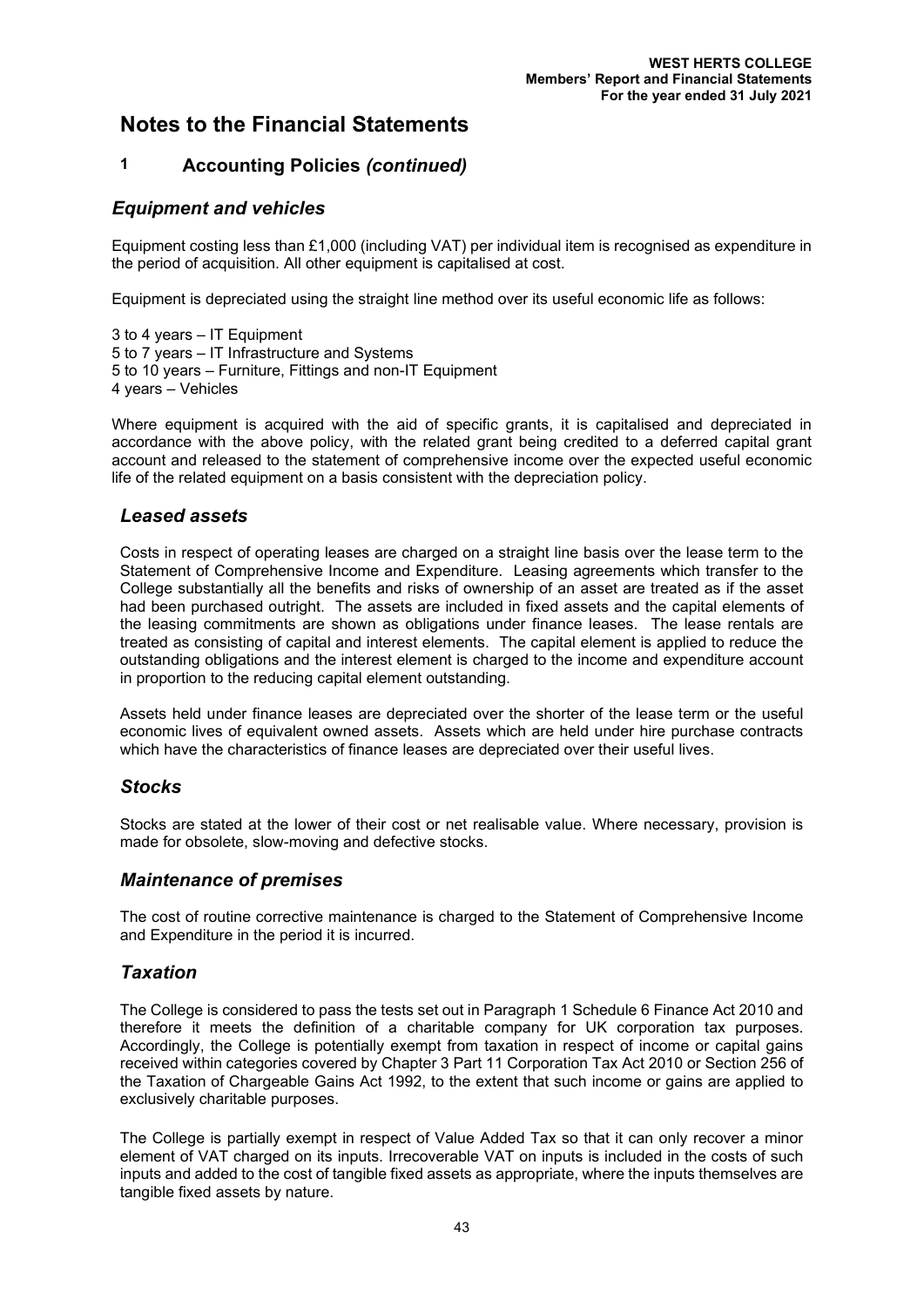# Notes to the Financial Statements

## 1 Accounting Policies *(continued)*

### *Equipment and vehicles*

Equipment costing less than £1,000 (including VAT) per individual item is recognised as expenditure in the period of acquisition. All other equipment is capitalised at cost.

Equipment is depreciated using the straight line method over its useful economic life as follows:

3 to 4 years – IT Equipment
5 to 7 years – IT Infrastructure and Systems
5 to 10 years – Furniture, Fittings and non-IT Equipment
4 years – Vehicles

Where equipment is acquired with the aid of specific grants, it is capitalised and depreciated in accordance with the above policy, with the related grant being credited to a deferred capital grant account and released to the statement of comprehensive income over the expected useful economic life of the related equipment on a basis consistent with the depreciation policy.

### *Leased assets*

Costs in respect of operating leases are charged on a straight line basis over the lease term to the Statement of Comprehensive Income and Expenditure. Leasing agreements which transfer to the College substantially all the benefits and risks of ownership of an asset are treated as if the asset had been purchased outright. The assets are included in fixed assets and the capital elements of the leasing commitments are shown as obligations under finance leases. The lease rentals are treated as consisting of capital and interest elements. The capital element is applied to reduce the outstanding obligations and the interest element is charged to the income and expenditure account in proportion to the reducing capital element outstanding.

Assets held under finance leases are depreciated over the shorter of the lease term or the useful economic lives of equivalent owned assets. Assets which are held under hire purchase contracts which have the characteristics of finance leases are depreciated over their useful lives.

### *Stocks*

Stocks are stated at the lower of their cost or net realisable value. Where necessary, provision is made for obsolete, slow-moving and defective stocks.

### *Maintenance of premises*

The cost of routine corrective maintenance is charged to the Statement of Comprehensive Income and Expenditure in the period it is incurred.

### *Taxation*

The College is considered to pass the tests set out in Paragraph 1 Schedule 6 Finance Act 2010 and therefore it meets the definition of a charitable company for UK corporation tax purposes. Accordingly, the College is potentially exempt from taxation in respect of income or capital gains received within categories covered by Chapter 3 Part 11 Corporation Tax Act 2010 or Section 256 of the Taxation of Chargeable Gains Act 1992, to the extent that such income or gains are applied to exclusively charitable purposes.

The College is partially exempt in respect of Value Added Tax so that it can only recover a minor element of VAT charged on its inputs. Irrecoverable VAT on inputs is included in the costs of such inputs and added to the cost of tangible fixed assets as appropriate, where the inputs themselves are tangible fixed assets by nature.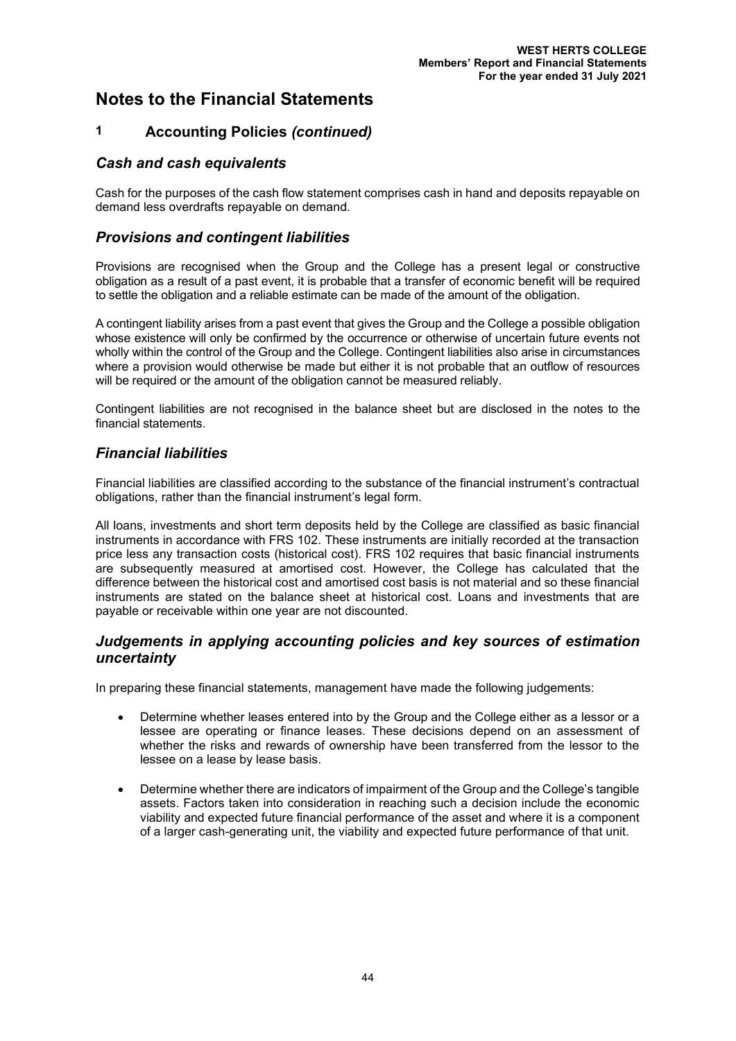# Notes to the Financial Statements

## 1 Accounting Policies *(continued)*

### *Cash and cash equivalents*

Cash for the purposes of the cash flow statement comprises cash in hand and deposits repayable on demand less overdrafts repayable on demand.

### *Provisions and contingent liabilities*

Provisions are recognised when the Group and the College has a present legal or constructive obligation as a result of a past event, it is probable that a transfer of economic benefit will be required to settle the obligation and a reliable estimate can be made of the amount of the obligation.

A contingent liability arises from a past event that gives the Group and the College a possible obligation whose existence will only be confirmed by the occurrence or otherwise of uncertain future events not wholly within the control of the Group and the College. Contingent liabilities also arise in circumstances where a provision would otherwise be made but either it is not probable that an outflow of resources will be required or the amount of the obligation cannot be measured reliably.

Contingent liabilities are not recognised in the balance sheet but are disclosed in the notes to the financial statements.

### *Financial liabilities*

Financial liabilities are classified according to the substance of the financial instrument's contractual obligations, rather than the financial instrument's legal form.

All loans, investments and short term deposits held by the College are classified as basic financial instruments in accordance with FRS 102. These instruments are initially recorded at the transaction price less any transaction costs (historical cost). FRS 102 requires that basic financial instruments are subsequently measured at amortised cost. However, the College has calculated that the difference between the historical cost and amortised cost basis is not material and so these financial instruments are stated on the balance sheet at historical cost. Loans and investments that are payable or receivable within one year are not discounted.

### *Judgements in applying accounting policies and key sources of estimation uncertainty*

In preparing these financial statements, management have made the following judgements:

- Determine whether leases entered into by the Group and the College either as a lessor or a lessee are operating or finance leases. These decisions depend on an assessment of whether the risks and rewards of ownership have been transferred from the lessor to the lessee on a lease by lease basis.
- Determine whether there are indicators of impairment of the Group and the College's tangible assets. Factors taken into consideration in reaching such a decision include the economic viability and expected future financial performance of the asset and where it is a component of a larger cash-generating unit, the viability and expected future performance of that unit.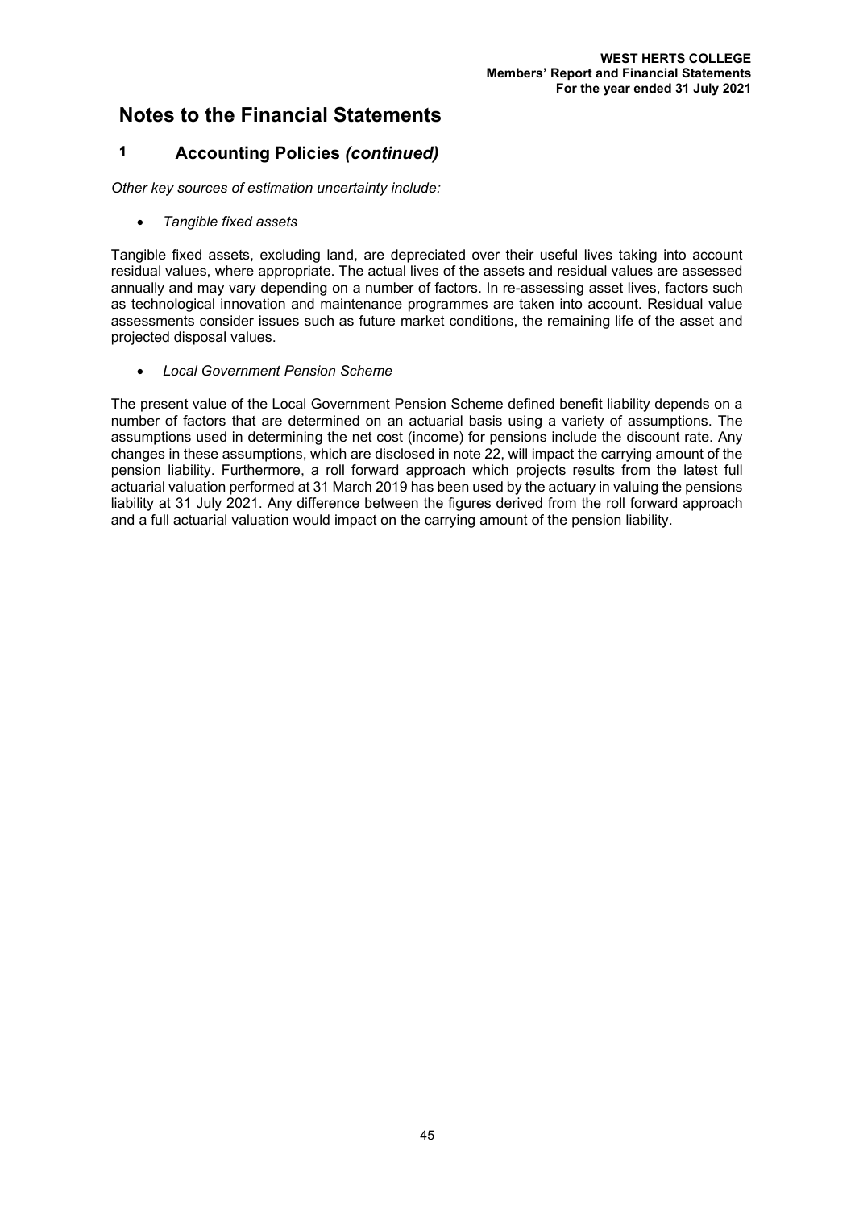# Notes to the Financial Statements

## 1 Accounting Policies *(continued)*

*Other key sources of estimation uncertainty include:*

- *Tangible fixed assets*

Tangible fixed assets, excluding land, are depreciated over their useful lives taking into account residual values, where appropriate. The actual lives of the assets and residual values are assessed annually and may vary depending on a number of factors. In re-assessing asset lives, factors such as technological innovation and maintenance programmes are taken into account. Residual value assessments consider issues such as future market conditions, the remaining life of the asset and projected disposal values.

- *Local Government Pension Scheme*

The present value of the Local Government Pension Scheme defined benefit liability depends on a number of factors that are determined on an actuarial basis using a variety of assumptions. The assumptions used in determining the net cost (income) for pensions include the discount rate. Any changes in these assumptions, which are disclosed in note 22, will impact the carrying amount of the pension liability. Furthermore, a roll forward approach which projects results from the latest full actuarial valuation performed at 31 March 2019 has been used by the actuary in valuing the pensions liability at 31 July 2021. Any difference between the figures derived from the roll forward approach and a full actuarial valuation would impact on the carrying amount of the pension liability.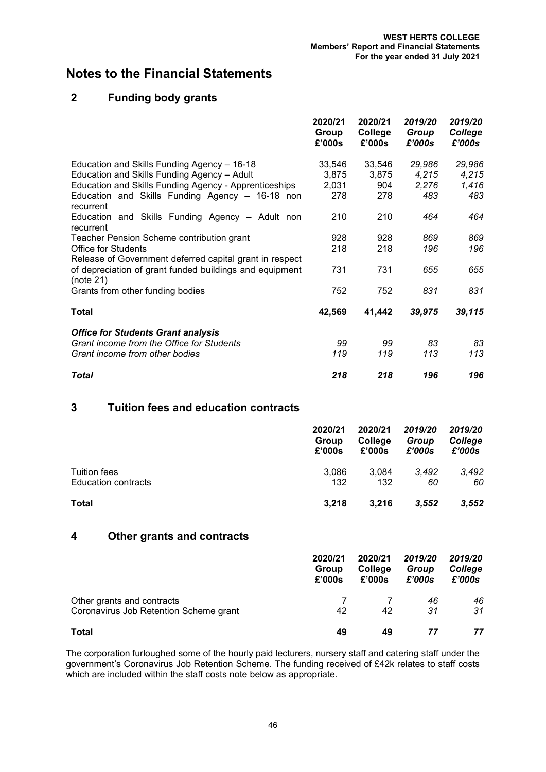# Notes to the Financial Statements

## 2 Funding body grants

| | 2020/21 Group £'000s | 2020/21 College £'000s | *2019/20 Group £'000s* | *2019/20 College £'000s* |
|---|---|---|---|---|
| Education and Skills Funding Agency – 16-18 | 33,546 | 33,546 | *29,986* | *29,986* |
| Education and Skills Funding Agency – Adult | 3,875 | 3,875 | *4,215* | *4,215* |
| Education and Skills Funding Agency - Apprenticeships | 2,031 | 904 | *2,276* | *1,416* |
| Education and Skills Funding Agency – 16-18 non recurrent | 278 | 278 | *483* | *483* |
| Education and Skills Funding Agency – Adult non recurrent | 210 | 210 | *464* | *464* |
| Teacher Pension Scheme contribution grant | 928 | 928 | *869* | *869* |
| Office for Students | 218 | 218 | *196* | *196* |
| Release of Government deferred capital grant in respect of depreciation of grant funded buildings and equipment (note 21) | 731 | 731 | *655* | *655* |
| Grants from other funding bodies | 752 | 752 | *831* | *831* |
| **Total** | **42,569** | **41,442** | ***39,975*** | ***39,115*** |
| ***Office for Students Grant analysis*** | | | | |
| *Grant income from the Office for Students* | *99* | *99* | *83* | *83* |
| *Grant income from other bodies* | *119* | *119* | *113* | *113* |
| ***Total*** | ***218*** | ***218*** | ***196*** | ***196*** |

## 3 Tuition fees and education contracts

| | 2020/21 Group £'000s | 2020/21 College £'000s | *2019/20 Group £'000s* | *2019/20 College £'000s* |
|---|---|---|---|---|
| Tuition fees | 3,086 | 3,084 | *3,492* | *3,492* |
| Education contracts | 132 | 132 | *60* | *60* |
| **Total** | **3,218** | **3,216** | ***3,552*** | ***3,552*** |

## 4 Other grants and contracts

| | 2020/21 Group £'000s | 2020/21 College £'000s | *2019/20 Group £'000s* | *2019/20 College £'000s* |
|---|---|---|---|---|
| Other grants and contracts | 7 | 7 | *46* | *46* |
| Coronavirus Job Retention Scheme grant | 42 | 42 | *31* | *31* |
| **Total** | **49** | **49** | ***77*** | ***77*** |

The corporation furloughed some of the hourly paid lecturers, nursery staff and catering staff under the government's Coronavirus Job Retention Scheme. The funding received of £42k relates to staff costs which are included within the staff costs note below as appropriate.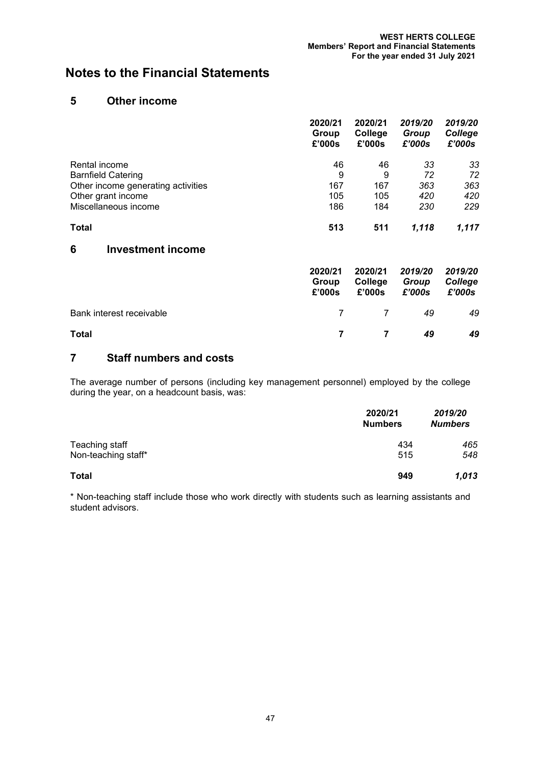# Notes to the Financial Statements

## 5 Other income

| | 2020/21 Group £'000s | 2020/21 College £'000s | *2019/20 Group £'000s* | *2019/20 College £'000s* |
|---|---|---|---|---|
| Rental income | 46 | 46 | *33* | *33* |
| Barnfield Catering | 9 | 9 | *72* | *72* |
| Other income generating activities | 167 | 167 | *363* | *363* |
| Other grant income | 105 | 105 | *420* | *420* |
| Miscellaneous income | 186 | 184 | *230* | *229* |
| **Total** | **513** | **511** | ***1,118*** | ***1,117*** |

## 6 Investment income

| | 2020/21 Group £'000s | 2020/21 College £'000s | *2019/20 Group £'000s* | *2019/20 College £'000s* |
|---|---|---|---|---|
| Bank interest receivable | 7 | 7 | *49* | *49* |
| **Total** | **7** | **7** | ***49*** | ***49*** |

## 7 Staff numbers and costs

The average number of persons (including key management personnel) employed by the college during the year, on a headcount basis, was:

| | 2020/21 Numbers | *2019/20 Numbers* |
|---|---|---|
| Teaching staff | 434 | *465* |
| Non-teaching staff* | 515 | *548* |
| **Total** | **949** | ***1,013*** |

* Non-teaching staff include those who work directly with students such as learning assistants and student advisors.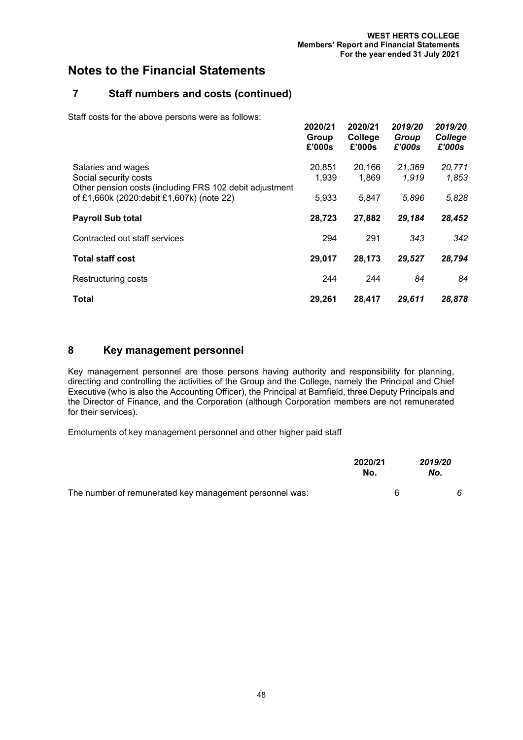# Notes to the Financial Statements

## 7 Staff numbers and costs (continued)

Staff costs for the above persons were as follows:

| | 2020/21 Group £'000s | 2020/21 College £'000s | *2019/20 Group £'000s* | *2019/20 College £'000s* |
|---|---|---|---|---|
| Salaries and wages | 20,851 | 20,166 | *21,369* | *20,771* |
| Social security costs | 1,939 | 1,869 | *1,919* | *1,853* |
| Other pension costs (including FRS 102 debit adjustment of £1,660k (2020:debit £1,607k) (note 22) | 5,933 | 5,847 | *5,896* | *5,828* |
| **Payroll Sub total** | **28,723** | **27,882** | ***29,184*** | ***28,452*** |
| Contracted out staff services | 294 | 291 | *343* | *342* |
| **Total staff cost** | **29,017** | **28,173** | ***29,527*** | ***28,794*** |
| Restructuring costs | 244 | 244 | *84* | *84* |
| **Total** | **29,261** | **28,417** | ***29,611*** | ***28,878*** |

## 8 Key management personnel

Key management personnel are those persons having authority and responsibility for planning, directing and controlling the activities of the Group and the College, namely the Principal and Chief Executive (who is also the Accounting Officer), the Principal at Barnfield, three Deputy Principals and the Director of Finance, and the Corporation (although Corporation members are not remunerated for their services).

Emoluments of key management personnel and other higher paid staff

| | 2020/21 No. | *2019/20 No.* |
|---|---|---|
| The number of remunerated key management personnel was: | 6 | *6* |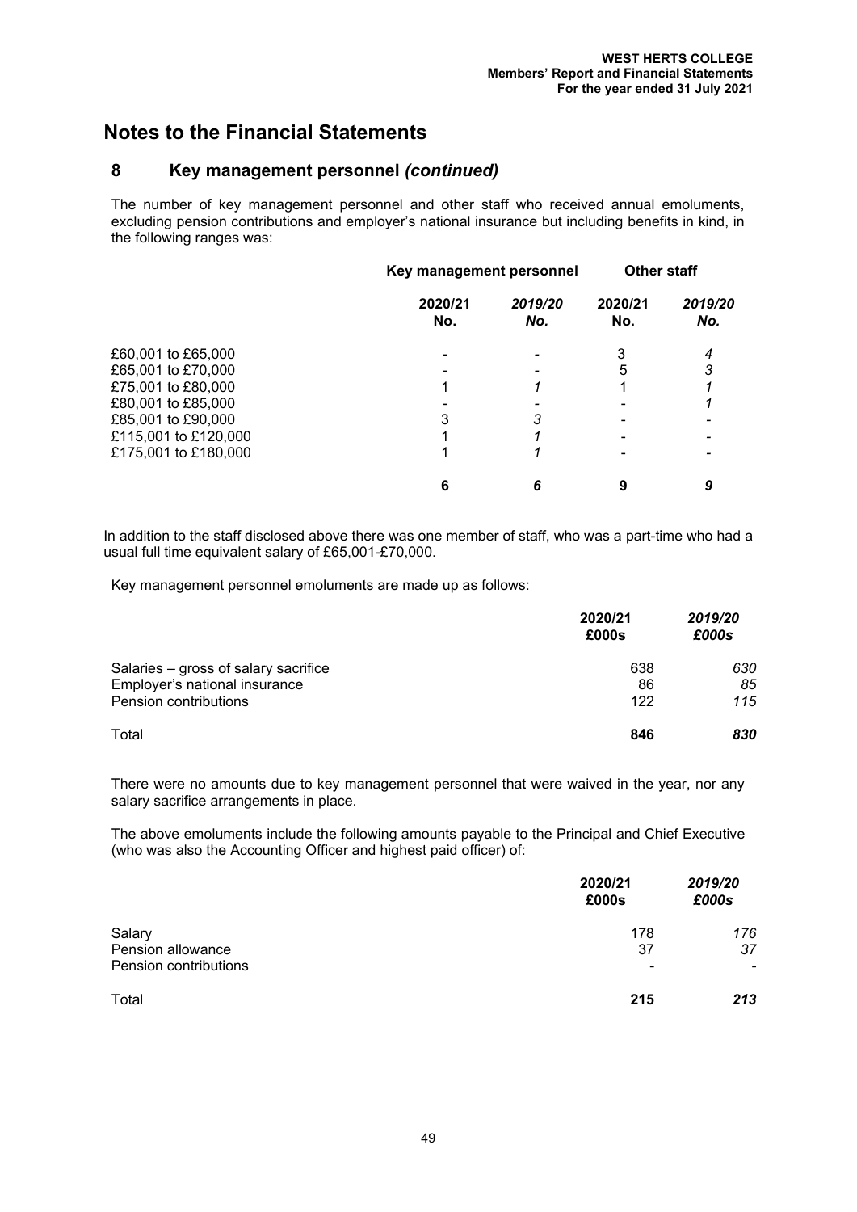# Notes to the Financial Statements

## 8 Key management personnel *(continued)*

The number of key management personnel and other staff who received annual emoluments, excluding pension contributions and employer's national insurance but including benefits in kind, in the following ranges was:

| | Key management personnel | | Other staff | |
|---|---|---|---|---|
| | **2020/21 No.** | ***2019/20 No.*** | **2020/21 No.** | ***2019/20 No.*** |
| £60,001 to £65,000 | - | - | 3 | *4* |
| £65,001 to £70,000 | - | - | 5 | *3* |
| £75,001 to £80,000 | 1 | *1* | 1 | *1* |
| £80,001 to £85,000 | - | - | - | *1* |
| £85,001 to £90,000 | 3 | *3* | - | - |
| £115,001 to £120,000 | 1 | *1* | - | - |
| £175,001 to £180,000 | 1 | *1* | - | - |
| | **6** | ***6*** | **9** | ***9*** |

In addition to the staff disclosed above there was one member of staff, who was a part-time who had a usual full time equivalent salary of £65,001-£70,000.

Key management personnel emoluments are made up as follows:

| | 2020/21 £000s | *2019/20 £000s* |
|---|---|---|
| Salaries – gross of salary sacrifice | 638 | *630* |
| Employer's national insurance | 86 | *85* |
| Pension contributions | 122 | *115* |
| Total | **846** | ***830*** |

There were no amounts due to key management personnel that were waived in the year, nor any salary sacrifice arrangements in place.

The above emoluments include the following amounts payable to the Principal and Chief Executive (who was also the Accounting Officer and highest paid officer) of:

| | 2020/21 £000s | *2019/20 £000s* |
|---|---|---|
| Salary | 178 | *176* |
| Pension allowance | 37 | *37* |
| Pension contributions | - | - |
| Total | **215** | ***213*** |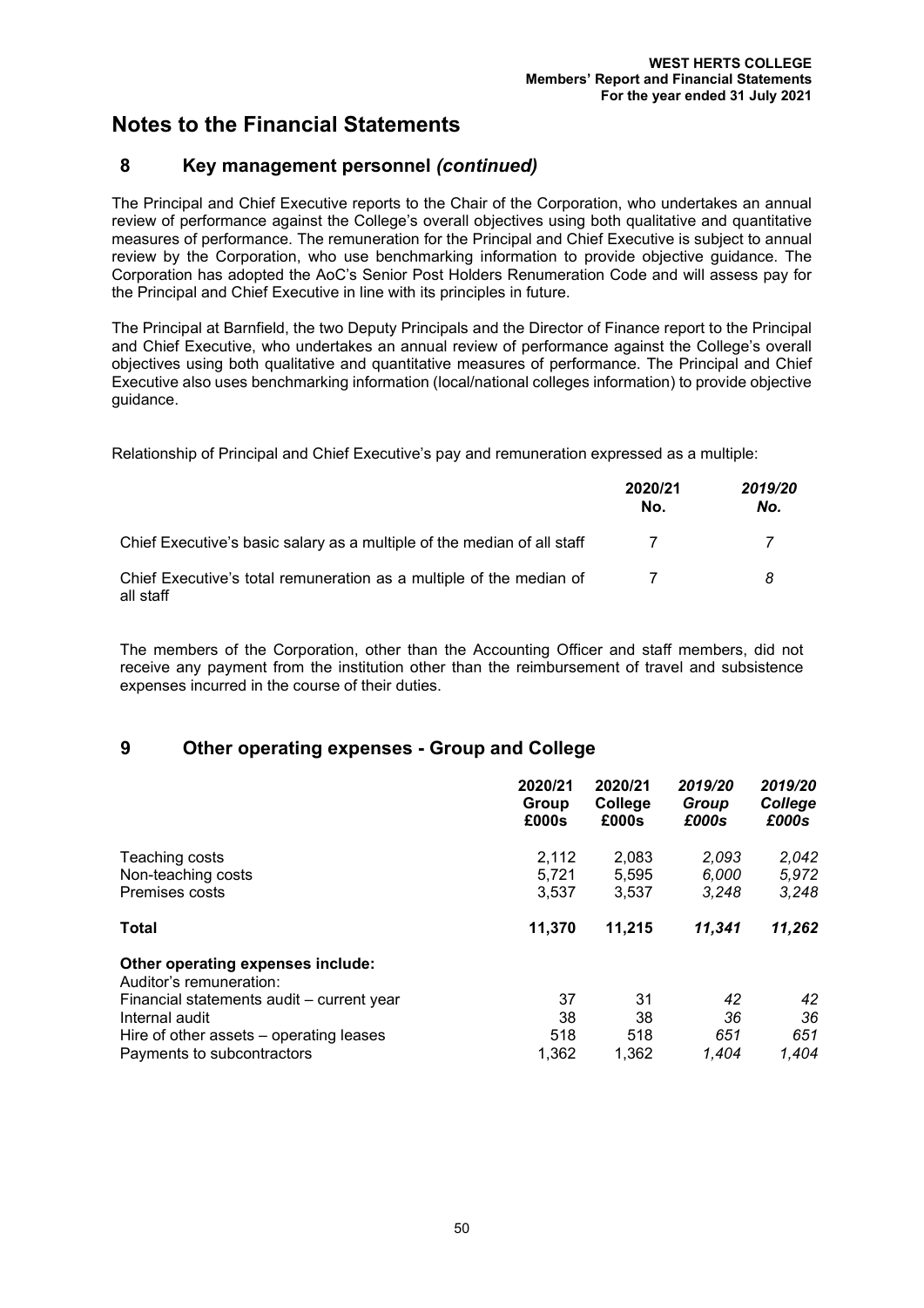# Notes to the Financial Statements

## 8 Key management personnel *(continued)*

The Principal and Chief Executive reports to the Chair of the Corporation, who undertakes an annual review of performance against the College's overall objectives using both qualitative and quantitative measures of performance. The remuneration for the Principal and Chief Executive is subject to annual review by the Corporation, who use benchmarking information to provide objective guidance. The Corporation has adopted the AoC's Senior Post Holders Renumeration Code and will assess pay for the Principal and Chief Executive in line with its principles in future.

The Principal at Barnfield, the two Deputy Principals and the Director of Finance report to the Principal and Chief Executive, who undertakes an annual review of performance against the College's overall objectives using both qualitative and quantitative measures of performance. The Principal and Chief Executive also uses benchmarking information (local/national colleges information) to provide objective guidance.

Relationship of Principal and Chief Executive's pay and remuneration expressed as a multiple:

| | **2020/21 No.** | ***2019/20 No.*** |
|---|---|---|
| Chief Executive's basic salary as a multiple of the median of all staff | 7 | *7* |
| Chief Executive's total remuneration as a multiple of the median of all staff | 7 | *8* |

The members of the Corporation, other than the Accounting Officer and staff members, did not receive any payment from the institution other than the reimbursement of travel and subsistence expenses incurred in the course of their duties.

## 9 Other operating expenses - Group and College

| | **2020/21 Group £000s** | **2020/21 College £000s** | ***2019/20 Group £000s*** | ***2019/20 College £000s*** |
|---|---|---|---|---|
| Teaching costs | 2,112 | 2,083 | *2,093* | *2,042* |
| Non-teaching costs | 5,721 | 5,595 | *6,000* | *5,972* |
| Premises costs | 3,537 | 3,537 | *3,248* | *3,248* |
| **Total** | **11,370** | **11,215** | ***11,341*** | ***11,262*** |
| **Other operating expenses include:** | | | | |
| Auditor's remuneration: | | | | |
| Financial statements audit – current year | 37 | 31 | *42* | *42* |
| Internal audit | 38 | 38 | *36* | *36* |
| Hire of other assets – operating leases | 518 | 518 | *651* | *651* |
| Payments to subcontractors | 1,362 | 1,362 | *1,404* | *1,404* |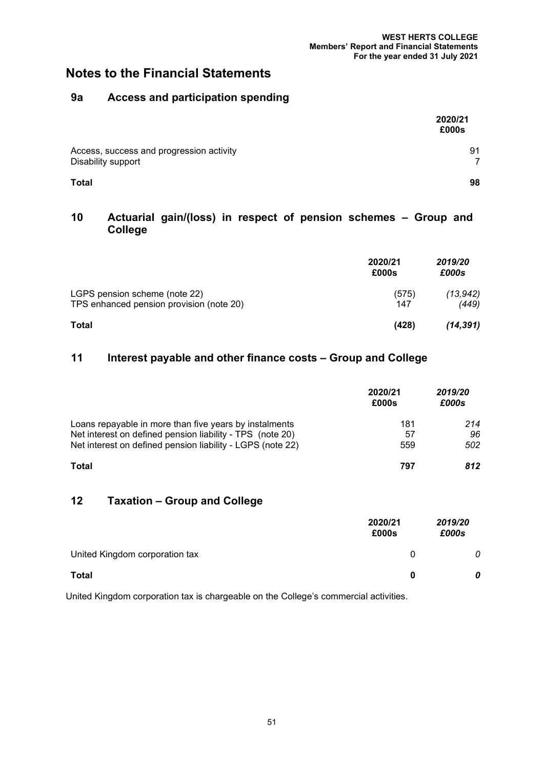# Notes to the Financial Statements

## 9a Access and participation spending

| | 2020/21 £000s |
|---|---|
| Access, success and progression activity | 91 |
| Disability support | 7 |
| **Total** | **98** |

## 10 Actuarial gain/(loss) in respect of pension schemes – Group and College

| | 2020/21 £000s | *2019/20 £000s* |
|---|---|---|
| LGPS pension scheme (note 22) | (575) | *(13,942)* |
| TPS enhanced pension provision (note 20) | 147 | *(449)* |
| **Total** | **(428)** | ***(14,391)*** |

## 11 Interest payable and other finance costs – Group and College

| | 2020/21 £000s | *2019/20 £000s* |
|---|---|---|
| Loans repayable in more than five years by instalments | 181 | *214* |
| Net interest on defined pension liability - TPS (note 20) | 57 | *96* |
| Net interest on defined pension liability - LGPS (note 22) | 559 | *502* |
| **Total** | **797** | ***812*** |

## 12 Taxation – Group and College

| | 2020/21 £000s | *2019/20 £000s* |
|---|---|---|
| United Kingdom corporation tax | 0 | *0* |
| **Total** | **0** | ***0*** |

United Kingdom corporation tax is chargeable on the College's commercial activities.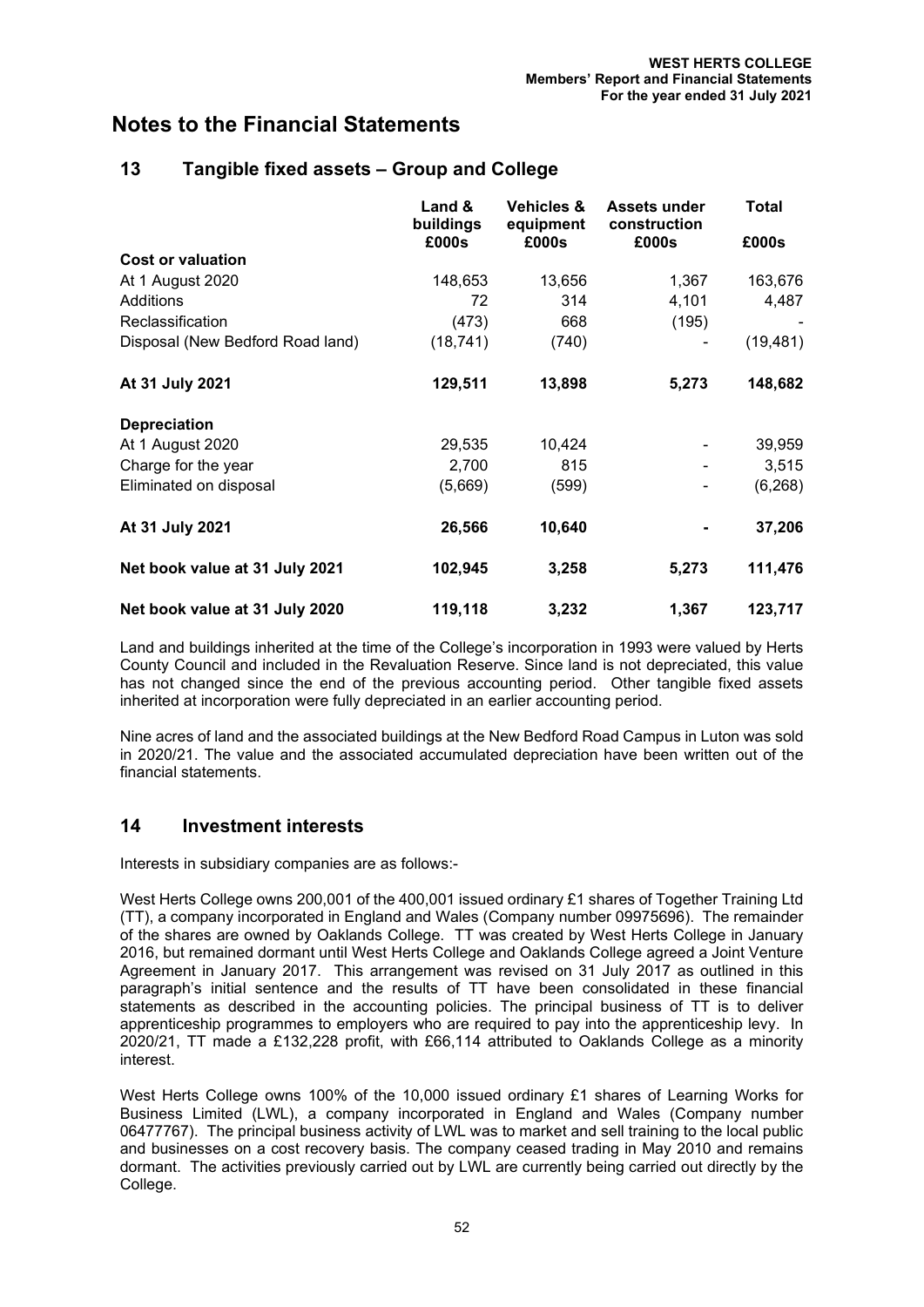# Notes to the Financial Statements

## 13 Tangible fixed assets – Group and College

| | Land & buildings £000s | Vehicles & equipment £000s | Assets under construction £000s | Total £000s |
|---|---|---|---|---|
| **Cost or valuation** | | | | |
| At 1 August 2020 | 148,653 | 13,656 | 1,367 | 163,676 |
| Additions | 72 | 314 | 4,101 | 4,487 |
| Reclassification | (473) | 668 | (195) | - |
| Disposal (New Bedford Road land) | (18,741) | (740) | - | (19,481) |
| **At 31 July 2021** | **129,511** | **13,898** | **5,273** | **148,682** |
| **Depreciation** | | | | |
| At 1 August 2020 | 29,535 | 10,424 | - | 39,959 |
| Charge for the year | 2,700 | 815 | - | 3,515 |
| Eliminated on disposal | (5,669) | (599) | - | (6,268) |
| **At 31 July 2021** | **26,566** | **10,640** | **-** | **37,206** |
| **Net book value at 31 July 2021** | **102,945** | **3,258** | **5,273** | **111,476** |
| **Net book value at 31 July 2020** | **119,118** | **3,232** | **1,367** | **123,717** |

Land and buildings inherited at the time of the College's incorporation in 1993 were valued by Herts County Council and included in the Revaluation Reserve. Since land is not depreciated, this value has not changed since the end of the previous accounting period. Other tangible fixed assets inherited at incorporation were fully depreciated in an earlier accounting period.

Nine acres of land and the associated buildings at the New Bedford Road Campus in Luton was sold in 2020/21. The value and the associated accumulated depreciation have been written out of the financial statements.

## 14 Investment interests

Interests in subsidiary companies are as follows:-

West Herts College owns 200,001 of the 400,001 issued ordinary £1 shares of Together Training Ltd (TT), a company incorporated in England and Wales (Company number 09975696). The remainder of the shares are owned by Oaklands College. TT was created by West Herts College in January 2016, but remained dormant until West Herts College and Oaklands College agreed a Joint Venture Agreement in January 2017. This arrangement was revised on 31 July 2017 as outlined in this paragraph's initial sentence and the results of TT have been consolidated in these financial statements as described in the accounting policies. The principal business of TT is to deliver apprenticeship programmes to employers who are required to pay into the apprenticeship levy. In 2020/21, TT made a £132,228 profit, with £66,114 attributed to Oaklands College as a minority interest.

West Herts College owns 100% of the 10,000 issued ordinary £1 shares of Learning Works for Business Limited (LWL), a company incorporated in England and Wales (Company number 06477767). The principal business activity of LWL was to market and sell training to the local public and businesses on a cost recovery basis. The company ceased trading in May 2010 and remains dormant. The activities previously carried out by LWL are currently being carried out directly by the College.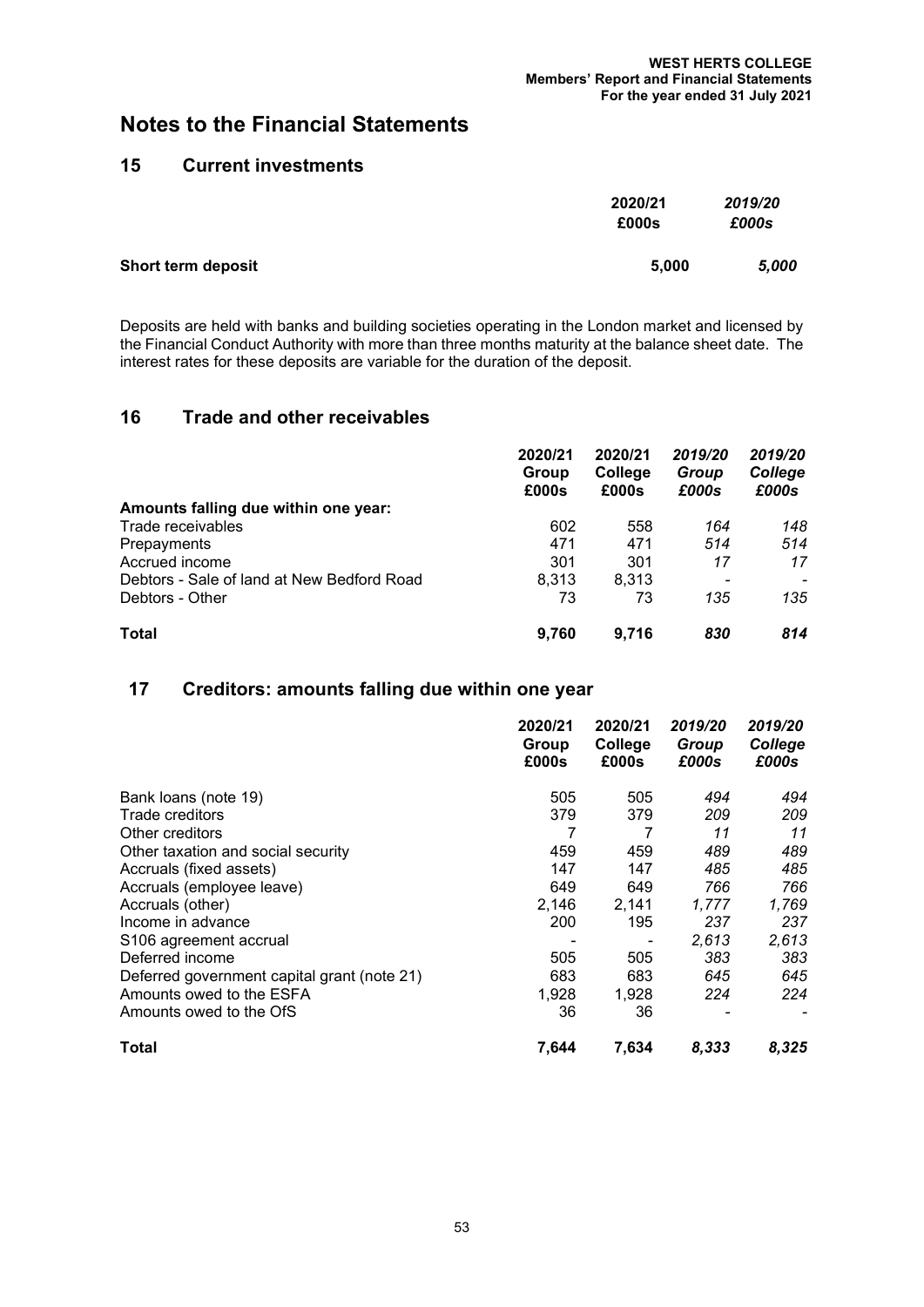# Notes to the Financial Statements

## 15 Current investments

| | 2020/21 £000s | *2019/20 £000s* |
|---|---|---|
| **Short term deposit** | **5,000** | ***5,000*** |

Deposits are held with banks and building societies operating in the London market and licensed by the Financial Conduct Authority with more than three months maturity at the balance sheet date. The interest rates for these deposits are variable for the duration of the deposit.

## 16 Trade and other receivables

| | 2020/21 Group £000s | 2020/21 College £000s | *2019/20 Group £000s* | *2019/20 College £000s* |
|---|---|---|---|---|
| **Amounts falling due within one year:** | | | | |
| Trade receivables | 602 | 558 | *164* | *148* |
| Prepayments | 471 | 471 | *514* | *514* |
| Accrued income | 301 | 301 | *17* | *17* |
| Debtors - Sale of land at New Bedford Road | 8,313 | 8,313 | - | - |
| Debtors - Other | 73 | 73 | *135* | *135* |
| **Total** | **9,760** | **9,716** | ***830*** | ***814*** |

## 17 Creditors: amounts falling due within one year

| | 2020/21 Group £000s | 2020/21 College £000s | *2019/20 Group £000s* | *2019/20 College £000s* |
|---|---|---|---|---|
| Bank loans (note 19) | 505 | 505 | *494* | *494* |
| Trade creditors | 379 | 379 | *209* | *209* |
| Other creditors | 7 | 7 | *11* | *11* |
| Other taxation and social security | 459 | 459 | *489* | *489* |
| Accruals (fixed assets) | 147 | 147 | *485* | *485* |
| Accruals (employee leave) | 649 | 649 | *766* | *766* |
| Accruals (other) | 2,146 | 2,141 | *1,777* | *1,769* |
| Income in advance | 200 | 195 | *237* | *237* |
| S106 agreement accrual | - | - | *2,613* | *2,613* |
| Deferred income | 505 | 505 | *383* | *383* |
| Deferred government capital grant (note 21) | 683 | 683 | *645* | *645* |
| Amounts owed to the ESFA | 1,928 | 1,928 | *224* | *224* |
| Amounts owed to the OfS | 36 | 36 | - | - |
| **Total** | **7,644** | **7,634** | ***8,333*** | ***8,325*** |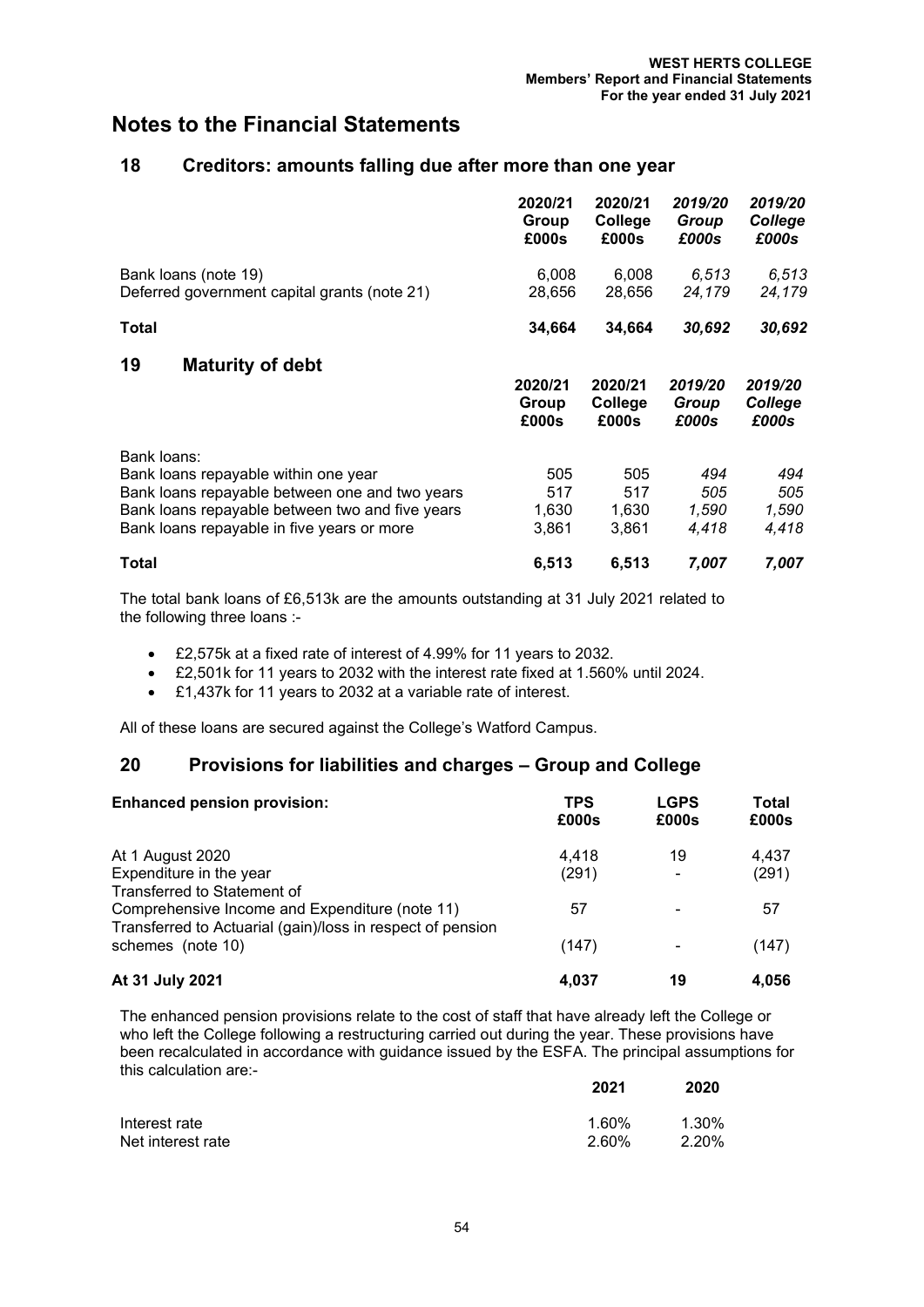# Notes to the Financial Statements

## 18 Creditors: amounts falling due after more than one year

| | 2020/21 Group £000s | 2020/21 College £000s | *2019/20 Group £000s* | *2019/20 College £000s* |
|---|---|---|---|---|
| Bank loans (note 19) | 6,008 | 6,008 | *6,513* | *6,513* |
| Deferred government capital grants (note 21) | 28,656 | 28,656 | *24,179* | *24,179* |
| **Total** | **34,664** | **34,664** | ***30,692*** | ***30,692*** |

## 19 Maturity of debt

| | 2020/21 Group £000s | 2020/21 College £000s | *2019/20 Group £000s* | *2019/20 College £000s* |
|---|---|---|---|---|
| Bank loans: | | | | |
| Bank loans repayable within one year | 505 | 505 | *494* | *494* |
| Bank loans repayable between one and two years | 517 | 517 | *505* | *505* |
| Bank loans repayable between two and five years | 1,630 | 1,630 | *1,590* | *1,590* |
| Bank loans repayable in five years or more | 3,861 | 3,861 | *4,418* | *4,418* |
| **Total** | **6,513** | **6,513** | ***7,007*** | ***7,007*** |

The total bank loans of £6,513k are the amounts outstanding at 31 July 2021 related to the following three loans :-

- £2,575k at a fixed rate of interest of 4.99% for 11 years to 2032.
- £2,501k for 11 years to 2032 with the interest rate fixed at 1.560% until 2024.
- £1,437k for 11 years to 2032 at a variable rate of interest.

All of these loans are secured against the College's Watford Campus.

## 20 Provisions for liabilities and charges – Group and College

| **Enhanced pension provision:** | TPS £000s | LGPS £000s | Total £000s |
|---|---|---|---|
| At 1 August 2020 | 4,418 | 19 | 4,437 |
| Expenditure in the year | (291) | - | (291) |
| Transferred to Statement of Comprehensive Income and Expenditure (note 11) | 57 | - | 57 |
| Transferred to Actuarial (gain)/loss in respect of pension schemes (note 10) | (147) | - | (147) |
| **At 31 July 2021** | **4,037** | **19** | **4,056** |

The enhanced pension provisions relate to the cost of staff that have already left the College or who left the College following a restructuring carried out during the year. These provisions have been recalculated in accordance with guidance issued by the ESFA. The principal assumptions for this calculation are:-

| | 2021 | 2020 |
|---|---|---|
| Interest rate | 1.60% | 1.30% |
| Net interest rate | 2.60% | 2.20% |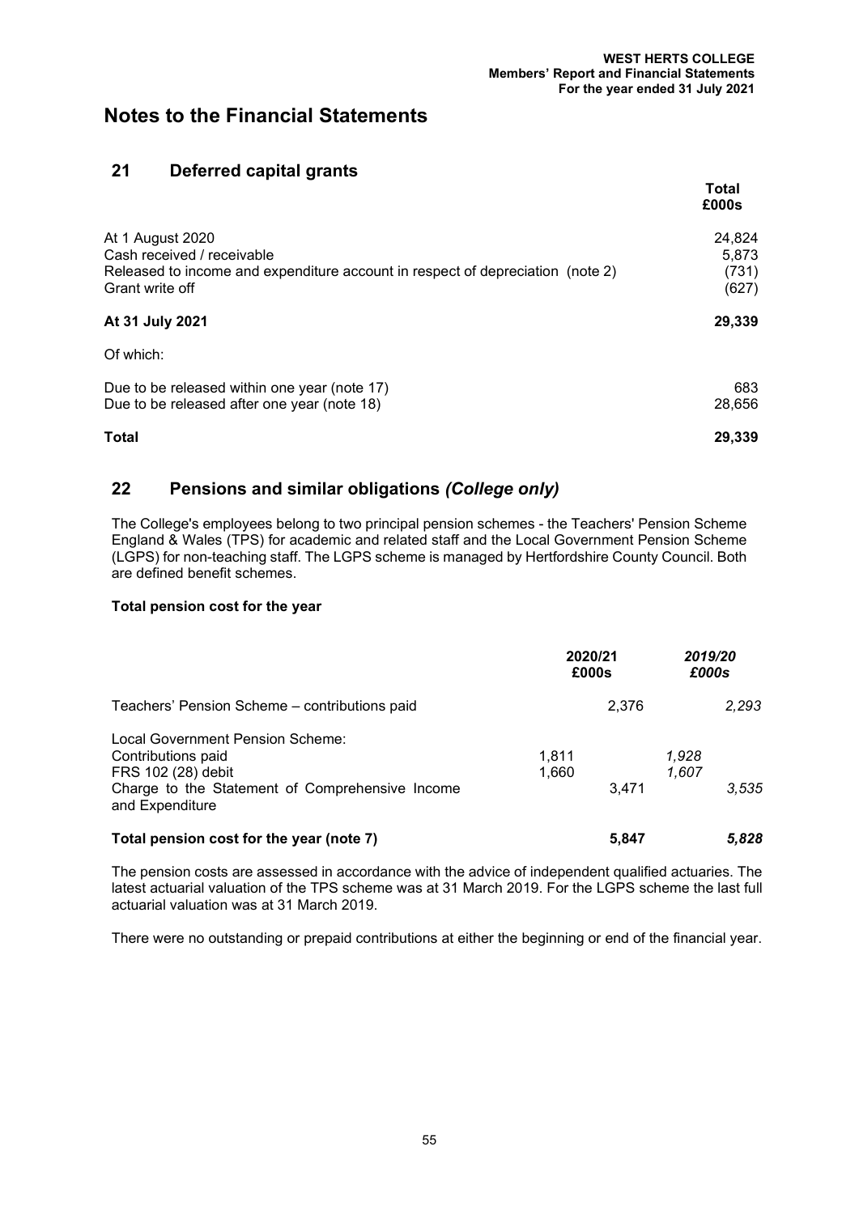# Notes to the Financial Statements

## 21 Deferred capital grants

| | Total £000s |
|---|---|
| At 1 August 2020 | 24,824 |
| Cash received / receivable | 5,873 |
| Released to income and expenditure account in respect of depreciation (note 2) | (731) |
| Grant write off | (627) |
| **At 31 July 2021** | **29,339** |
| Of which: | |
| Due to be released within one year (note 17) | 683 |
| Due to be released after one year (note 18) | 28,656 |
| **Total** | **29,339** |

## 22 Pensions and similar obligations *(College only)*

The College's employees belong to two principal pension schemes - the Teachers' Pension Scheme England & Wales (TPS) for academic and related staff and the Local Government Pension Scheme (LGPS) for non-teaching staff. The LGPS scheme is managed by Hertfordshire County Council. Both are defined benefit schemes.

**Total pension cost for the year**

| | 2020/21 £000s | | *2019/20 £000s* | |
|---|---|---|---|---|
| Teachers' Pension Scheme – contributions paid | | 2,376 | | *2,293* |
| Local Government Pension Scheme: | | | | |
| Contributions paid | 1,811 | | *1,928* | |
| FRS 102 (28) debit | 1,660 | | *1,607* | |
| Charge to the Statement of Comprehensive Income and Expenditure | | 3,471 | | *3,535* |
| **Total pension cost for the year (note 7)** | | **5,847** | | ***5,828*** |

The pension costs are assessed in accordance with the advice of independent qualified actuaries. The latest actuarial valuation of the TPS scheme was at 31 March 2019. For the LGPS scheme the last full actuarial valuation was at 31 March 2019.

There were no outstanding or prepaid contributions at either the beginning or end of the financial year.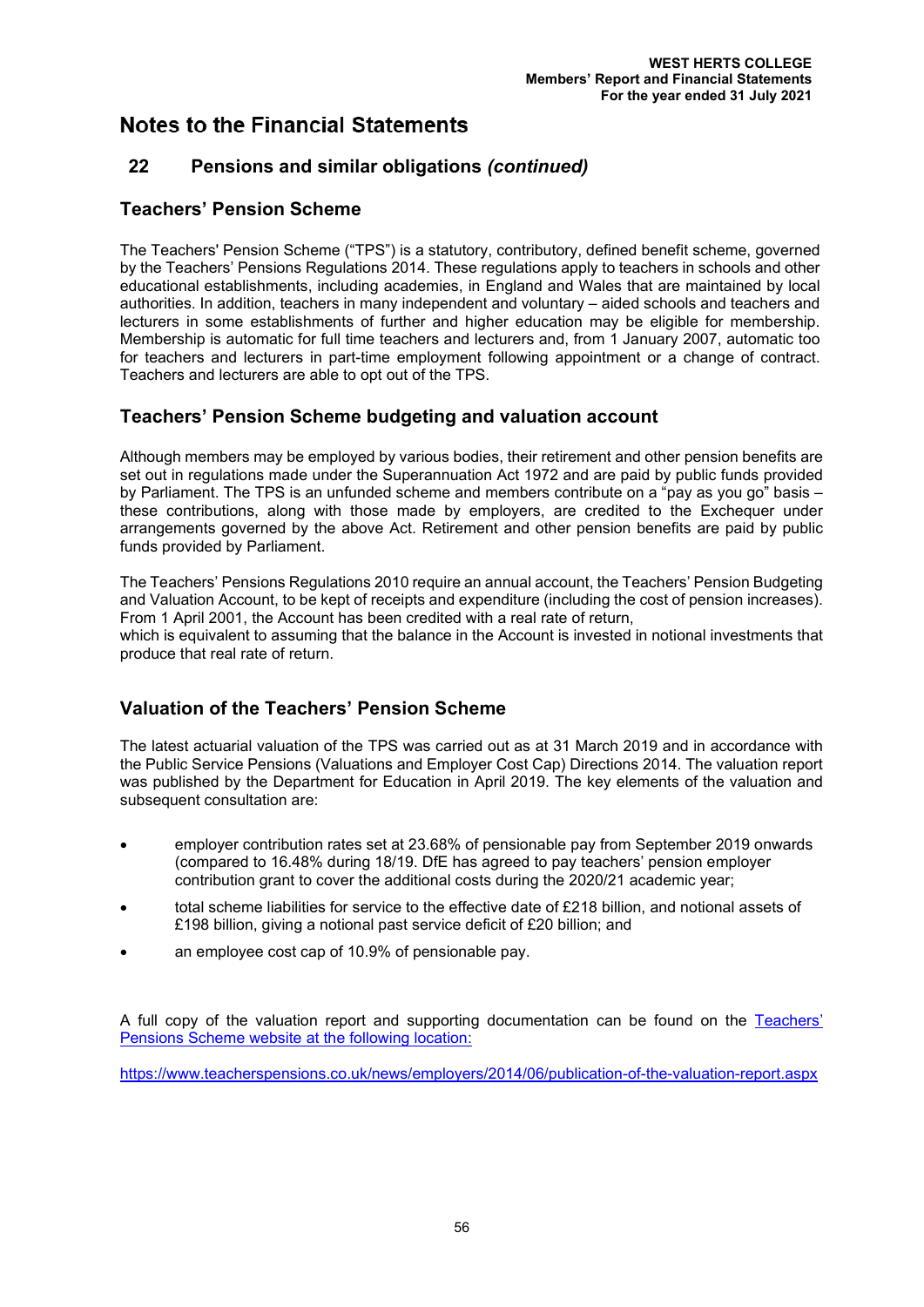# Notes to the Financial Statements

## 22 Pensions and similar obligations *(continued)*

### Teachers' Pension Scheme

The Teachers' Pension Scheme ("TPS") is a statutory, contributory, defined benefit scheme, governed by the Teachers' Pensions Regulations 2014. These regulations apply to teachers in schools and other educational establishments, including academies, in England and Wales that are maintained by local authorities. In addition, teachers in many independent and voluntary – aided schools and teachers and lecturers in some establishments of further and higher education may be eligible for membership. Membership is automatic for full time teachers and lecturers and, from 1 January 2007, automatic too for teachers and lecturers in part-time employment following appointment or a change of contract. Teachers and lecturers are able to opt out of the TPS.

### Teachers' Pension Scheme budgeting and valuation account

Although members may be employed by various bodies, their retirement and other pension benefits are set out in regulations made under the Superannuation Act 1972 and are paid by public funds provided by Parliament. The TPS is an unfunded scheme and members contribute on a "pay as you go" basis – these contributions, along with those made by employers, are credited to the Exchequer under arrangements governed by the above Act. Retirement and other pension benefits are paid by public funds provided by Parliament.

The Teachers' Pensions Regulations 2010 require an annual account, the Teachers' Pension Budgeting and Valuation Account, to be kept of receipts and expenditure (including the cost of pension increases). From 1 April 2001, the Account has been credited with a real rate of return,
which is equivalent to assuming that the balance in the Account is invested in notional investments that produce that real rate of return.

### Valuation of the Teachers' Pension Scheme

The latest actuarial valuation of the TPS was carried out as at 31 March 2019 and in accordance with the Public Service Pensions (Valuations and Employer Cost Cap) Directions 2014. The valuation report was published by the Department for Education in April 2019. The key elements of the valuation and subsequent consultation are:

- employer contribution rates set at 23.68% of pensionable pay from September 2019 onwards (compared to 16.48% during 18/19. DfE has agreed to pay teachers' pension employer contribution grant to cover the additional costs during the 2020/21 academic year;
- total scheme liabilities for service to the effective date of £218 billion, and notional assets of £198 billion, giving a notional past service deficit of £20 billion; and
- an employee cost cap of 10.9% of pensionable pay.

A full copy of the valuation report and supporting documentation can be found on the Teachers' Pensions Scheme website at the following location:

https://www.teacherspensions.co.uk/news/employers/2014/06/publication-of-the-valuation-report.aspx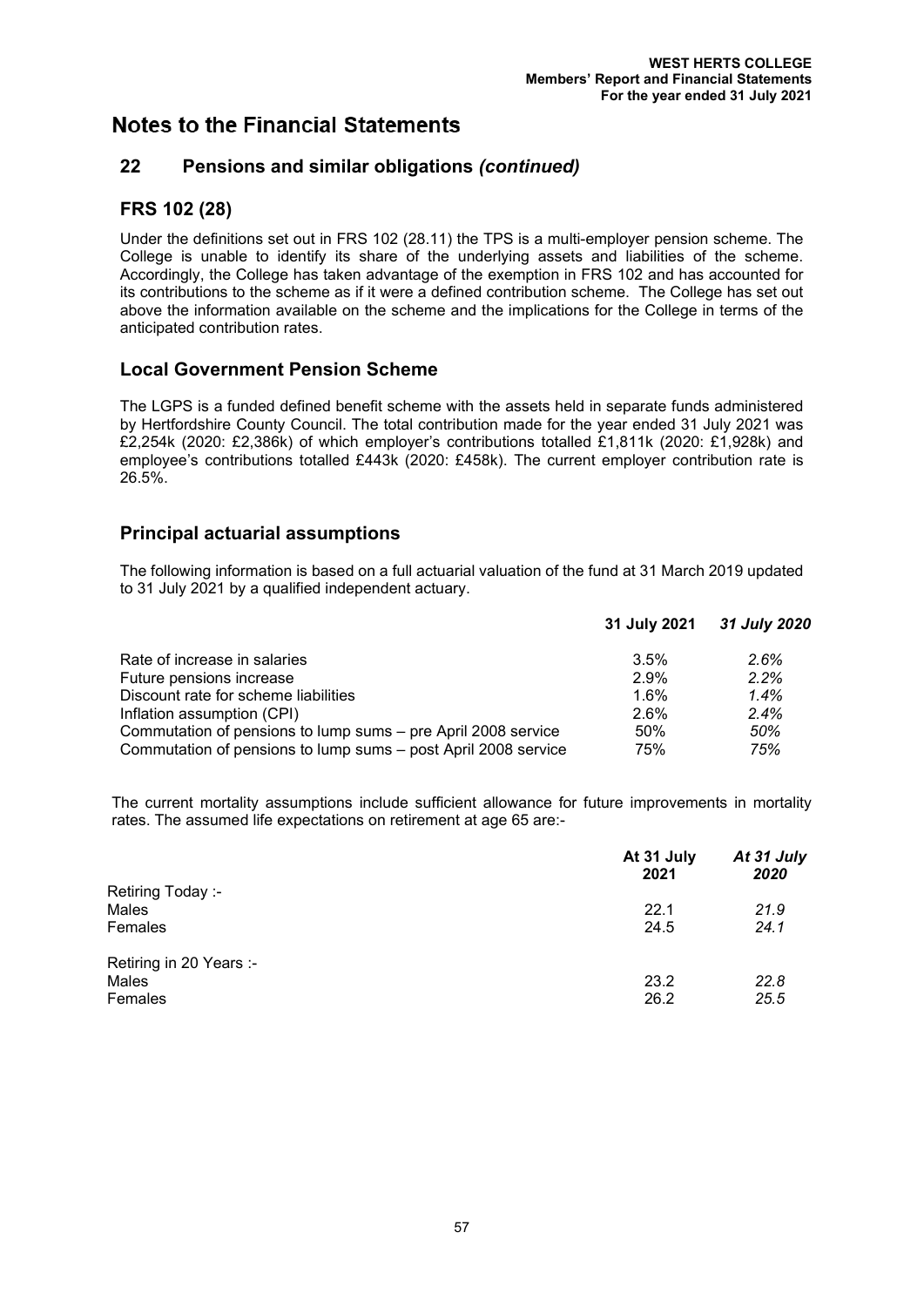# Notes to the Financial Statements

## 22 Pensions and similar obligations *(continued)*

## FRS 102 (28)

Under the definitions set out in FRS 102 (28.11) the TPS is a multi-employer pension scheme. The College is unable to identify its share of the underlying assets and liabilities of the scheme. Accordingly, the College has taken advantage of the exemption in FRS 102 and has accounted for its contributions to the scheme as if it were a defined contribution scheme. The College has set out above the information available on the scheme and the implications for the College in terms of the anticipated contribution rates.

## Local Government Pension Scheme

The LGPS is a funded defined benefit scheme with the assets held in separate funds administered by Hertfordshire County Council. The total contribution made for the year ended 31 July 2021 was £2,254k (2020: £2,386k) of which employer's contributions totalled £1,811k (2020: £1,928k) and employee's contributions totalled £443k (2020: £458k). The current employer contribution rate is 26.5%.

## Principal actuarial assumptions

The following information is based on a full actuarial valuation of the fund at 31 March 2019 updated to 31 July 2021 by a qualified independent actuary.

| | **31 July 2021** | ***31 July 2020*** |
|---|---|---|
| Rate of increase in salaries | 3.5% | *2.6%* |
| Future pensions increase | 2.9% | *2.2%* |
| Discount rate for scheme liabilities | 1.6% | *1.4%* |
| Inflation assumption (CPI) | 2.6% | *2.4%* |
| Commutation of pensions to lump sums – pre April 2008 service | 50% | *50%* |
| Commutation of pensions to lump sums – post April 2008 service | 75% | *75%* |

The current mortality assumptions include sufficient allowance for future improvements in mortality rates. The assumed life expectations on retirement at age 65 are:-

| | **At 31 July 2021** | ***At 31 July 2020*** |
|---|---|---|
| Retiring Today :- | | |
| Males | 22.1 | *21.9* |
| Females | 24.5 | *24.1* |
| Retiring in 20 Years :- | | |
| Males | 23.2 | *22.8* |
| Females | 26.2 | *25.5* |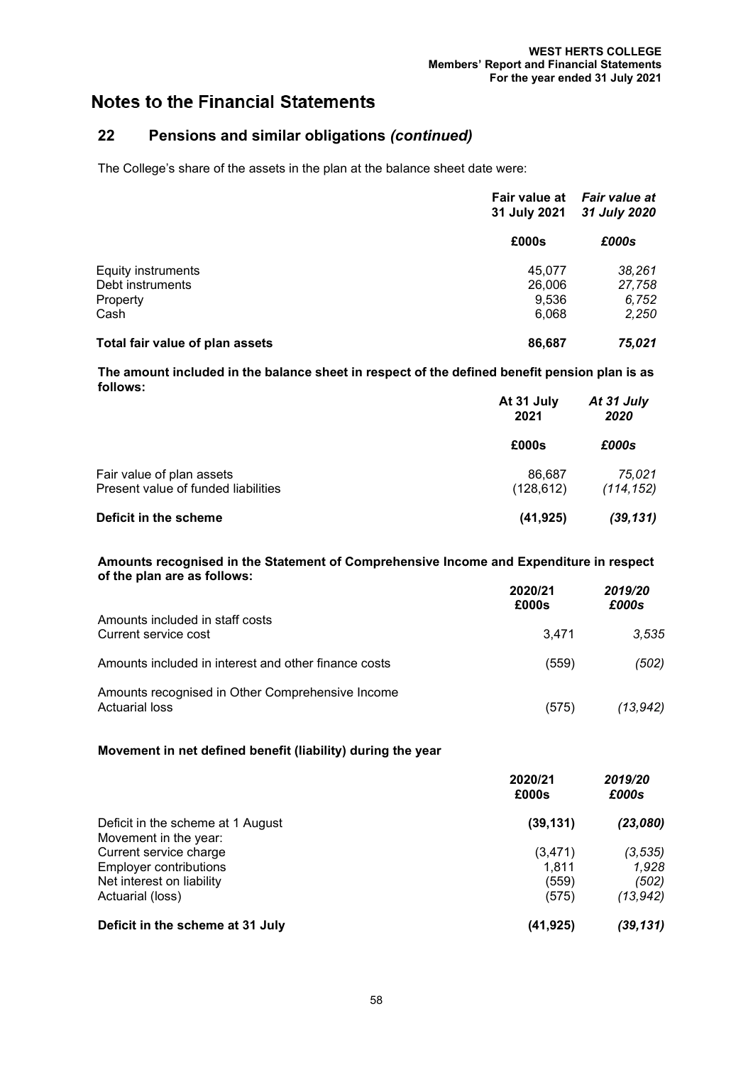# Notes to the Financial Statements

## 22 Pensions and similar obligations *(continued)*

The College's share of the assets in the plan at the balance sheet date were:

| | Fair value at 31 July 2021 | *Fair value at 31 July 2020* |
|---|---|---|
| | £000s | *£000s* |
| Equity instruments | 45,077 | *38,261* |
| Debt instruments | 26,006 | *27,758* |
| Property | 9,536 | *6,752* |
| Cash | 6,068 | *2,250* |
| **Total fair value of plan assets** | **86,687** | ***75,021*** |

**The amount included in the balance sheet in respect of the defined benefit pension plan is as follows:**

| | At 31 July 2021 | *At 31 July 2020* |
|---|---|---|
| | £000s | *£000s* |
| Fair value of plan assets | 86,687 | *75,021* |
| Present value of funded liabilities | (128,612) | *(114,152)* |
| **Deficit in the scheme** | **(41,925)** | ***(39,131)*** |

**Amounts recognised in the Statement of Comprehensive Income and Expenditure in respect of the plan are as follows:**

| | 2020/21 £000s | *2019/20 £000s* |
|---|---|---|
| Amounts included in staff costs | | |
| Current service cost | 3,471 | *3,535* |
| Amounts included in interest and other finance costs | (559) | *(502)* |
| Amounts recognised in Other Comprehensive Income | | |
| Actuarial loss | (575) | *(13,942)* |

**Movement in net defined benefit (liability) during the year**

| | 2020/21 £000s | *2019/20 £000s* |
|---|---|---|
| Deficit in the scheme at 1 August | **(39,131)** | ***(23,080)*** |
| Movement in the year: | | |
| Current service charge | (3,471) | *(3,535)* |
| Employer contributions | 1,811 | *1,928* |
| Net interest on liability | (559) | *(502)* |
| Actuarial (loss) | (575) | *(13,942)* |
| **Deficit in the scheme at 31 July** | **(41,925)** | ***(39,131)*** |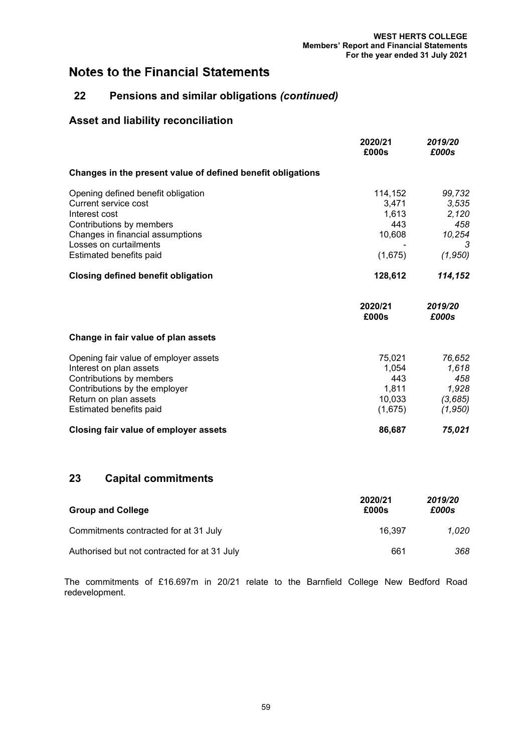# Notes to the Financial Statements

## 22 Pensions and similar obligations *(continued)*

### Asset and liability reconciliation

| | 2020/21 £000s | *2019/20 £000s* |
|---|---|---|
| **Changes in the present value of defined benefit obligations** | | |
| Opening defined benefit obligation | 114,152 | *99,732* |
| Current service cost | 3,471 | *3,535* |
| Interest cost | 1,613 | *2,120* |
| Contributions by members | 443 | *458* |
| Changes in financial assumptions | 10,608 | *10,254* |
| Losses on curtailments | - | *3* |
| Estimated benefits paid | (1,675) | *(1,950)* |
| **Closing defined benefit obligation** | **128,612** | ***114,152*** |

| | 2020/21 £000s | *2019/20 £000s* |
|---|---|---|
| **Change in fair value of plan assets** | | |
| Opening fair value of employer assets | 75,021 | *76,652* |
| Interest on plan assets | 1,054 | *1,618* |
| Contributions by members | 443 | *458* |
| Contributions by the employer | 1,811 | *1,928* |
| Return on plan assets | 10,033 | *(3,685)* |
| Estimated benefits paid | (1,675) | *(1,950)* |
| **Closing fair value of employer assets** | **86,687** | ***75,021*** |

## 23 Capital commitments

| **Group and College** | 2020/21 £000s | *2019/20 £000s* |
|---|---|---|
| Commitments contracted for at 31 July | 16,397 | *1,020* |
| Authorised but not contracted for at 31 July | 661 | *368* |

The commitments of £16.697m in 20/21 relate to the Barnfield College New Bedford Road redevelopment.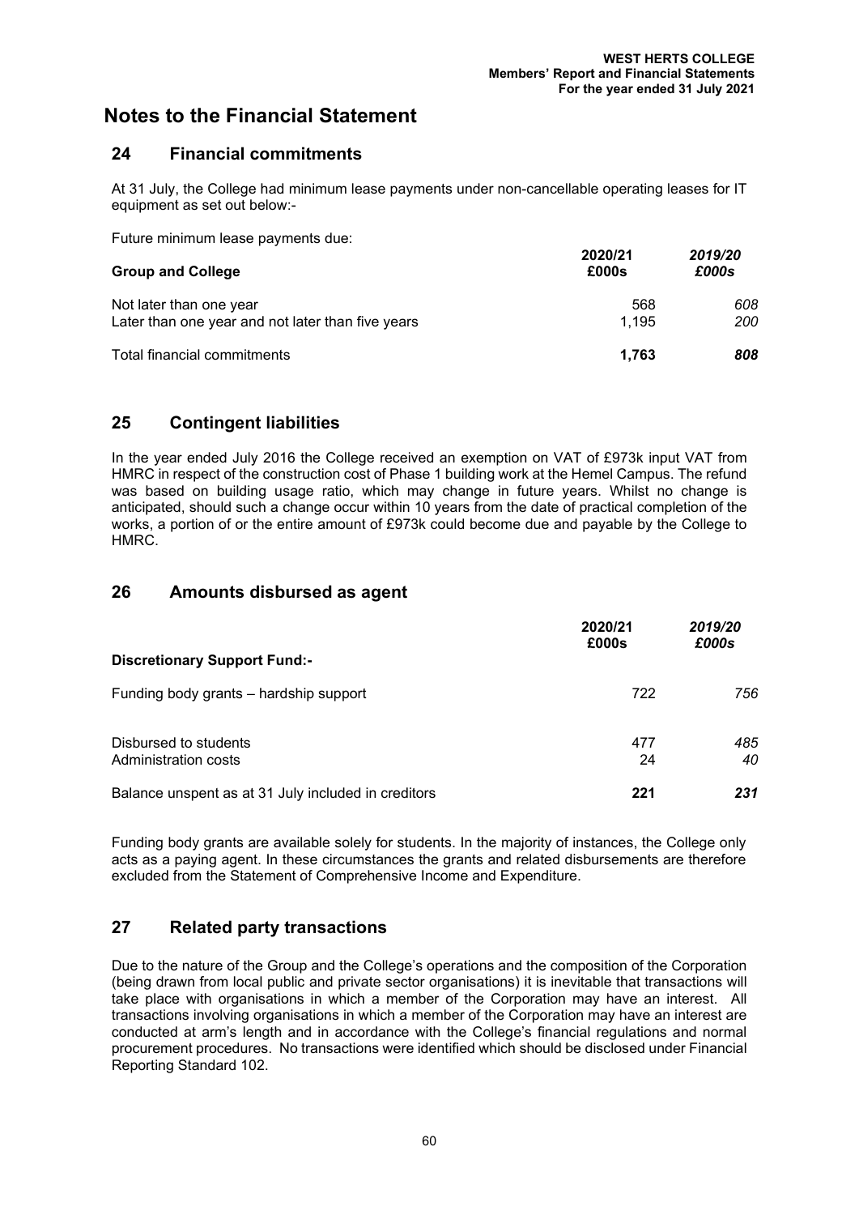# Notes to the Financial Statement

## 24 Financial commitments

At 31 July, the College had minimum lease payments under non-cancellable operating leases for IT equipment as set out below:-

Future minimum lease payments due:

| Group and College | 2020/21 £000s | *2019/20 £000s* |
|---|---|---|
| Not later than one year | 568 | *608* |
| Later than one year and not later than five years | 1,195 | *200* |
| Total financial commitments | **1,763** | ***808*** |

## 25 Contingent liabilities

In the year ended July 2016 the College received an exemption on VAT of £973k input VAT from HMRC in respect of the construction cost of Phase 1 building work at the Hemel Campus. The refund was based on building usage ratio, which may change in future years. Whilst no change is anticipated, should such a change occur within 10 years from the date of practical completion of the works, a portion of or the entire amount of £973k could become due and payable by the College to HMRC.

## 26 Amounts disbursed as agent

| | 2020/21 £000s | *2019/20 £000s* |
|---|---|---|
| **Discretionary Support Fund:-** | | |
| Funding body grants – hardship support | 722 | *756* |
| Disbursed to students | 477 | *485* |
| Administration costs | 24 | *40* |
| Balance unspent as at 31 July included in creditors | **221** | ***231*** |

Funding body grants are available solely for students. In the majority of instances, the College only acts as a paying agent. In these circumstances the grants and related disbursements are therefore excluded from the Statement of Comprehensive Income and Expenditure.

## 27 Related party transactions

Due to the nature of the Group and the College's operations and the composition of the Corporation (being drawn from local public and private sector organisations) it is inevitable that transactions will take place with organisations in which a member of the Corporation may have an interest. All transactions involving organisations in which a member of the Corporation may have an interest are conducted at arm's length and in accordance with the College's financial regulations and normal procurement procedures. No transactions were identified which should be disclosed under Financial Reporting Standard 102.